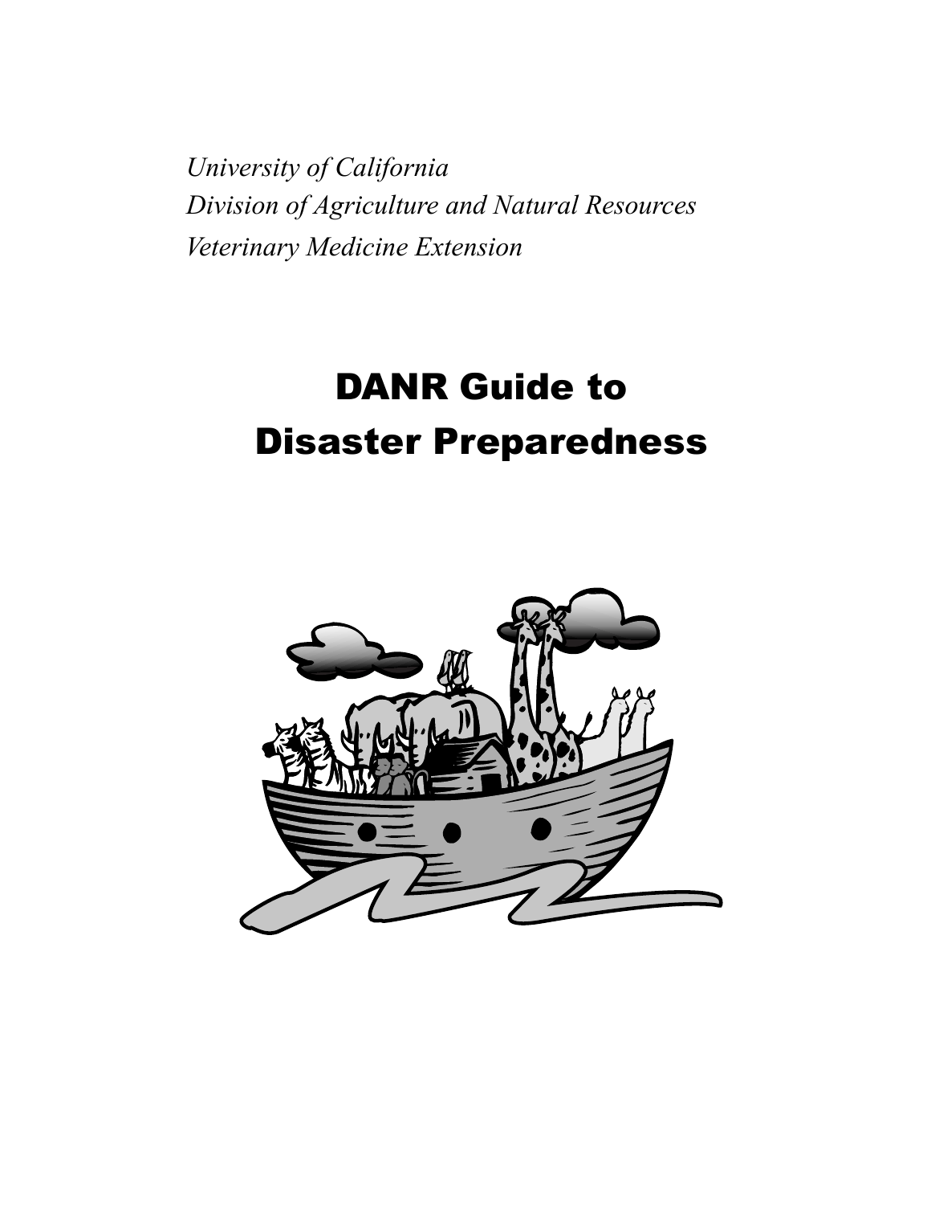*University of California*
*Division of Agriculture and Natural Resources*
*Veterinary Medicine Extension*

# DANR Guide to Disaster Preparedness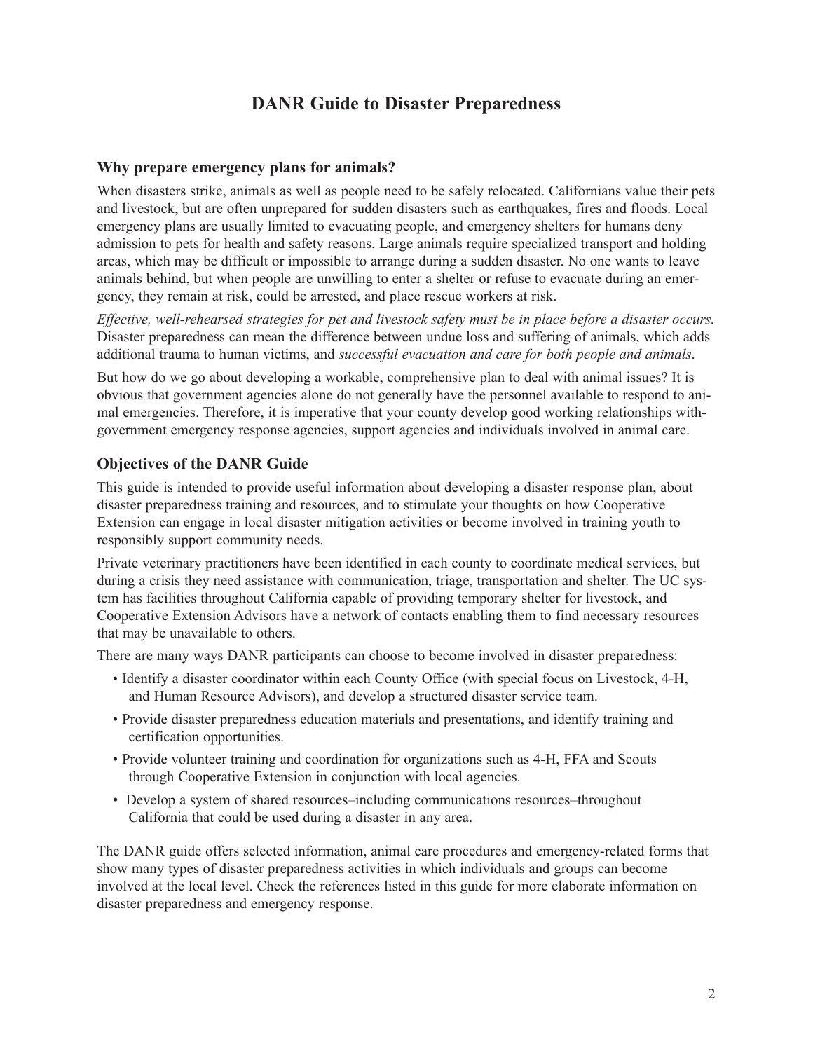# DANR Guide to Disaster Preparedness

## Why prepare emergency plans for animals?

When disasters strike, animals as well as people need to be safely relocated. Californians value their pets and livestock, but are often unprepared for sudden disasters such as earthquakes, fires and floods. Local emergency plans are usually limited to evacuating people, and emergency shelters for humans deny admission to pets for health and safety reasons. Large animals require specialized transport and holding areas, which may be difficult or impossible to arrange during a sudden disaster. No one wants to leave animals behind, but when people are unwilling to enter a shelter or refuse to evacuate during an emergency, they remain at risk, could be arrested, and place rescue workers at risk.

*Effective, well-rehearsed strategies for pet and livestock safety must be in place before a disaster occurs.* Disaster preparedness can mean the difference between undue loss and suffering of animals, which adds additional trauma to human victims, and *successful evacuation and care for both people and animals*.

But how do we go about developing a workable, comprehensive plan to deal with animal issues? It is obvious that government agencies alone do not generally have the personnel available to respond to animal emergencies. Therefore, it is imperative that your county develop good working relationships withgovernment emergency response agencies, support agencies and individuals involved in animal care.

## Objectives of the DANR Guide

This guide is intended to provide useful information about developing a disaster response plan, about disaster preparedness training and resources, and to stimulate your thoughts on how Cooperative Extension can engage in local disaster mitigation activities or become involved in training youth to responsibly support community needs.

Private veterinary practitioners have been identified in each county to coordinate medical services, but during a crisis they need assistance with communication, triage, transportation and shelter. The UC system has facilities throughout California capable of providing temporary shelter for livestock, and Cooperative Extension Advisors have a network of contacts enabling them to find necessary resources that may be unavailable to others.

There are many ways DANR participants can choose to become involved in disaster preparedness:

- Identify a disaster coordinator within each County Office (with special focus on Livestock, 4-H, and Human Resource Advisors), and develop a structured disaster service team.
- Provide disaster preparedness education materials and presentations, and identify training and certification opportunities.
- Provide volunteer training and coordination for organizations such as 4-H, FFA and Scouts through Cooperative Extension in conjunction with local agencies.
- Develop a system of shared resources–including communications resources–throughout California that could be used during a disaster in any area.

The DANR guide offers selected information, animal care procedures and emergency-related forms that show many types of disaster preparedness activities in which individuals and groups can become involved at the local level. Check the references listed in this guide for more elaborate information on disaster preparedness and emergency response.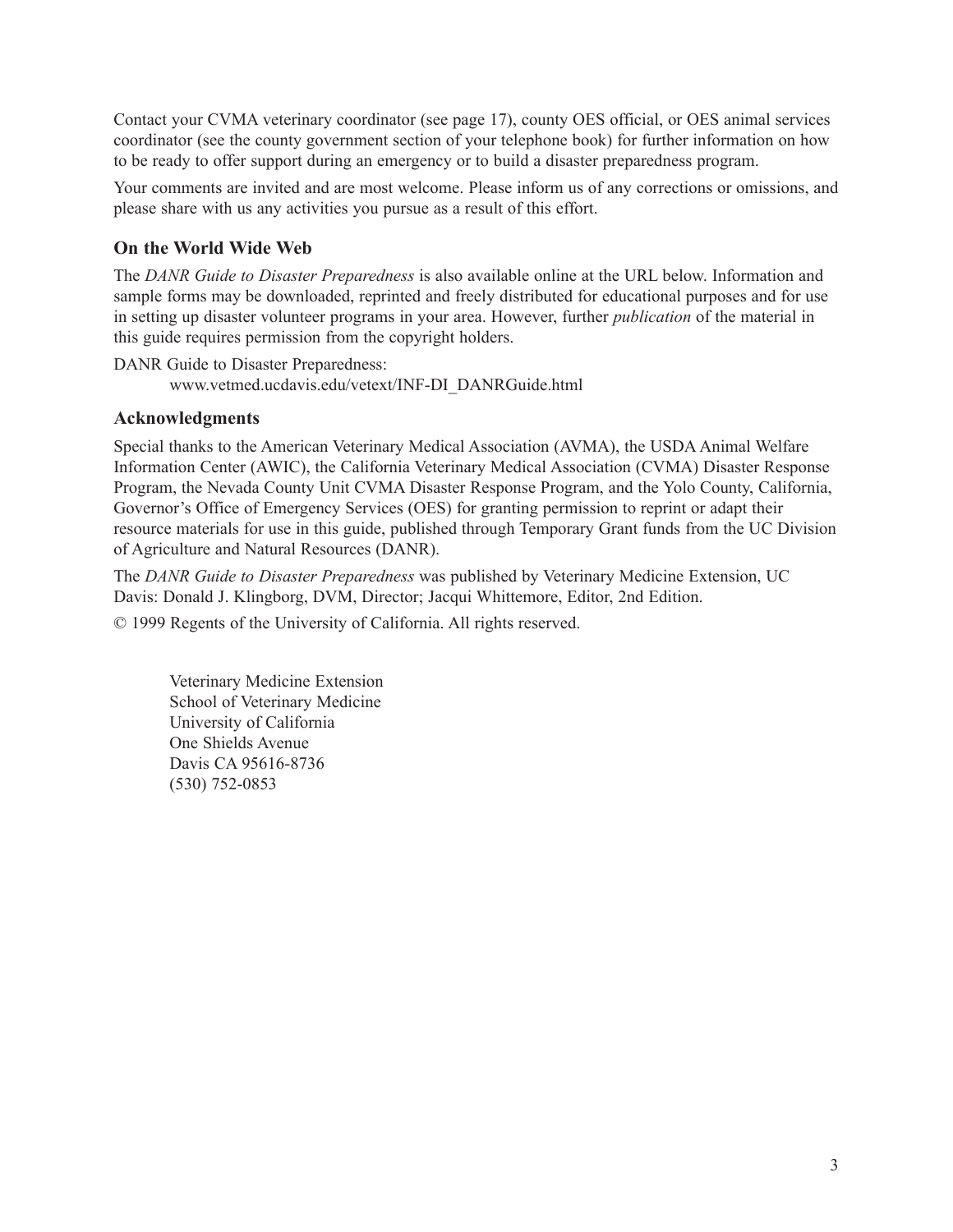Contact your CVMA veterinary coordinator (see page 17), county OES official, or OES animal services coordinator (see the county government section of your telephone book) for further information on how to be ready to offer support during an emergency or to build a disaster preparedness program.

Your comments are invited and are most welcome. Please inform us of any corrections or omissions, and please share with us any activities you pursue as a result of this effort.

### On the World Wide Web

The *DANR Guide to Disaster Preparedness* is also available online at the URL below. Information and sample forms may be downloaded, reprinted and freely distributed for educational purposes and for use in setting up disaster volunteer programs in your area. However, further *publication* of the material in this guide requires permission from the copyright holders.

DANR Guide to Disaster Preparedness:

www.vetmed.ucdavis.edu/vetext/INF-DI_DANRGuide.html

### Acknowledgments

Special thanks to the American Veterinary Medical Association (AVMA), the USDA Animal Welfare Information Center (AWIC), the California Veterinary Medical Association (CVMA) Disaster Response Program, the Nevada County Unit CVMA Disaster Response Program, and the Yolo County, California, Governor's Office of Emergency Services (OES) for granting permission to reprint or adapt their resource materials for use in this guide, published through Temporary Grant funds from the UC Division of Agriculture and Natural Resources (DANR).

The *DANR Guide to Disaster Preparedness* was published by Veterinary Medicine Extension, UC Davis: Donald J. Klingborg, DVM, Director; Jacqui Whittemore, Editor, 2nd Edition.

© 1999 Regents of the University of California. All rights reserved.

Veterinary Medicine Extension
School of Veterinary Medicine
University of California
One Shields Avenue
Davis CA 95616-8736
(530) 752-0853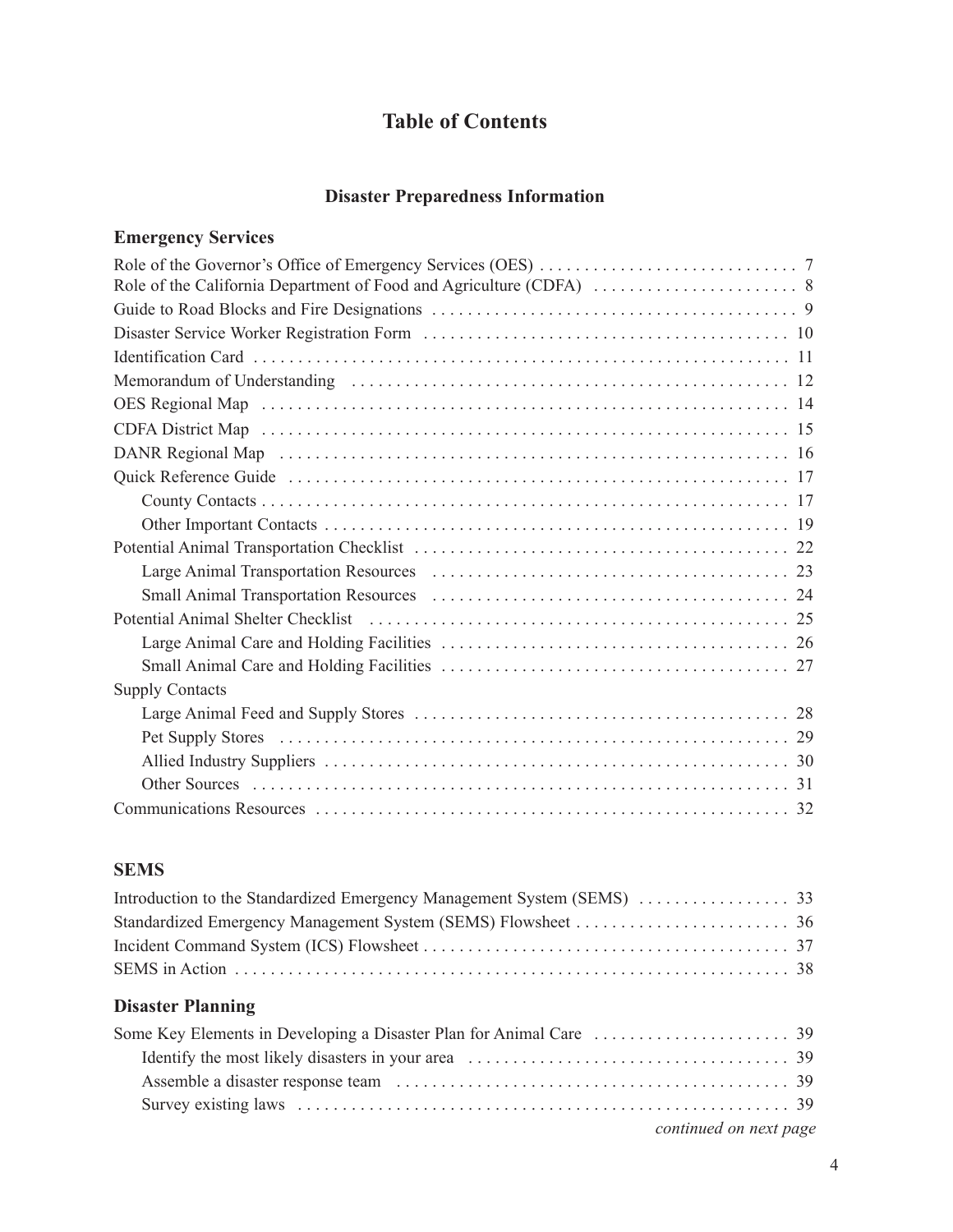# Table of Contents

## Disaster Preparedness Information

### Emergency Services

Role of the Governor's Office of Emergency Services (OES) . . . . . . . . . . . . . . . . . . . . . . . . . . . . . 7
Role of the California Department of Food and Agriculture (CDFA) . . . . . . . . . . . . . . . . . . . . . . . 8
Guide to Road Blocks and Fire Designations . . . . . . . . . . . . . . . . . . . . . . . . . . . . . . . . . . . . . . . . . 9
Disaster Service Worker Registration Form . . . . . . . . . . . . . . . . . . . . . . . . . . . . . . . . . . . . . . . . . 10
Identification Card . . . . . . . . . . . . . . . . . . . . . . . . . . . . . . . . . . . . . . . . . . . . . . . . . . . . . . . . . . . . 11
Memorandum of Understanding . . . . . . . . . . . . . . . . . . . . . . . . . . . . . . . . . . . . . . . . . . . . . . . . . 12
OES Regional Map . . . . . . . . . . . . . . . . . . . . . . . . . . . . . . . . . . . . . . . . . . . . . . . . . . . . . . . . . . . 14
CDFA District Map . . . . . . . . . . . . . . . . . . . . . . . . . . . . . . . . . . . . . . . . . . . . . . . . . . . . . . . . . . . . 15
DANR Regional Map . . . . . . . . . . . . . . . . . . . . . . . . . . . . . . . . . . . . . . . . . . . . . . . . . . . . . . . . . . 16
Quick Reference Guide . . . . . . . . . . . . . . . . . . . . . . . . . . . . . . . . . . . . . . . . . . . . . . . . . . . . . . . . 17
- County Contacts . . . . . . . . . . . . . . . . . . . . . . . . . . . . . . . . . . . . . . . . . . . . . . . . . . . . . . . . . . . 17
- Other Important Contacts . . . . . . . . . . . . . . . . . . . . . . . . . . . . . . . . . . . . . . . . . . . . . . . . . . . . 19

Potential Animal Transportation Checklist . . . . . . . . . . . . . . . . . . . . . . . . . . . . . . . . . . . . . . . . . . 22
- Large Animal Transportation Resources . . . . . . . . . . . . . . . . . . . . . . . . . . . . . . . . . . . . . . . . 23
- Small Animal Transportation Resources . . . . . . . . . . . . . . . . . . . . . . . . . . . . . . . . . . . . . . . . 24

Potential Animal Shelter Checklist . . . . . . . . . . . . . . . . . . . . . . . . . . . . . . . . . . . . . . . . . . . . . . . . 25
- Large Animal Care and Holding Facilities . . . . . . . . . . . . . . . . . . . . . . . . . . . . . . . . . . . . . . . 26
- Small Animal Care and Holding Facilities . . . . . . . . . . . . . . . . . . . . . . . . . . . . . . . . . . . . . . . 27

Supply Contacts
- Large Animal Feed and Supply Stores . . . . . . . . . . . . . . . . . . . . . . . . . . . . . . . . . . . . . . . . . . 28
- Pet Supply Stores . . . . . . . . . . . . . . . . . . . . . . . . . . . . . . . . . . . . . . . . . . . . . . . . . . . . . . . . . . 29
- Allied Industry Suppliers . . . . . . . . . . . . . . . . . . . . . . . . . . . . . . . . . . . . . . . . . . . . . . . . . . . . 30
- Other Sources . . . . . . . . . . . . . . . . . . . . . . . . . . . . . . . . . . . . . . . . . . . . . . . . . . . . . . . . . . . . . 31

Communications Resources . . . . . . . . . . . . . . . . . . . . . . . . . . . . . . . . . . . . . . . . . . . . . . . . . . . . . 32

### SEMS

Introduction to the Standardized Emergency Management System (SEMS) . . . . . . . . . . . . . . . . . 33
Standardized Emergency Management System (SEMS) Flowsheet . . . . . . . . . . . . . . . . . . . . . . . . 36
Incident Command System (ICS) Flowsheet . . . . . . . . . . . . . . . . . . . . . . . . . . . . . . . . . . . . . . . . . 37
SEMS in Action . . . . . . . . . . . . . . . . . . . . . . . . . . . . . . . . . . . . . . . . . . . . . . . . . . . . . . . . . . . . . . . 38

### Disaster Planning

Some Key Elements in Developing a Disaster Plan for Animal Care . . . . . . . . . . . . . . . . . . . . . . 39
- Identify the most likely disasters in your area . . . . . . . . . . . . . . . . . . . . . . . . . . . . . . . . . . . . 39
- Assemble a disaster response team . . . . . . . . . . . . . . . . . . . . . . . . . . . . . . . . . . . . . . . . . . . . 39
- Survey existing laws . . . . . . . . . . . . . . . . . . . . . . . . . . . . . . . . . . . . . . . . . . . . . . . . . . . . . . . . 39

*continued on next page*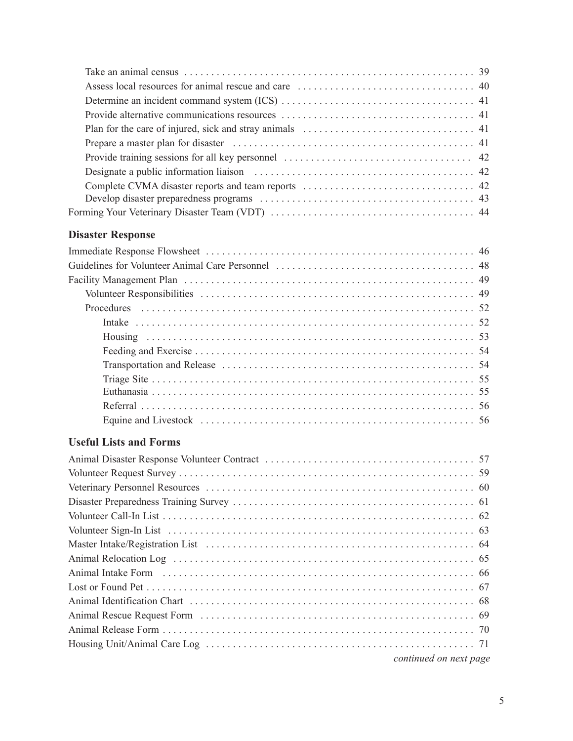- Take an animal census . . . . . . . . . . 39
- Assess local resources for animal rescue and care . . . . . . . . . . 40
- Determine an incident command system (ICS) . . . . . . . . . . 41
- Provide alternative communications resources . . . . . . . . . . 41
- Plan for the care of injured, sick and stray animals . . . . . . . . . . 41
- Prepare a master plan for disaster . . . . . . . . . . 41
- Provide training sessions for all key personnel . . . . . . . . . . 42
- Designate a public information liaison . . . . . . . . . . 42
- Complete CVMA disaster reports and team reports . . . . . . . . . . 42
- Develop disaster preparedness programs . . . . . . . . . . 43

Forming Your Veterinary Disaster Team (VDT) . . . . . . . . . . 44

## Disaster Response

Immediate Response Flowsheet . . . . . . . . . . 46

Guidelines for Volunteer Animal Care Personnel . . . . . . . . . . 48

Facility Management Plan . . . . . . . . . . 49

- Volunteer Responsibilities . . . . . . . . . . 49
- Procedures . . . . . . . . . . 52
  - Intake . . . . . . . . . . 52
  - Housing . . . . . . . . . . 53
  - Feeding and Exercise . . . . . . . . . . 54
  - Transportation and Release . . . . . . . . . . 54
  - Triage Site . . . . . . . . . . 55
  - Euthanasia . . . . . . . . . . 55
  - Referral . . . . . . . . . . 56
  - Equine and Livestock . . . . . . . . . . 56

## Useful Lists and Forms

Animal Disaster Response Volunteer Contract . . . . . . . . . . 57

Volunteer Request Survey . . . . . . . . . . 59

Veterinary Personnel Resources . . . . . . . . . . 60

Disaster Preparedness Training Survey . . . . . . . . . . 61

Volunteer Call-In List . . . . . . . . . . 62

Volunteer Sign-In List . . . . . . . . . . 63

Master Intake/Registration List . . . . . . . . . . 64

Animal Relocation Log . . . . . . . . . . 65

Animal Intake Form . . . . . . . . . . 66

Lost or Found Pet . . . . . . . . . . 67

Animal Identification Chart . . . . . . . . . . 68

Animal Rescue Request Form . . . . . . . . . . 69

Animal Release Form . . . . . . . . . . 70

Housing Unit/Animal Care Log . . . . . . . . . . 71

*continued on next page*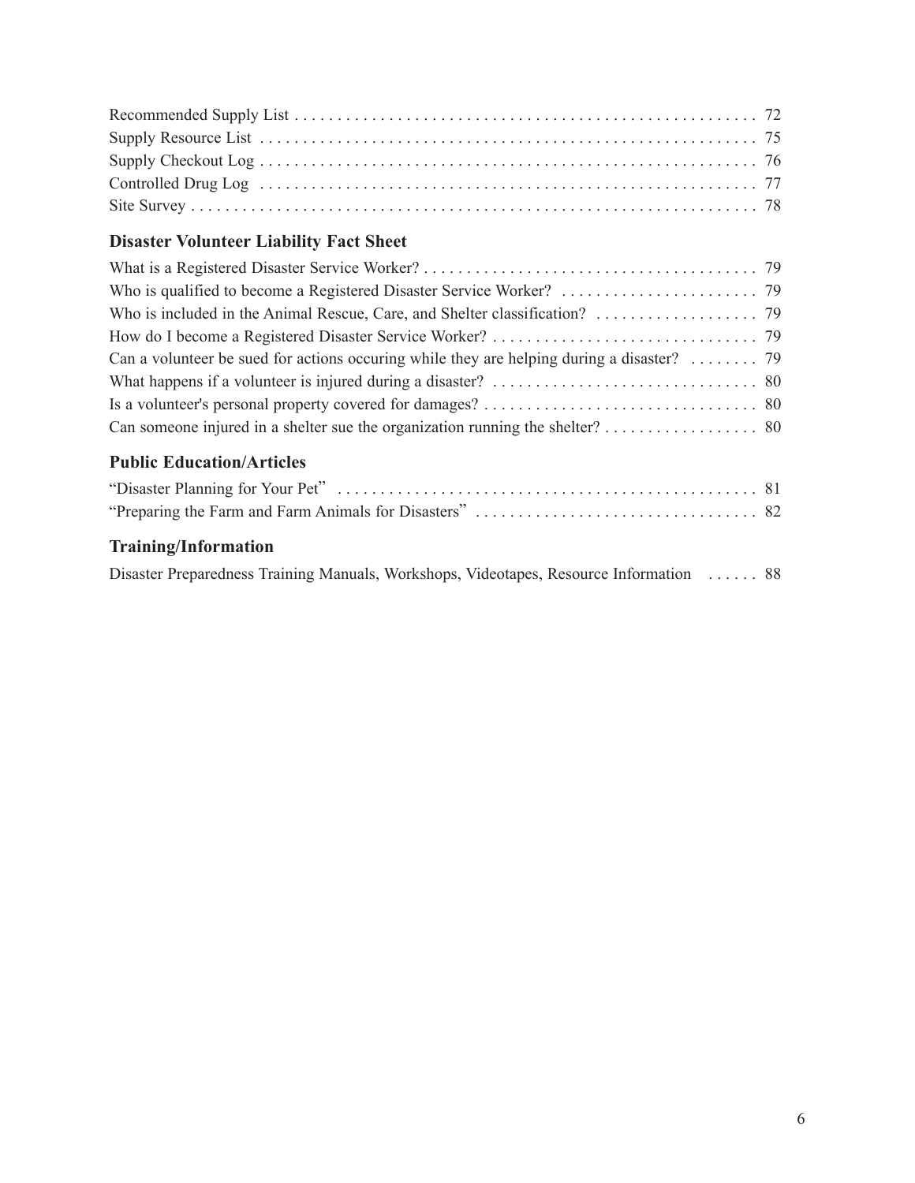Recommended Supply List . . . . . . . . . . . . . . . . . . . . . . . . . . . . . . . . . . . . . . . . . . . . . . . . . . . . . 72
Supply Resource List . . . . . . . . . . . . . . . . . . . . . . . . . . . . . . . . . . . . . . . . . . . . . . . . . . . . . . . . . 75
Supply Checkout Log . . . . . . . . . . . . . . . . . . . . . . . . . . . . . . . . . . . . . . . . . . . . . . . . . . . . . . . . . 76
Controlled Drug Log . . . . . . . . . . . . . . . . . . . . . . . . . . . . . . . . . . . . . . . . . . . . . . . . . . . . . . . . . 77
Site Survey . . . . . . . . . . . . . . . . . . . . . . . . . . . . . . . . . . . . . . . . . . . . . . . . . . . . . . . . . . . . . . . . . 78

### Disaster Volunteer Liability Fact Sheet

What is a Registered Disaster Service Worker? . . . . . . . . . . . . . . . . . . . . . . . . . . . . . . . . . . . . . . . 79
Who is qualified to become a Registered Disaster Service Worker? . . . . . . . . . . . . . . . . . . . . . . . 79
Who is included in the Animal Rescue, Care, and Shelter classification? . . . . . . . . . . . . . . . . . . . 79
How do I become a Registered Disaster Service Worker? . . . . . . . . . . . . . . . . . . . . . . . . . . . . . . . 79
Can a volunteer be sued for actions occuring while they are helping during a disaster? . . . . . . . . 79
What happens if a volunteer is injured during a disaster? . . . . . . . . . . . . . . . . . . . . . . . . . . . . . . . 80
Is a volunteer's personal property covered for damages? . . . . . . . . . . . . . . . . . . . . . . . . . . . . . . . . 80
Can someone injured in a shelter sue the organization running the shelter? . . . . . . . . . . . . . . . . . . 80

### Public Education/Articles

"Disaster Planning for Your Pet" . . . . . . . . . . . . . . . . . . . . . . . . . . . . . . . . . . . . . . . . . . . . . . . . . 81
"Preparing the Farm and Farm Animals for Disasters" . . . . . . . . . . . . . . . . . . . . . . . . . . . . . . . . . 82

### Training/Information

Disaster Preparedness Training Manuals, Workshops, Videotapes, Resource Information . . . . . . 88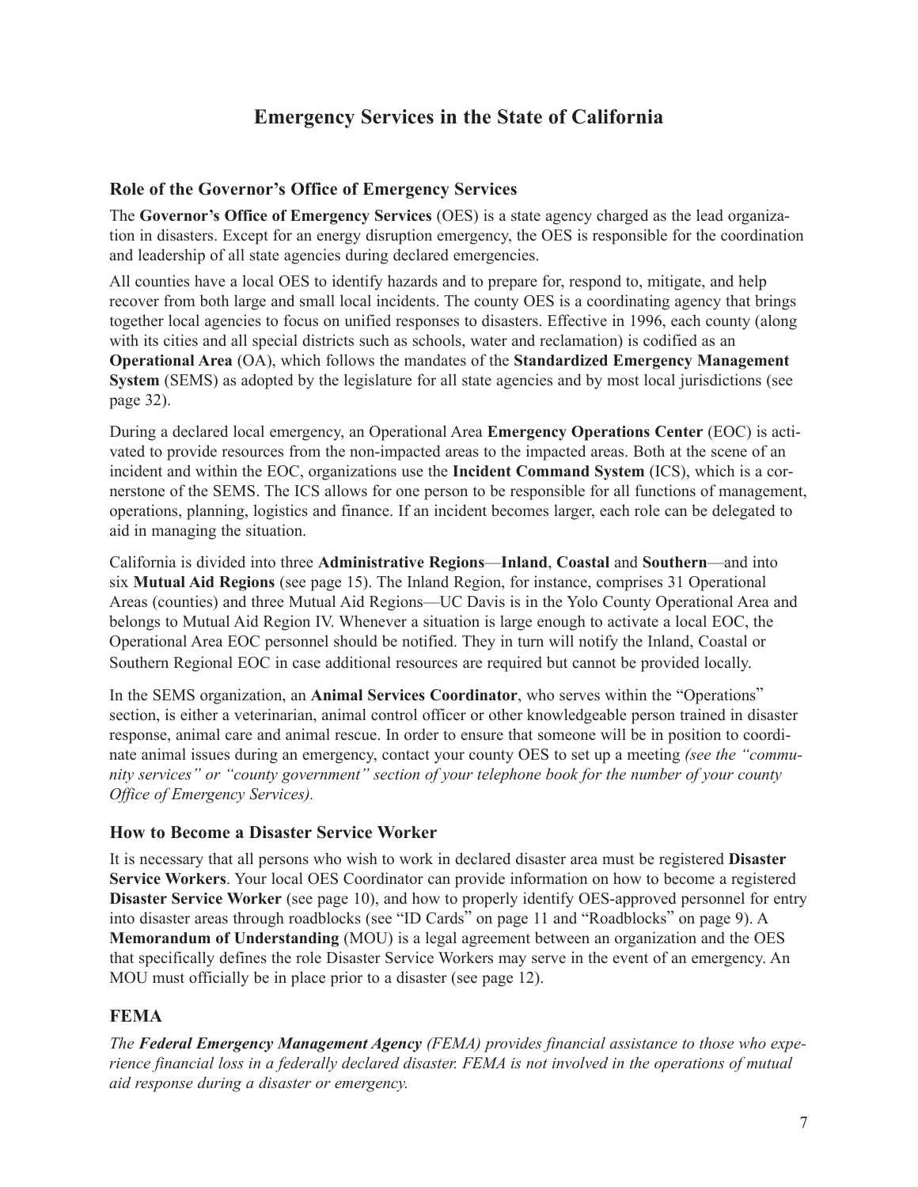# Emergency Services in the State of California

## Role of the Governor's Office of Emergency Services

The **Governor's Office of Emergency Services** (OES) is a state agency charged as the lead organization in disasters. Except for an energy disruption emergency, the OES is responsible for the coordination and leadership of all state agencies during declared emergencies.

All counties have a local OES to identify hazards and to prepare for, respond to, mitigate, and help recover from both large and small local incidents. The county OES is a coordinating agency that brings together local agencies to focus on unified responses to disasters. Effective in 1996, each county (along with its cities and all special districts such as schools, water and reclamation) is codified as an **Operational Area** (OA), which follows the mandates of the **Standardized Emergency Management System** (SEMS) as adopted by the legislature for all state agencies and by most local jurisdictions (see page 32).

During a declared local emergency, an Operational Area **Emergency Operations Center** (EOC) is activated to provide resources from the non-impacted areas to the impacted areas. Both at the scene of an incident and within the EOC, organizations use the **Incident Command System** (ICS), which is a cornerstone of the SEMS. The ICS allows for one person to be responsible for all functions of management, operations, planning, logistics and finance. If an incident becomes larger, each role can be delegated to aid in managing the situation.

California is divided into three **Administrative Regions**—**Inland**, **Coastal** and **Southern**—and into six **Mutual Aid Regions** (see page 15). The Inland Region, for instance, comprises 31 Operational Areas (counties) and three Mutual Aid Regions—UC Davis is in the Yolo County Operational Area and belongs to Mutual Aid Region IV. Whenever a situation is large enough to activate a local EOC, the Operational Area EOC personnel should be notified. They in turn will notify the Inland, Coastal or Southern Regional EOC in case additional resources are required but cannot be provided locally.

In the SEMS organization, an **Animal Services Coordinator**, who serves within the "Operations" section, is either a veterinarian, animal control officer or other knowledgeable person trained in disaster response, animal care and animal rescue. In order to ensure that someone will be in position to coordinate animal issues during an emergency, contact your county OES to set up a meeting *(see the "community services" or "county government" section of your telephone book for the number of your county Office of Emergency Services).*

## How to Become a Disaster Service Worker

It is necessary that all persons who wish to work in declared disaster area must be registered **Disaster Service Workers**. Your local OES Coordinator can provide information on how to become a registered **Disaster Service Worker** (see page 10), and how to properly identify OES-approved personnel for entry into disaster areas through roadblocks (see "ID Cards" on page 11 and "Roadblocks" on page 9). A **Memorandum of Understanding** (MOU) is a legal agreement between an organization and the OES that specifically defines the role Disaster Service Workers may serve in the event of an emergency. An MOU must officially be in place prior to a disaster (see page 12).

## FEMA

*The **Federal Emergency Management Agency** (FEMA) provides financial assistance to those who experience financial loss in a federally declared disaster. FEMA is not involved in the operations of mutual aid response during a disaster or emergency.*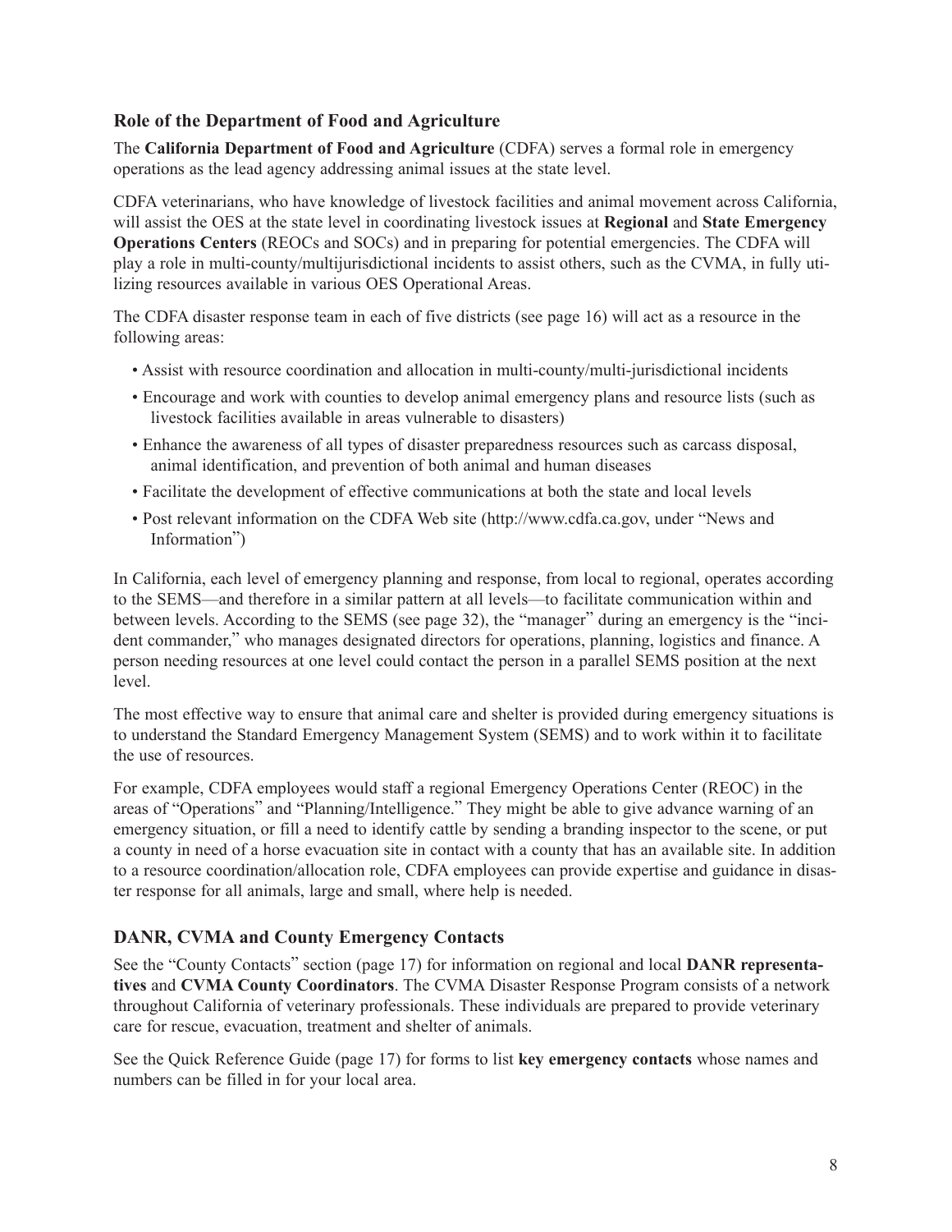## Role of the Department of Food and Agriculture

The **California Department of Food and Agriculture** (CDFA) serves a formal role in emergency operations as the lead agency addressing animal issues at the state level.

CDFA veterinarians, who have knowledge of livestock facilities and animal movement across California, will assist the OES at the state level in coordinating livestock issues at **Regional** and **State Emergency Operations Centers** (REOCs and SOCs) and in preparing for potential emergencies. The CDFA will play a role in multi-county/multijurisdictional incidents to assist others, such as the CVMA, in fully utilizing resources available in various OES Operational Areas.

The CDFA disaster response team in each of five districts (see page 16) will act as a resource in the following areas:

- Assist with resource coordination and allocation in multi-county/multi-jurisdictional incidents
- Encourage and work with counties to develop animal emergency plans and resource lists (such as livestock facilities available in areas vulnerable to disasters)
- Enhance the awareness of all types of disaster preparedness resources such as carcass disposal, animal identification, and prevention of both animal and human diseases
- Facilitate the development of effective communications at both the state and local levels
- Post relevant information on the CDFA Web site (http://www.cdfa.ca.gov, under "News and Information")

In California, each level of emergency planning and response, from local to regional, operates according to the SEMS—and therefore in a similar pattern at all levels—to facilitate communication within and between levels. According to the SEMS (see page 32), the "manager" during an emergency is the "incident commander," who manages designated directors for operations, planning, logistics and finance. A person needing resources at one level could contact the person in a parallel SEMS position at the next level.

The most effective way to ensure that animal care and shelter is provided during emergency situations is to understand the Standard Emergency Management System (SEMS) and to work within it to facilitate the use of resources.

For example, CDFA employees would staff a regional Emergency Operations Center (REOC) in the areas of "Operations" and "Planning/Intelligence." They might be able to give advance warning of an emergency situation, or fill a need to identify cattle by sending a branding inspector to the scene, or put a county in need of a horse evacuation site in contact with a county that has an available site. In addition to a resource coordination/allocation role, CDFA employees can provide expertise and guidance in disaster response for all animals, large and small, where help is needed.

## DANR, CVMA and County Emergency Contacts

See the "County Contacts" section (page 17) for information on regional and local **DANR representatives** and **CVMA County Coordinators**. The CVMA Disaster Response Program consists of a network throughout California of veterinary professionals. These individuals are prepared to provide veterinary care for rescue, evacuation, treatment and shelter of animals.

See the Quick Reference Guide (page 17) for forms to list **key emergency contacts** whose names and numbers can be filled in for your local area.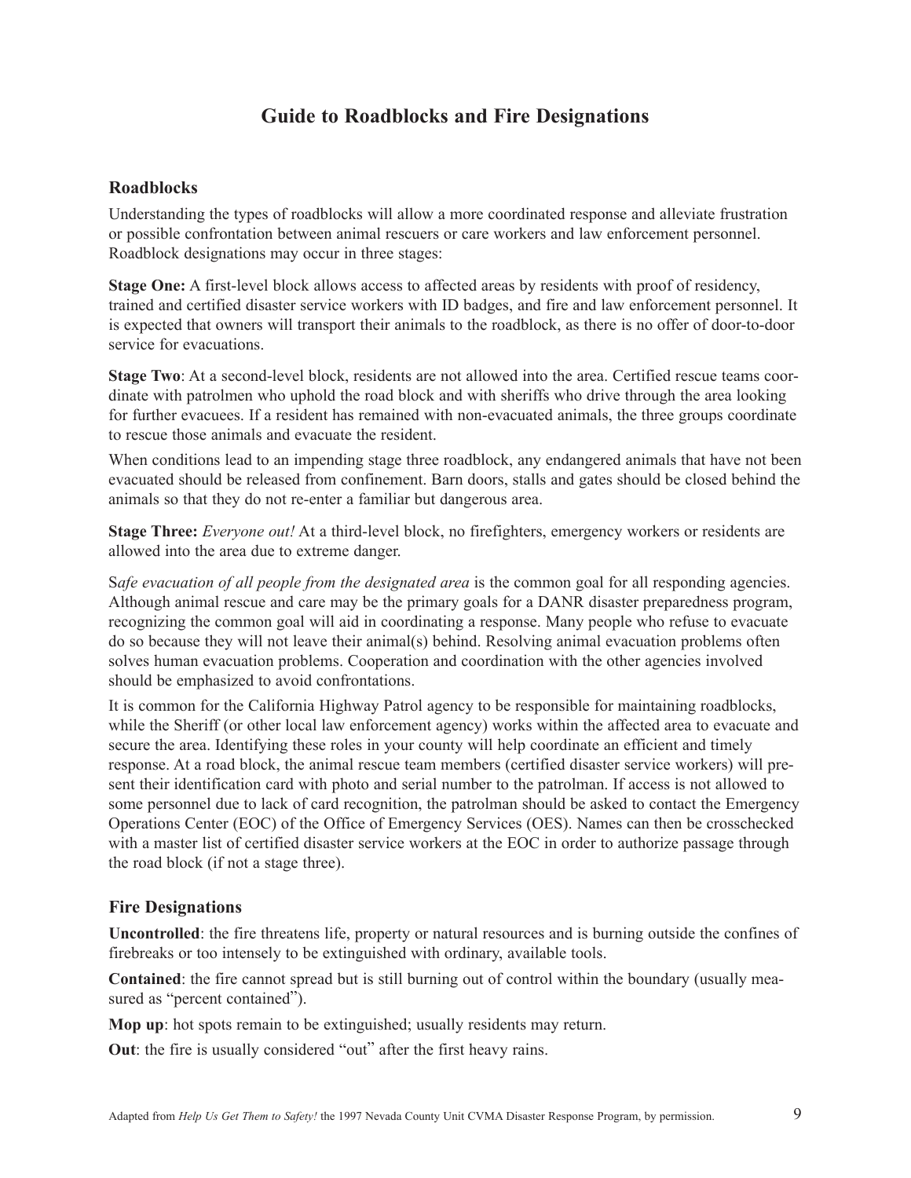# Guide to Roadblocks and Fire Designations

## Roadblocks

Understanding the types of roadblocks will allow a more coordinated response and alleviate frustration or possible confrontation between animal rescuers or care workers and law enforcement personnel. Roadblock designations may occur in three stages:

**Stage One:** A first-level block allows access to affected areas by residents with proof of residency, trained and certified disaster service workers with ID badges, and fire and law enforcement personnel. It is expected that owners will transport their animals to the roadblock, as there is no offer of door-to-door service for evacuations.

**Stage Two**: At a second-level block, residents are not allowed into the area. Certified rescue teams coordinate with patrolmen who uphold the road block and with sheriffs who drive through the area looking for further evacuees. If a resident has remained with non-evacuated animals, the three groups coordinate to rescue those animals and evacuate the resident.

When conditions lead to an impending stage three roadblock, any endangered animals that have not been evacuated should be released from confinement. Barn doors, stalls and gates should be closed behind the animals so that they do not re-enter a familiar but dangerous area.

**Stage Three:** *Everyone out!* At a third-level block, no firefighters, emergency workers or residents are allowed into the area due to extreme danger.

S*afe evacuation of all people from the designated area* is the common goal for all responding agencies. Although animal rescue and care may be the primary goals for a DANR disaster preparedness program, recognizing the common goal will aid in coordinating a response. Many people who refuse to evacuate do so because they will not leave their animal(s) behind. Resolving animal evacuation problems often solves human evacuation problems. Cooperation and coordination with the other agencies involved should be emphasized to avoid confrontations.

It is common for the California Highway Patrol agency to be responsible for maintaining roadblocks, while the Sheriff (or other local law enforcement agency) works within the affected area to evacuate and secure the area. Identifying these roles in your county will help coordinate an efficient and timely response. At a road block, the animal rescue team members (certified disaster service workers) will present their identification card with photo and serial number to the patrolman. If access is not allowed to some personnel due to lack of card recognition, the patrolman should be asked to contact the Emergency Operations Center (EOC) of the Office of Emergency Services (OES). Names can then be crosschecked with a master list of certified disaster service workers at the EOC in order to authorize passage through the road block (if not a stage three).

## Fire Designations

**Uncontrolled**: the fire threatens life, property or natural resources and is burning outside the confines of firebreaks or too intensely to be extinguished with ordinary, available tools.

**Contained**: the fire cannot spread but is still burning out of control within the boundary (usually measured as "percent contained").

**Mop up**: hot spots remain to be extinguished; usually residents may return.

**Out**: the fire is usually considered "out" after the first heavy rains.

Adapted from *Help Us Get Them to Safety!* the 1997 Nevada County Unit CVMA Disaster Response Program, by permission.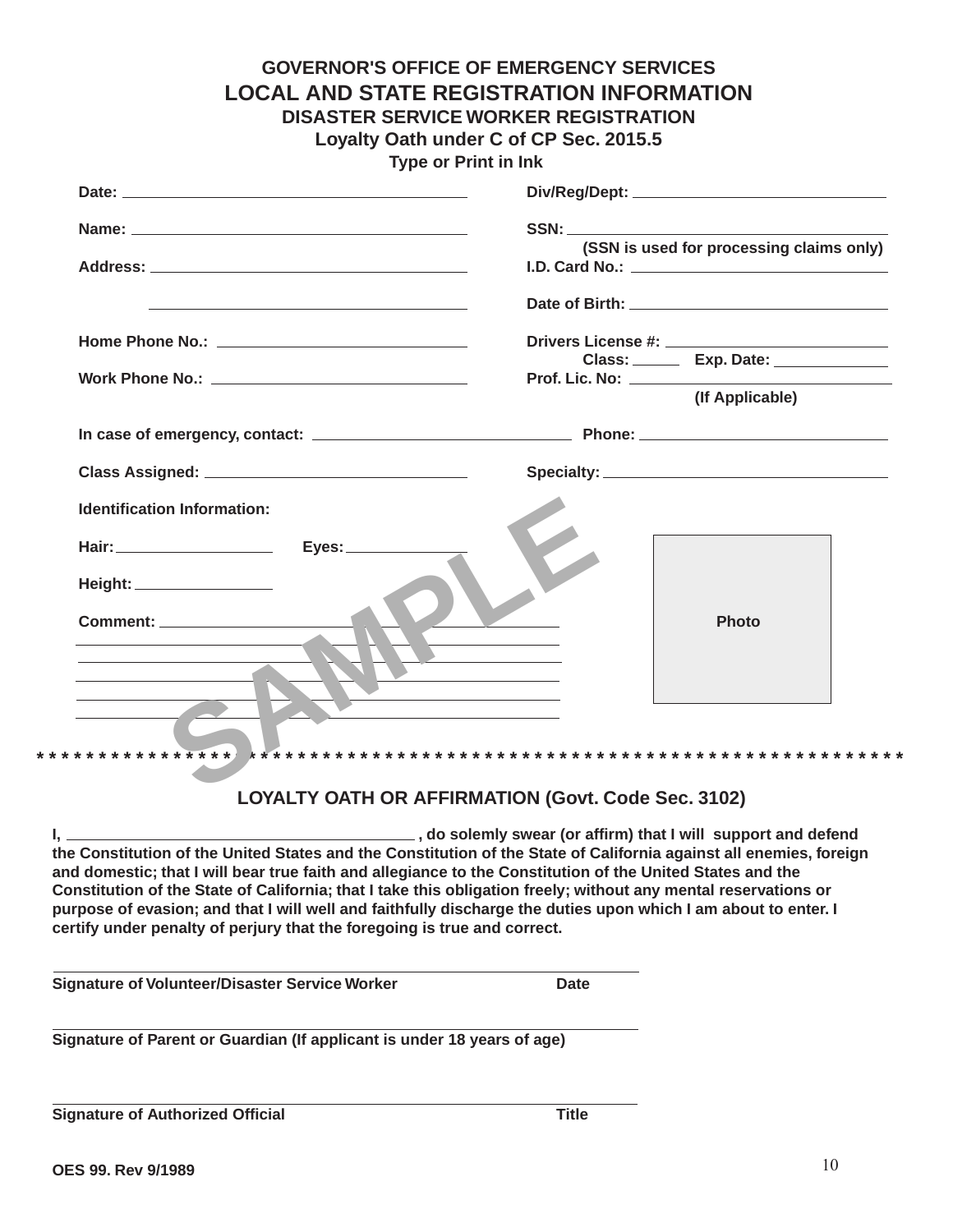# GOVERNOR'S OFFICE OF EMERGENCY SERVICES

## LOCAL AND STATE REGISTRATION INFORMATION

### DISASTER SERVICE WORKER REGISTRATION

### Loyalty Oath under C of CP Sec. 2015.5

**Type or Print in Ink**

**Date:** ______________________________ **Div/Reg/Dept:** ______________________________

**Name:** ______________________________ **SSN:** ______________________________
**(SSN is used for processing claims only)**

**Address:** ______________________________ **I.D. Card No.:** ______________________________

______________________________ **Date of Birth:** ______________________________

**Home Phone No.:** ______________________________ **Drivers License #:** ______________________________
**Class:** ______ **Exp. Date:** ______________

**Work Phone No.:** ______________________________ **Prof. Lic. No:** ______________________________
**(If Applicable)**

**In case of emergency, contact:** ______________________________ **Phone:** ______________________________

**Class Assigned:** ______________________________ **Specialty:** ______________________________

**Identification Information:**

**Hair:** ______________ **Eyes:** ______________

**Height:** ______________

**Comment:** ______________________________

______________________________

______________________________

______________________________

______________________________

______________________________

Photo

SAMPLE

*****************************************************************************

## LOYALTY OATH OR AFFIRMATION (Govt. Code Sec. 3102)

**I, ______________________________ , do solemnly swear (or affirm) that I will support and defend the Constitution of the United States and the Constitution of the State of California against all enemies, foreign and domestic; that I will bear true faith and allegiance to the Constitution of the United States and the Constitution of the State of California; that I take this obligation freely; without any mental reservations or purpose of evasion; and that I will well and faithfully discharge the duties upon which I am about to enter. I certify under penalty of perjury that the foregoing is true and correct.**

______________________________________________
**Signature of Volunteer/Disaster Service Worker** **Date**

______________________________________________
**Signature of Parent or Guardian (If applicant is under 18 years of age)**

______________________________________________
**Signature of Authorized Official** **Title**

**OES 99. Rev 9/1989**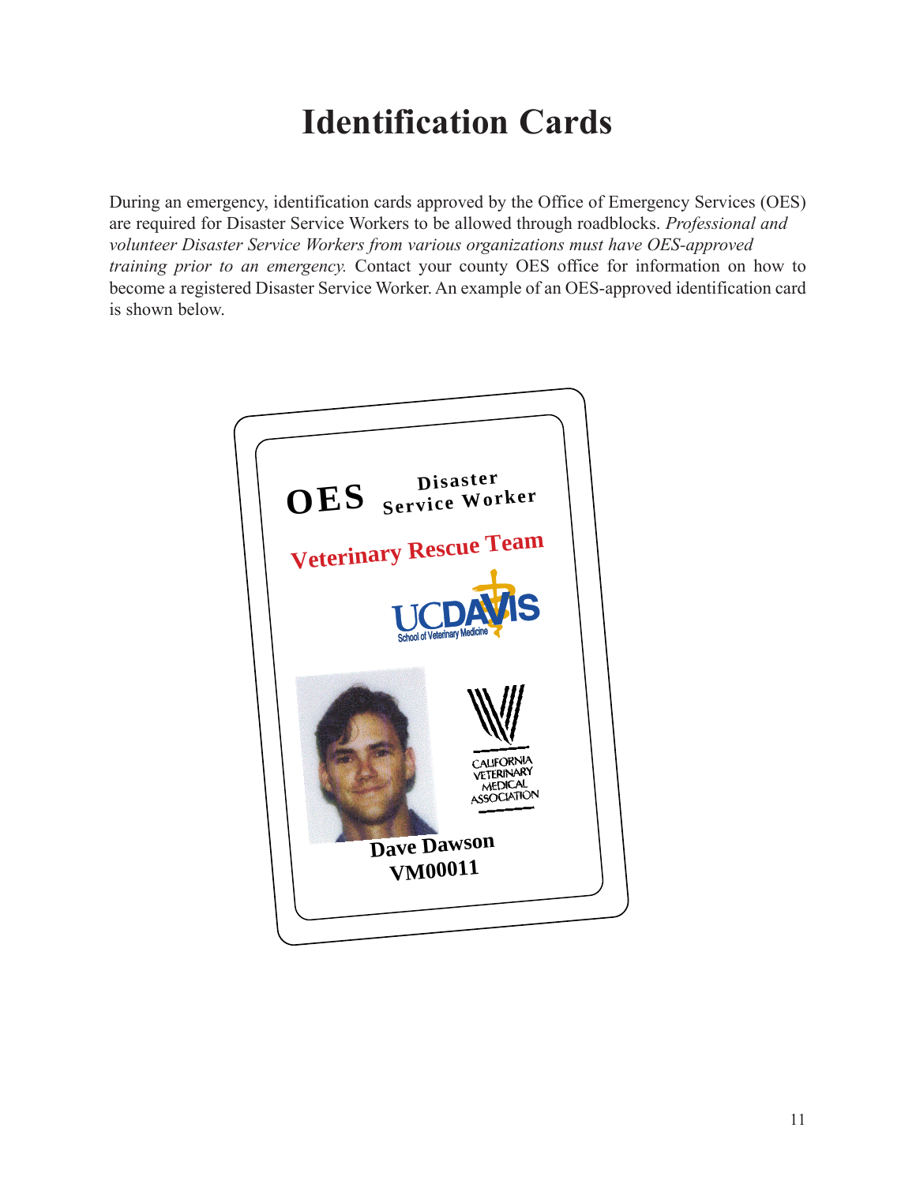# Identification Cards

During an emergency, identification cards approved by the Office of Emergency Services (OES) are required for Disaster Service Workers to be allowed through roadblocks. *Professional and volunteer Disaster Service Workers from various organizations must have OES-approved training prior to an emergency.* Contact your county OES office for information on how to become a registered Disaster Service Worker. An example of an OES-approved identification card is shown below.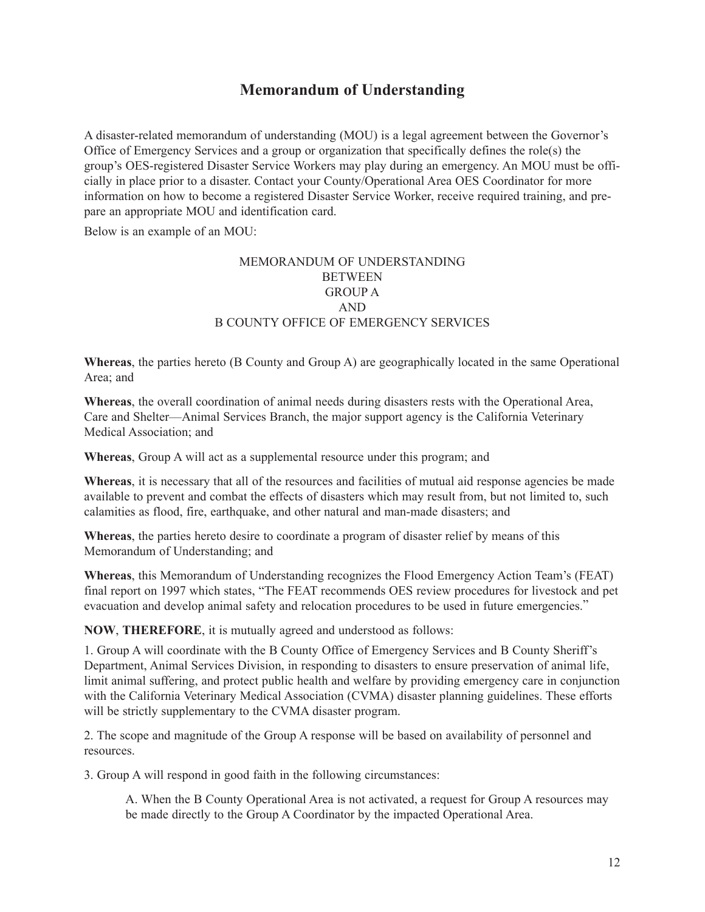## Memorandum of Understanding

A disaster-related memorandum of understanding (MOU) is a legal agreement between the Governor's Office of Emergency Services and a group or organization that specifically defines the role(s) the group's OES-registered Disaster Service Workers may play during an emergency. An MOU must be officially in place prior to a disaster. Contact your County/Operational Area OES Coordinator for more information on how to become a registered Disaster Service Worker, receive required training, and prepare an appropriate MOU and identification card.

Below is an example of an MOU:

MEMORANDUM OF UNDERSTANDING
BETWEEN
GROUP A
AND
B COUNTY OFFICE OF EMERGENCY SERVICES

**Whereas**, the parties hereto (B County and Group A) are geographically located in the same Operational Area; and

**Whereas**, the overall coordination of animal needs during disasters rests with the Operational Area, Care and Shelter—Animal Services Branch, the major support agency is the California Veterinary Medical Association; and

**Whereas**, Group A will act as a supplemental resource under this program; and

**Whereas**, it is necessary that all of the resources and facilities of mutual aid response agencies be made available to prevent and combat the effects of disasters which may result from, but not limited to, such calamities as flood, fire, earthquake, and other natural and man-made disasters; and

**Whereas**, the parties hereto desire to coordinate a program of disaster relief by means of this Memorandum of Understanding; and

**Whereas**, this Memorandum of Understanding recognizes the Flood Emergency Action Team's (FEAT) final report on 1997 which states, "The FEAT recommends OES review procedures for livestock and pet evacuation and develop animal safety and relocation procedures to be used in future emergencies."

**NOW**, **THEREFORE**, it is mutually agreed and understood as follows:

1. Group A will coordinate with the B County Office of Emergency Services and B County Sheriff's Department, Animal Services Division, in responding to disasters to ensure preservation of animal life, limit animal suffering, and protect public health and welfare by providing emergency care in conjunction with the California Veterinary Medical Association (CVMA) disaster planning guidelines. These efforts will be strictly supplementary to the CVMA disaster program.

2. The scope and magnitude of the Group A response will be based on availability of personnel and resources.

3. Group A will respond in good faith in the following circumstances:

   A. When the B County Operational Area is not activated, a request for Group A resources may be made directly to the Group A Coordinator by the impacted Operational Area.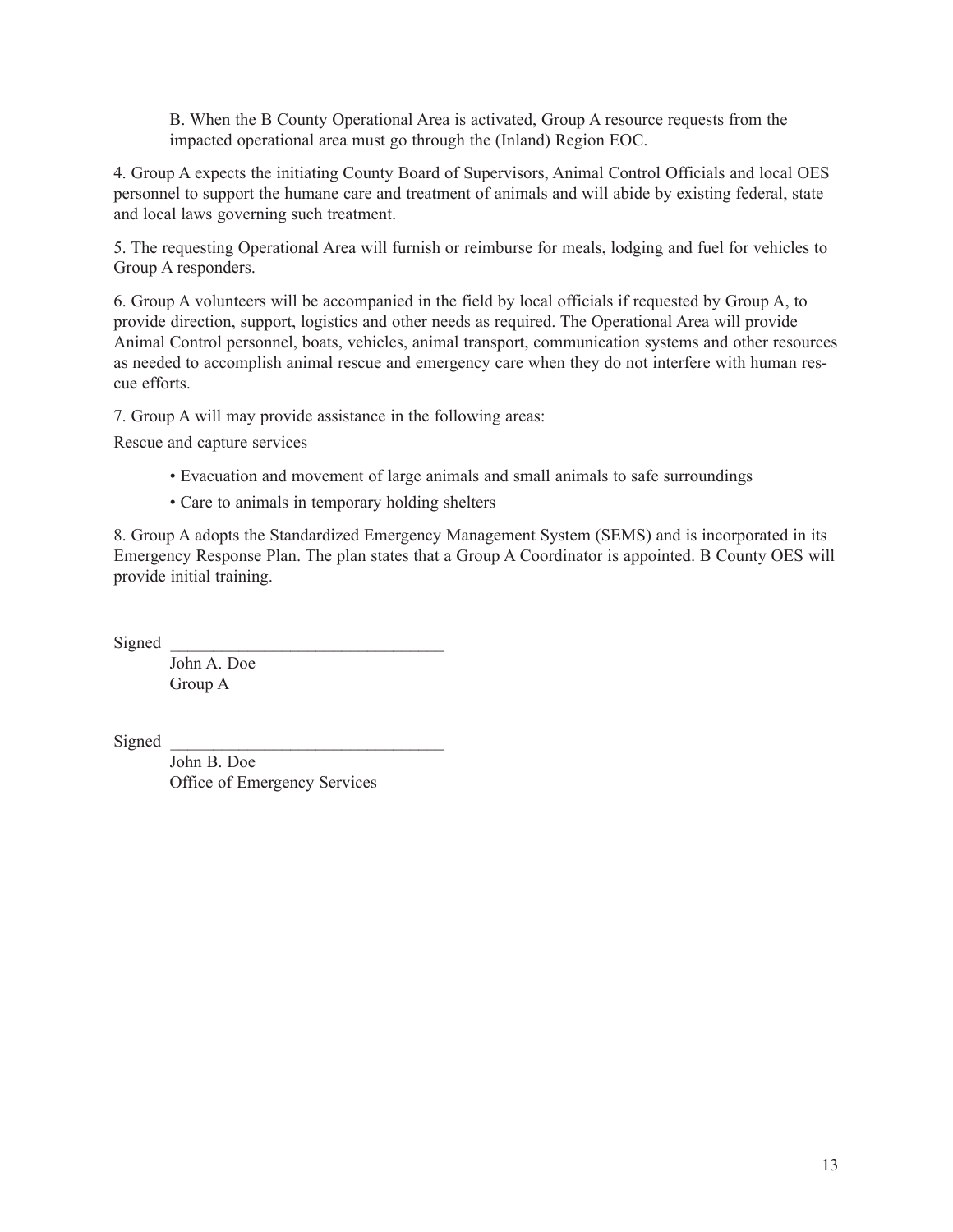B. When the B County Operational Area is activated, Group A resource requests from the impacted operational area must go through the (Inland) Region EOC.

4. Group A expects the initiating County Board of Supervisors, Animal Control Officials and local OES personnel to support the humane care and treatment of animals and will abide by existing federal, state and local laws governing such treatment.

5. The requesting Operational Area will furnish or reimburse for meals, lodging and fuel for vehicles to Group A responders.

6. Group A volunteers will be accompanied in the field by local officials if requested by Group A, to provide direction, support, logistics and other needs as required. The Operational Area will provide Animal Control personnel, boats, vehicles, animal transport, communication systems and other resources as needed to accomplish animal rescue and emergency care when they do not interfere with human rescue efforts.

7. Group A will may provide assistance in the following areas:

Rescue and capture services

- Evacuation and movement of large animals and small animals to safe surroundings
- Care to animals in temporary holding shelters

8. Group A adopts the Standardized Emergency Management System (SEMS) and is incorporated in its Emergency Response Plan. The plan states that a Group A Coordinator is appointed. B County OES will provide initial training.

Signed _______________________________

John A. Doe
Group A

Signed _______________________________

John B. Doe
Office of Emergency Services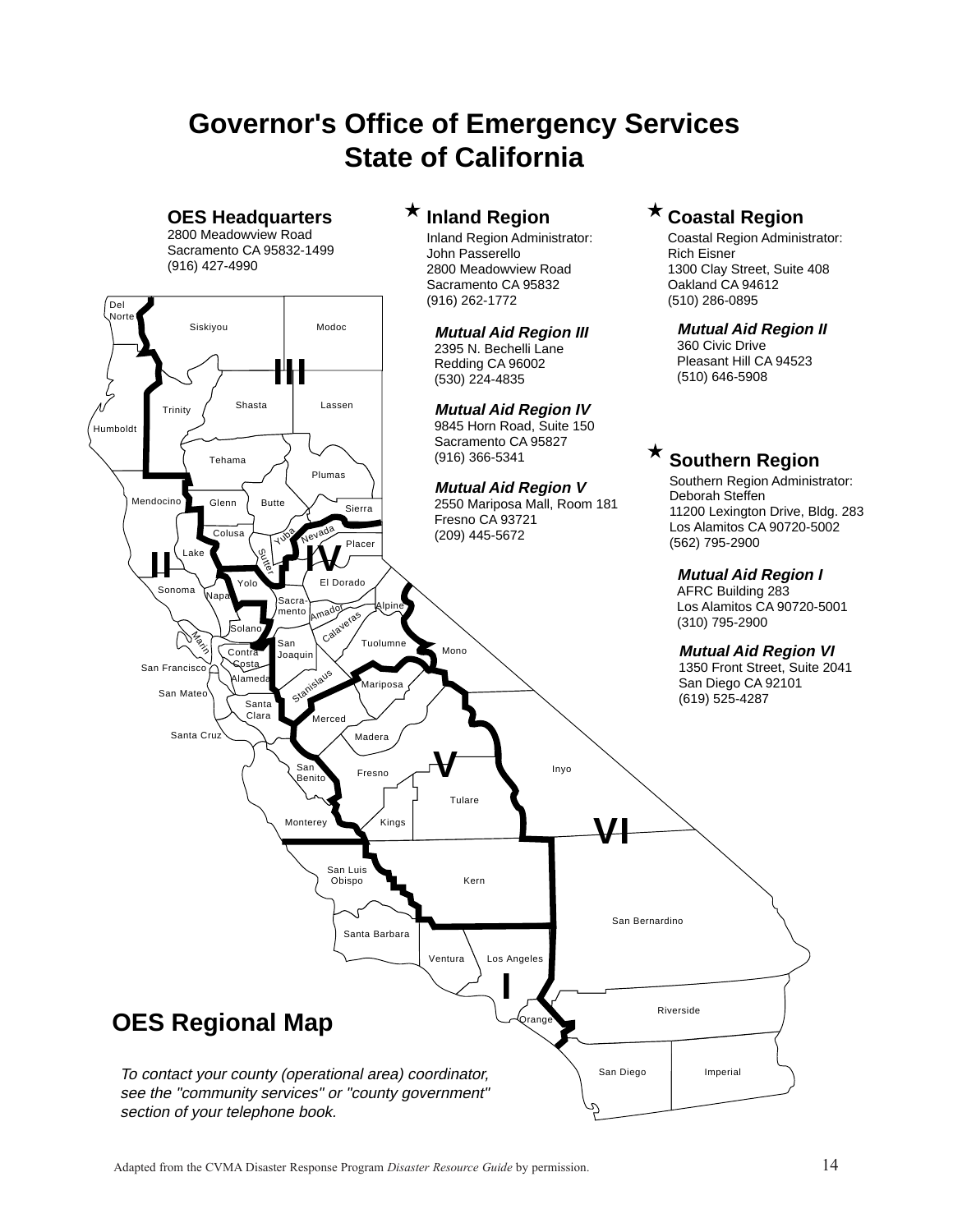# Governor's Office of Emergency Services State of California

## OES Headquarters

2800 Meadowview Road
Sacramento CA 95832-1499
(916) 427-4990

## ★ Inland Region

Inland Region Administrator:
John Passerello
2800 Meadowview Road
Sacramento CA 95832
(916) 262-1772

***Mutual Aid Region III***
2395 N. Bechelli Lane
Redding CA 96002
(530) 224-4835

***Mutual Aid Region IV***
9845 Horn Road, Suite 150
Sacramento CA 95827
(916) 366-5341

***Mutual Aid Region V***
2550 Mariposa Mall, Room 181
Fresno CA 93721
(209) 445-5672

## ★ Coastal Region

Coastal Region Administrator:
Rich Eisner
1300 Clay Street, Suite 408
Oakland CA 94612
(510) 286-0895

***Mutual Aid Region II***
360 Civic Drive
Pleasant Hill CA 94523
(510) 646-5908

## ★ Southern Region

Southern Region Administrator:
Deborah Steffen
11200 Lexington Drive, Bldg. 283
Los Alamitos CA 90720-5002
(562) 795-2900

***Mutual Aid Region I***
AFRC Building 283
Los Alamitos CA 90720-5001
(310) 795-2900

***Mutual Aid Region VI***
1350 Front Street, Suite 2041
San Diego CA 92101
(619) 525-4287

## OES Regional Map

*To contact your county (operational area) coordinator, see the "community services" or "county government" section of your telephone book.*

Adapted from the CVMA Disaster Response Program *Disaster Resource Guide* by permission.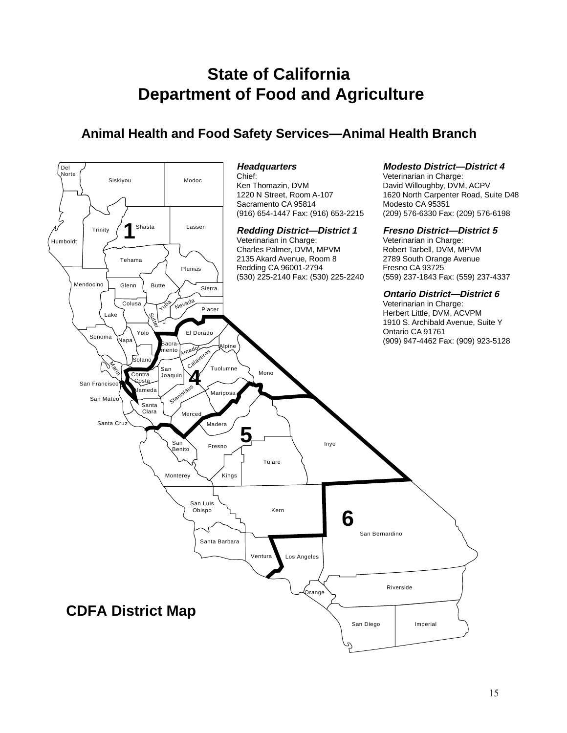# State of California
# Department of Food and Agriculture

## Animal Health and Food Safety Services—Animal Health Branch

***Headquarters***
Chief:
Ken Thomazin, DVM
1220 N Street, Room A-107
Sacramento CA 95814
(916) 654-1447 Fax: (916) 653-2215

***Redding District—District 1***
Veterinarian in Charge:
Charles Palmer, DVM, MPVM
2135 Akard Avenue, Room 8
Redding CA 96001-2794
(530) 225-2140 Fax: (530) 225-2240

***Modesto District—District 4***
Veterinarian in Charge:
David Willoughby, DVM, ACPV
1620 North Carpenter Road, Suite D48
Modesto CA 95351
(209) 576-6330 Fax: (209) 576-6198

***Fresno District—District 5***
Veterinarian in Charge:
Robert Tarbell, DVM, MPVM
2789 South Orange Avenue
Fresno CA 93725
(559) 237-1843 Fax: (559) 237-4337

***Ontario District—District 6***
Veterinarian in Charge:
Herbert Little, DVM, ACVPM
1910 S. Archibald Avenue, Suite Y
Ontario CA 91761
(909) 947-4462 Fax: (909) 923-5128

**CDFA District Map**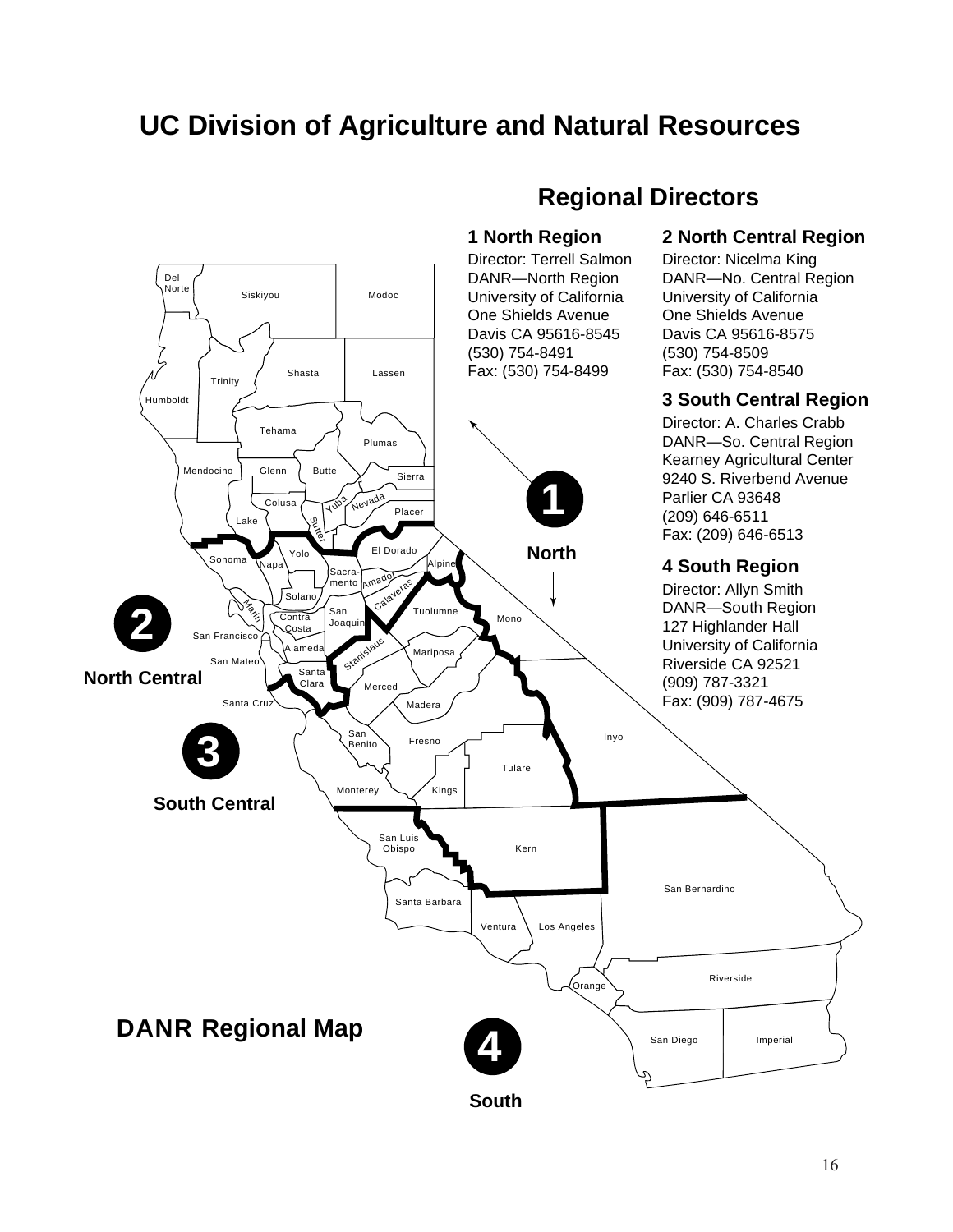# UC Division of Agriculture and Natural Resources

## Regional Directors

### 1 North Region

Director: Terrell Salmon
DANR—North Region
University of California
One Shields Avenue
Davis CA 95616-8545
(530) 754-8491
Fax: (530) 754-8499

### 2 North Central Region

Director: Nicelma King
DANR—No. Central Region
University of California
One Shields Avenue
Davis CA 95616-8575
(530) 754-8509
Fax: (530) 754-8540

### 3 South Central Region

Director: A. Charles Crabb
DANR—So. Central Region
Kearney Agricultural Center
9240 S. Riverbend Avenue
Parlier CA 93648
(209) 646-6511
Fax: (209) 646-6513

### 4 South Region

Director: Allyn Smith
DANR—South Region
127 Highlander Hall
University of California
Riverside CA 92521
(909) 787-3321
Fax: (909) 787-4675

## DANR Regional Map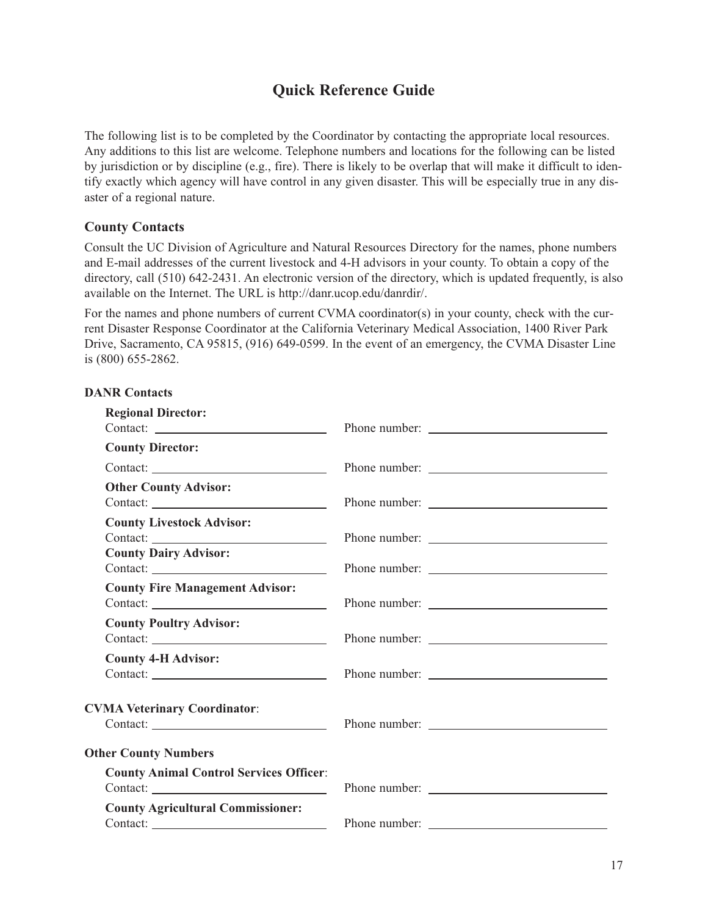## Quick Reference Guide

The following list is to be completed by the Coordinator by contacting the appropriate local resources. Any additions to this list are welcome. Telephone numbers and locations for the following can be listed by jurisdiction or by discipline (e.g., fire). There is likely to be overlap that will make it difficult to identify exactly which agency will have control in any given disaster. This will be especially true in any disaster of a regional nature.

### County Contacts

Consult the UC Division of Agriculture and Natural Resources Directory for the names, phone numbers and E-mail addresses of the current livestock and 4-H advisors in your county. To obtain a copy of the directory, call (510) 642-2431. An electronic version of the directory, which is updated frequently, is also available on the Internet. The URL is http://danr.ucop.edu/danrdir/.

For the names and phone numbers of current CVMA coordinator(s) in your county, check with the current Disaster Response Coordinator at the California Veterinary Medical Association, 1400 River Park Drive, Sacramento, CA 95815, (916) 649-0599. In the event of an emergency, the CVMA Disaster Line is (800) 655-2862.

**DANR Contacts**

**Regional Director:**
Contact: ____________________ Phone number: ____________________

**County Director:**
Contact: ____________________ Phone number: ____________________

**Other County Advisor:**
Contact: ____________________ Phone number: ____________________

**County Livestock Advisor:**
Contact: ____________________ Phone number: ____________________

**County Dairy Advisor:**
Contact: ____________________ Phone number: ____________________

**County Fire Management Advisor:**
Contact: ____________________ Phone number: ____________________

**County Poultry Advisor:**
Contact: ____________________ Phone number: ____________________

**County 4-H Advisor:**
Contact: ____________________ Phone number: ____________________

**CVMA Veterinary Coordinator**:
Contact: ____________________ Phone number: ____________________

**Other County Numbers**

**County Animal Control Services Officer**:
Contact: ____________________ Phone number: ____________________

**County Agricultural Commissioner:**
Contact: ____________________ Phone number: ____________________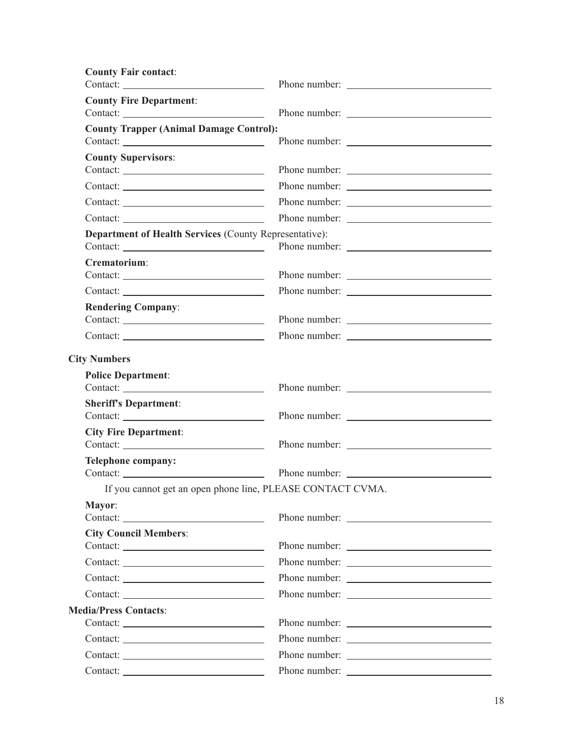**County Fair contact**:

Contact: ______________________ Phone number: ______________________

**County Fire Department**:

Contact: ______________________ Phone number: ______________________

**County Trapper (Animal Damage Control):**

Contact: ______________________ Phone number: ______________________

**County Supervisors**:

Contact: ______________________ Phone number: ______________________

Contact: ______________________ Phone number: ______________________

Contact: ______________________ Phone number: ______________________

Contact: ______________________ Phone number: ______________________

**Department of Health Services** (County Representative):

Contact: ______________________ Phone number: ______________________

**Crematorium**:

Contact: ______________________ Phone number: ______________________

Contact: ______________________ Phone number: ______________________

**Rendering Company**:

Contact: ______________________ Phone number: ______________________

Contact: ______________________ Phone number: ______________________

### City Numbers

**Police Department**:

Contact: ______________________ Phone number: ______________________

**Sheriff's Department**:

Contact: ______________________ Phone number: ______________________

**City Fire Department**:

Contact: ______________________ Phone number: ______________________

**Telephone company:**

Contact: ______________________ Phone number: ______________________

If you cannot get an open phone line, PLEASE CONTACT CVMA.

**Mayor**:

Contact: ______________________ Phone number: ______________________

**City Council Members**:

Contact: ______________________ Phone number: ______________________

Contact: ______________________ Phone number: ______________________

Contact: ______________________ Phone number: ______________________

Contact: ______________________ Phone number: ______________________

### Media/Press Contacts:

Contact: ______________________ Phone number: ______________________

Contact: ______________________ Phone number: ______________________

Contact: ______________________ Phone number: ______________________

Contact: ______________________ Phone number: ______________________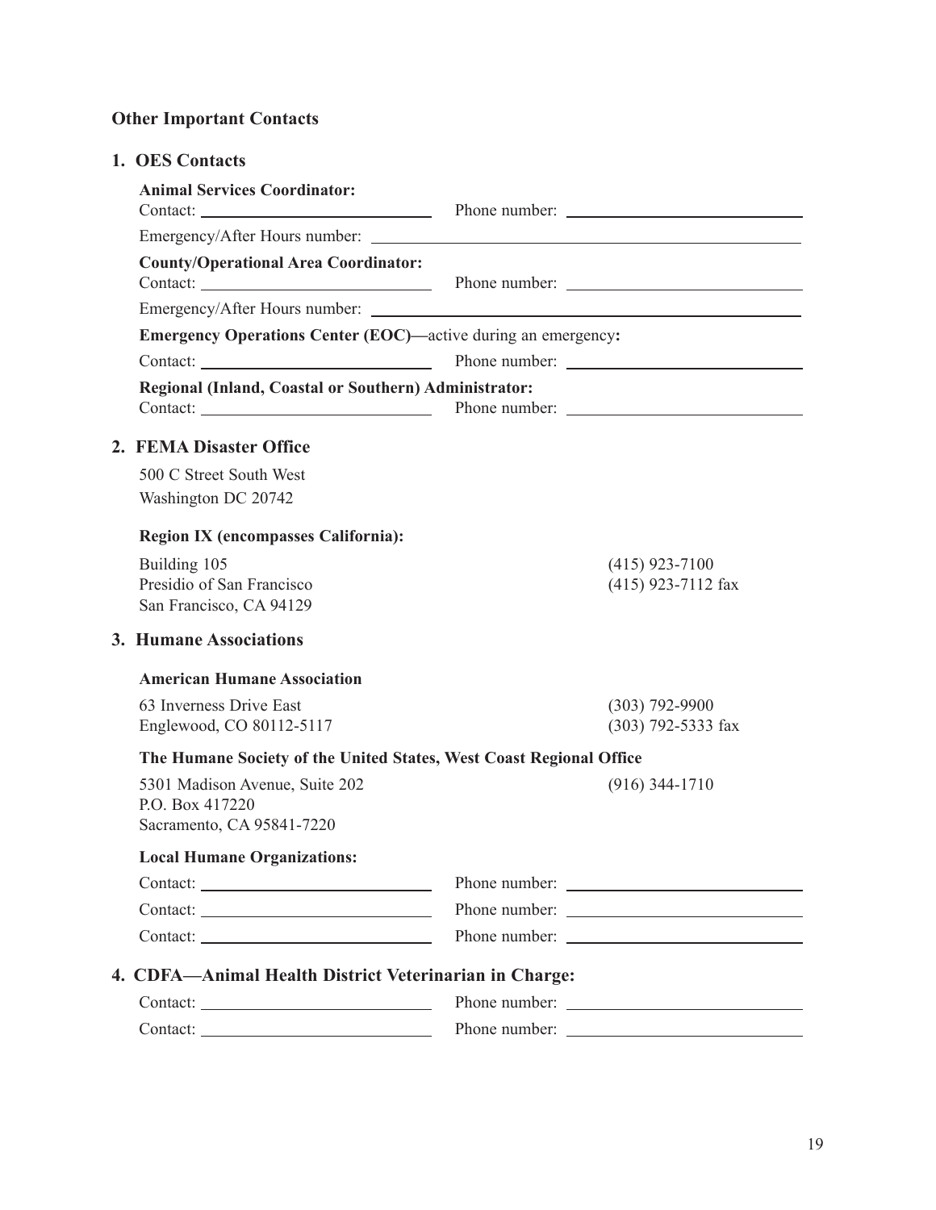## Other Important Contacts

### 1. OES Contacts

**Animal Services Coordinator:**

Contact: ____________________________ Phone number: ____________________________

Emergency/After Hours number: ____________________________________________________

**County/Operational Area Coordinator:**

Contact: ____________________________ Phone number: ____________________________

Emergency/After Hours number: ____________________________________________________

**Emergency Operations Center (EOC)—**active during an emergency**:**

Contact: ____________________________ Phone number: ____________________________

**Regional (Inland, Coastal or Southern) Administrator:**

Contact: ____________________________ Phone number: ____________________________

### 2. FEMA Disaster Office

500 C Street South West
Washington DC 20742

**Region IX (encompasses California):**

Building 105
Presidio of San Francisco
San Francisco, CA 94129

(415) 923-7100
(415) 923-7112 fax

### 3. Humane Associations

**American Humane Association**

63 Inverness Drive East
Englewood, CO 80112-5117

(303) 792-9900
(303) 792-5333 fax

**The Humane Society of the United States, West Coast Regional Office**

5301 Madison Avenue, Suite 202
P.O. Box 417220
Sacramento, CA 95841-7220

(916) 344-1710

**Local Humane Organizations:**

Contact: ____________________________ Phone number: ____________________________

Contact: ____________________________ Phone number: ____________________________

Contact: ____________________________ Phone number: ____________________________

### 4. CDFA—Animal Health District Veterinarian in Charge:

Contact: ____________________________ Phone number: ____________________________

Contact: ____________________________ Phone number: ____________________________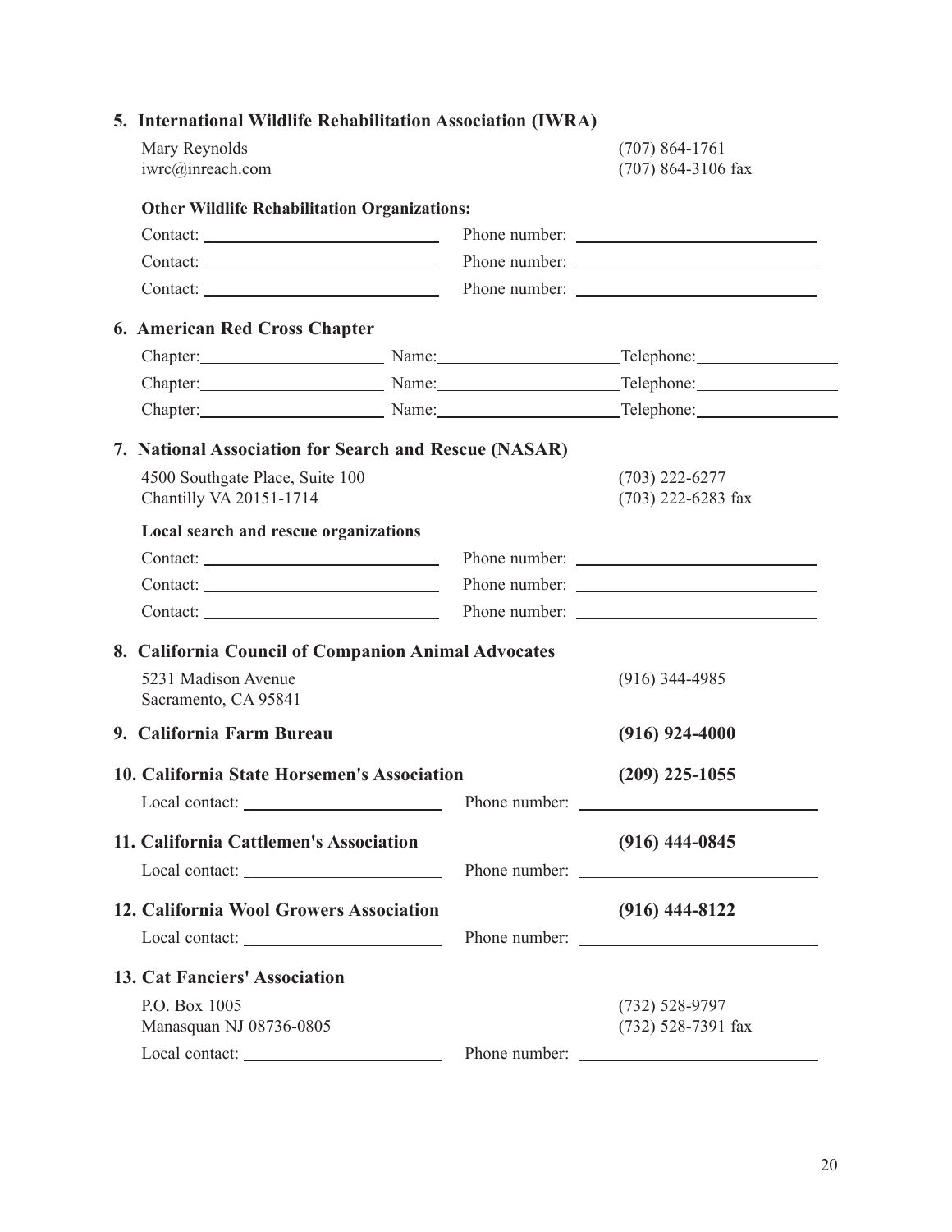## 5. International Wildlife Rehabilitation Association (IWRA)

Mary Reynolds — (707) 864-1761
iwrc@inreach.com — (707) 864-3106 fax

**Other Wildlife Rehabilitation Organizations:**

Contact: ____________________ Phone number: ____________________

Contact: ____________________ Phone number: ____________________

Contact: ____________________ Phone number: ____________________

## 6. American Red Cross Chapter

Chapter: ________________ Name: ________________ Telephone: ________________

Chapter: ________________ Name: ________________ Telephone: ________________

Chapter: ________________ Name: ________________ Telephone: ________________

## 7. National Association for Search and Rescue (NASAR)

4500 Southgate Place, Suite 100 — (703) 222-6277
Chantilly VA 20151-1714 — (703) 222-6283 fax

**Local search and rescue organizations**

Contact: ____________________ Phone number: ____________________

Contact: ____________________ Phone number: ____________________

Contact: ____________________ Phone number: ____________________

## 8. California Council of Companion Animal Advocates

5231 Madison Avenue — (916) 344-4985
Sacramento, CA 95841

## 9. California Farm Bureau — (916) 924-4000

## 10. California State Horsemen's Association — (209) 225-1055

Local contact: ____________________ Phone number: ____________________

## 11. California Cattlemen's Association — (916) 444-0845

Local contact: ____________________ Phone number: ____________________

## 12. California Wool Growers Association — (916) 444-8122

Local contact: ____________________ Phone number: ____________________

## 13. Cat Fanciers' Association

P.O. Box 1005 — (732) 528-9797
Manasquan NJ 08736-0805 — (732) 528-7391 fax

Local contact: ____________________ Phone number: ____________________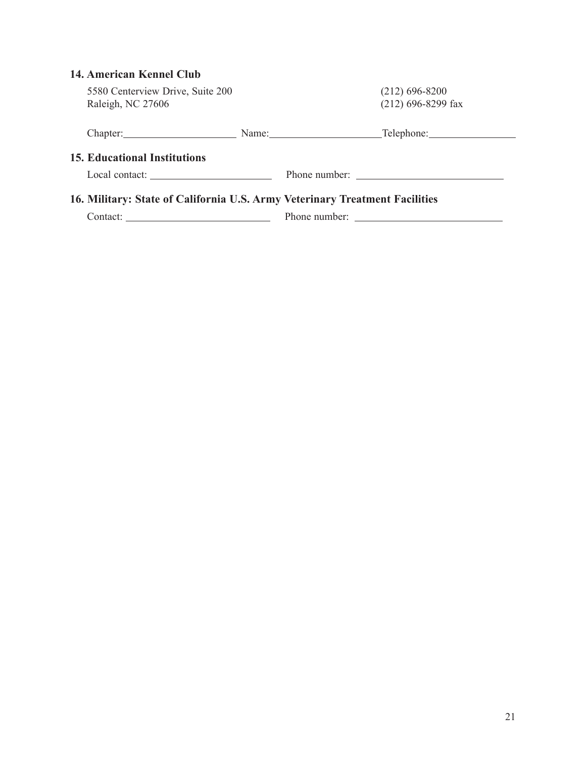### 14. American Kennel Club

5580 Centerview Drive, Suite 200
Raleigh, NC 27606

(212) 696-8200
(212) 696-8299 fax

Chapter:\_\_\_\_\_\_\_\_\_\_\_\_\_\_\_\_\_\_\_\_ Name:\_\_\_\_\_\_\_\_\_\_\_\_\_\_\_\_\_\_\_\_ Telephone:\_\_\_\_\_\_\_\_\_\_\_\_\_\_\_\_

### 15. Educational Institutions

Local contact: \_\_\_\_\_\_\_\_\_\_\_\_\_\_\_\_\_\_\_\_\_\_ Phone number: \_\_\_\_\_\_\_\_\_\_\_\_\_\_\_\_\_\_\_\_\_\_\_\_\_\_

### 16. Military: State of California U.S. Army Veterinary Treatment Facilities

Contact: \_\_\_\_\_\_\_\_\_\_\_\_\_\_\_\_\_\_\_\_\_\_\_\_\_\_ Phone number: \_\_\_\_\_\_\_\_\_\_\_\_\_\_\_\_\_\_\_\_\_\_\_\_\_\_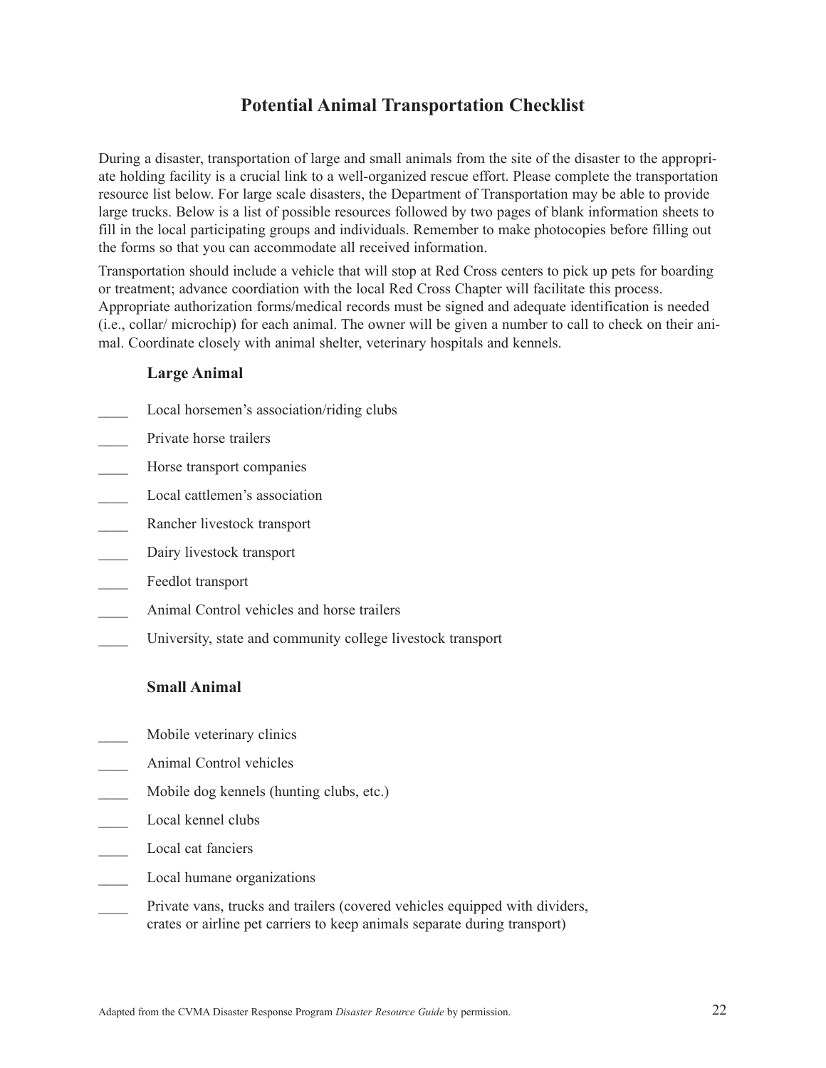## Potential Animal Transportation Checklist

During a disaster, transportation of large and small animals from the site of the disaster to the appropriate holding facility is a crucial link to a well-organized rescue effort. Please complete the transportation resource list below. For large scale disasters, the Department of Transportation may be able to provide large trucks. Below is a list of possible resources followed by two pages of blank information sheets to fill in the local participating groups and individuals. Remember to make photocopies before filling out the forms so that you can accommodate all received information.

Transportation should include a vehicle that will stop at Red Cross centers to pick up pets for boarding or treatment; advance coordiation with the local Red Cross Chapter will facilitate this process. Appropriate authorization forms/medical records must be signed and adequate identification is needed (i.e., collar/ microchip) for each animal. The owner will be given a number to call to check on their animal. Coordinate closely with animal shelter, veterinary hospitals and kennels.

**Large Animal**

____ Local horsemen's association/riding clubs

____ Private horse trailers

____ Horse transport companies

____ Local cattlemen's association

____ Rancher livestock transport

____ Dairy livestock transport

____ Feedlot transport

____ Animal Control vehicles and horse trailers

____ University, state and community college livestock transport

**Small Animal**

____ Mobile veterinary clinics

____ Animal Control vehicles

____ Mobile dog kennels (hunting clubs, etc.)

____ Local kennel clubs

____ Local cat fanciers

____ Local humane organizations

____ Private vans, trucks and trailers (covered vehicles equipped with dividers, crates or airline pet carriers to keep animals separate during transport)

Adapted from the CVMA Disaster Response Program *Disaster Resource Guide* by permission.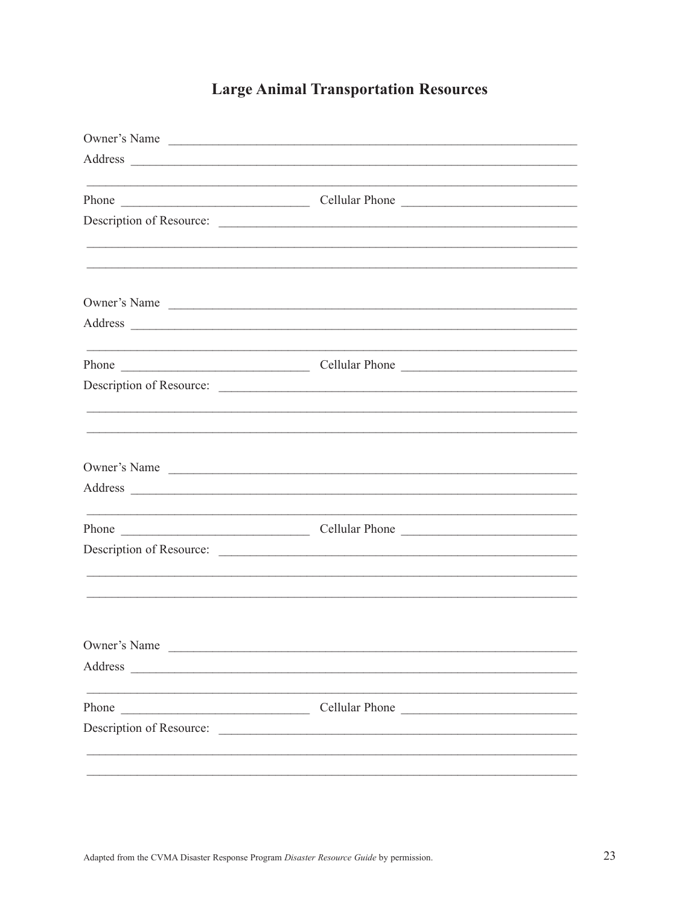# Large Animal Transportation Resources

Owner's Name ________________________________________________________________

Address ____________________________________________________________________

____________________________________________________________________________

Phone ____________________________ Cellular Phone ____________________________

Description of Resource: _______________________________________________________

____________________________________________________________________________

____________________________________________________________________________

Owner's Name ________________________________________________________________

Address ____________________________________________________________________

____________________________________________________________________________

Phone ____________________________ Cellular Phone ____________________________

Description of Resource: _______________________________________________________

____________________________________________________________________________

____________________________________________________________________________

Owner's Name ________________________________________________________________

Address ____________________________________________________________________

____________________________________________________________________________

Phone ____________________________ Cellular Phone ____________________________

Description of Resource: _______________________________________________________

____________________________________________________________________________

____________________________________________________________________________

Owner's Name ________________________________________________________________

Address ____________________________________________________________________

____________________________________________________________________________

Phone ____________________________ Cellular Phone ____________________________

Description of Resource: _______________________________________________________

____________________________________________________________________________

____________________________________________________________________________

Adapted from the CVMA Disaster Response Program *Disaster Resource Guide* by permission.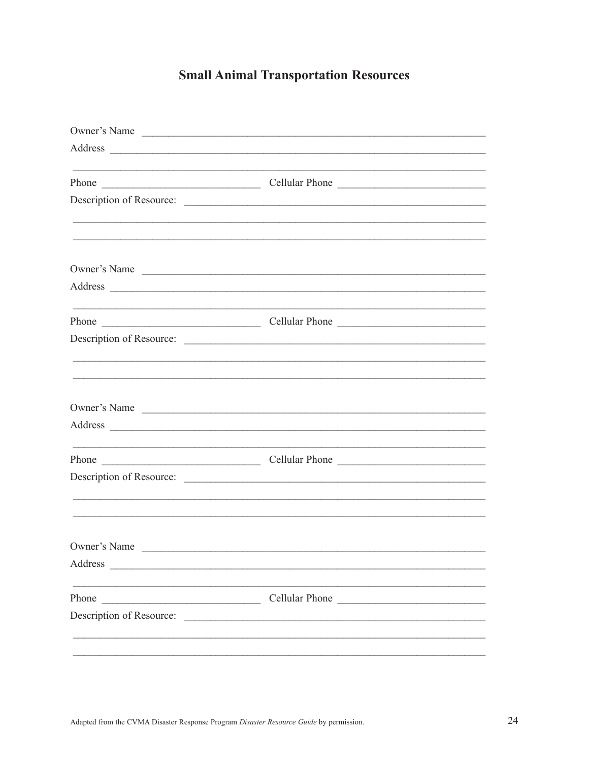# Small Animal Transportation Resources

Owner's Name ____________________________________________________________

Address ________________________________________________________________

________________________________________________________________________

Phone ___________________________ Cellular Phone ________________________

Description of Resource: ___________________________________________________

________________________________________________________________________

________________________________________________________________________

Owner's Name ____________________________________________________________

Address ________________________________________________________________

________________________________________________________________________

Phone ___________________________ Cellular Phone ________________________

Description of Resource: ___________________________________________________

________________________________________________________________________

________________________________________________________________________

Owner's Name ____________________________________________________________

Address ________________________________________________________________

________________________________________________________________________

Phone ___________________________ Cellular Phone ________________________

Description of Resource: ___________________________________________________

________________________________________________________________________

________________________________________________________________________

Owner's Name ____________________________________________________________

Address ________________________________________________________________

________________________________________________________________________

Phone ___________________________ Cellular Phone ________________________

Description of Resource: ___________________________________________________

________________________________________________________________________

________________________________________________________________________

Adapted from the CVMA Disaster Response Program *Disaster Resource Guide* by permission.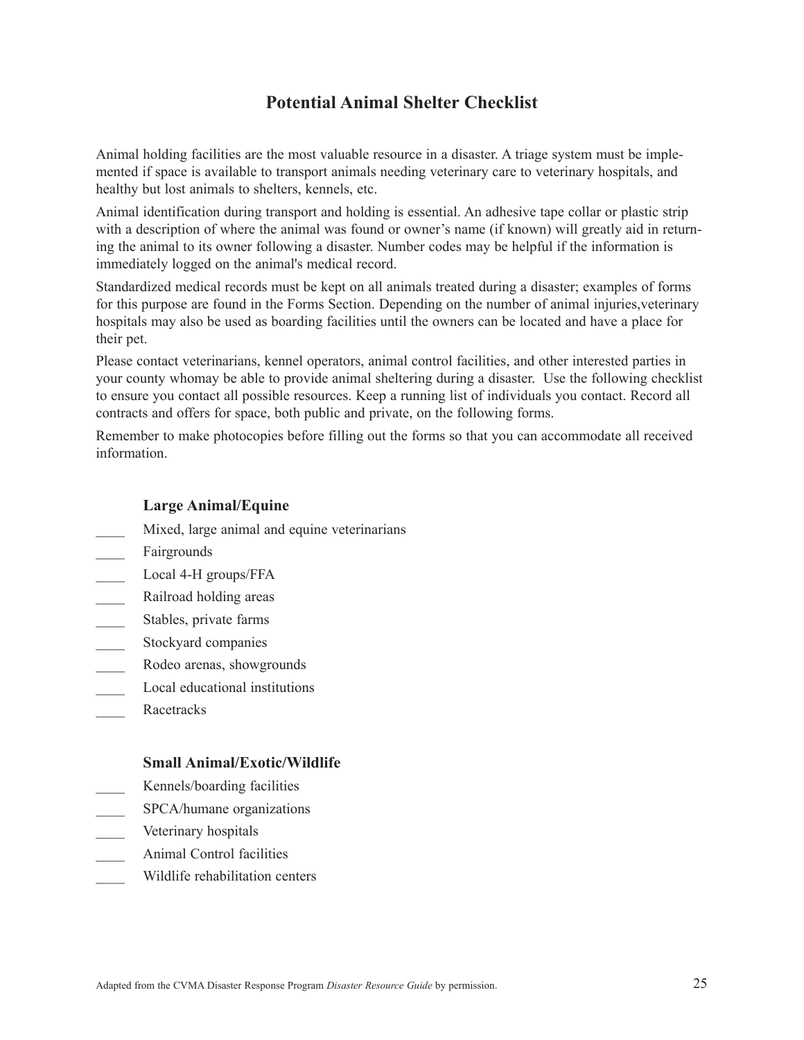# Potential Animal Shelter Checklist

Animal holding facilities are the most valuable resource in a disaster. A triage system must be implemented if space is available to transport animals needing veterinary care to veterinary hospitals, and healthy but lost animals to shelters, kennels, etc.

Animal identification during transport and holding is essential. An adhesive tape collar or plastic strip with a description of where the animal was found or owner's name (if known) will greatly aid in returning the animal to its owner following a disaster. Number codes may be helpful if the information is immediately logged on the animal's medical record.

Standardized medical records must be kept on all animals treated during a disaster; examples of forms for this purpose are found in the Forms Section. Depending on the number of animal injuries,veterinary hospitals may also be used as boarding facilities until the owners can be located and have a place for their pet.

Please contact veterinarians, kennel operators, animal control facilities, and other interested parties in your county whomay be able to provide animal sheltering during a disaster. Use the following checklist to ensure you contact all possible resources. Keep a running list of individuals you contact. Record all contracts and offers for space, both public and private, on the following forms.

Remember to make photocopies before filling out the forms so that you can accommodate all received information.

## Large Animal/Equine

____ Mixed, large animal and equine veterinarians
____ Fairgrounds
____ Local 4-H groups/FFA
____ Railroad holding areas
____ Stables, private farms
____ Stockyard companies
____ Rodeo arenas, showgrounds
____ Local educational institutions
____ Racetracks

## Small Animal/Exotic/Wildlife

____ Kennels/boarding facilities
____ SPCA/humane organizations
____ Veterinary hospitals
____ Animal Control facilities
____ Wildlife rehabilitation centers

Adapted from the CVMA Disaster Response Program *Disaster Resource Guide* by permission.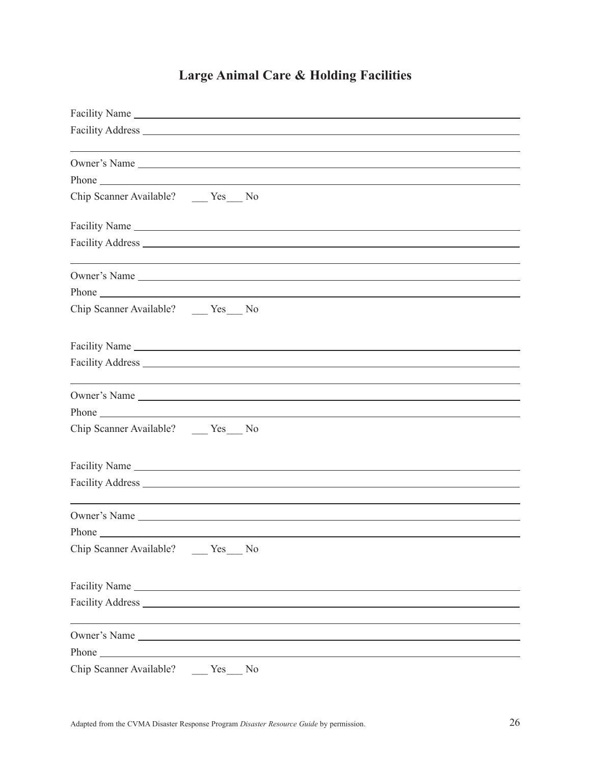# Large Animal Care & Holding Facilities

Facility Name ____________________________________________

Facility Address __________________________________________

__________________________________________________________

Owner's Name ____________________________________________

Phone ___________________________________________________

Chip Scanner Available? ___ Yes ___ No

Facility Name ____________________________________________

Facility Address __________________________________________

__________________________________________________________

Owner's Name ____________________________________________

Phone ___________________________________________________

Chip Scanner Available? ___ Yes ___ No

Facility Name ____________________________________________

Facility Address __________________________________________

__________________________________________________________

Owner's Name ____________________________________________

Phone ___________________________________________________

Chip Scanner Available? ___ Yes ___ No

Facility Name ____________________________________________

Facility Address __________________________________________

__________________________________________________________

Owner's Name ____________________________________________

Phone ___________________________________________________

Chip Scanner Available? ___ Yes ___ No

Facility Name ____________________________________________

Facility Address __________________________________________

__________________________________________________________

Owner's Name ____________________________________________

Phone ___________________________________________________

Chip Scanner Available? ___ Yes ___ No

Adapted from the CVMA Disaster Response Program *Disaster Resource Guide* by permission.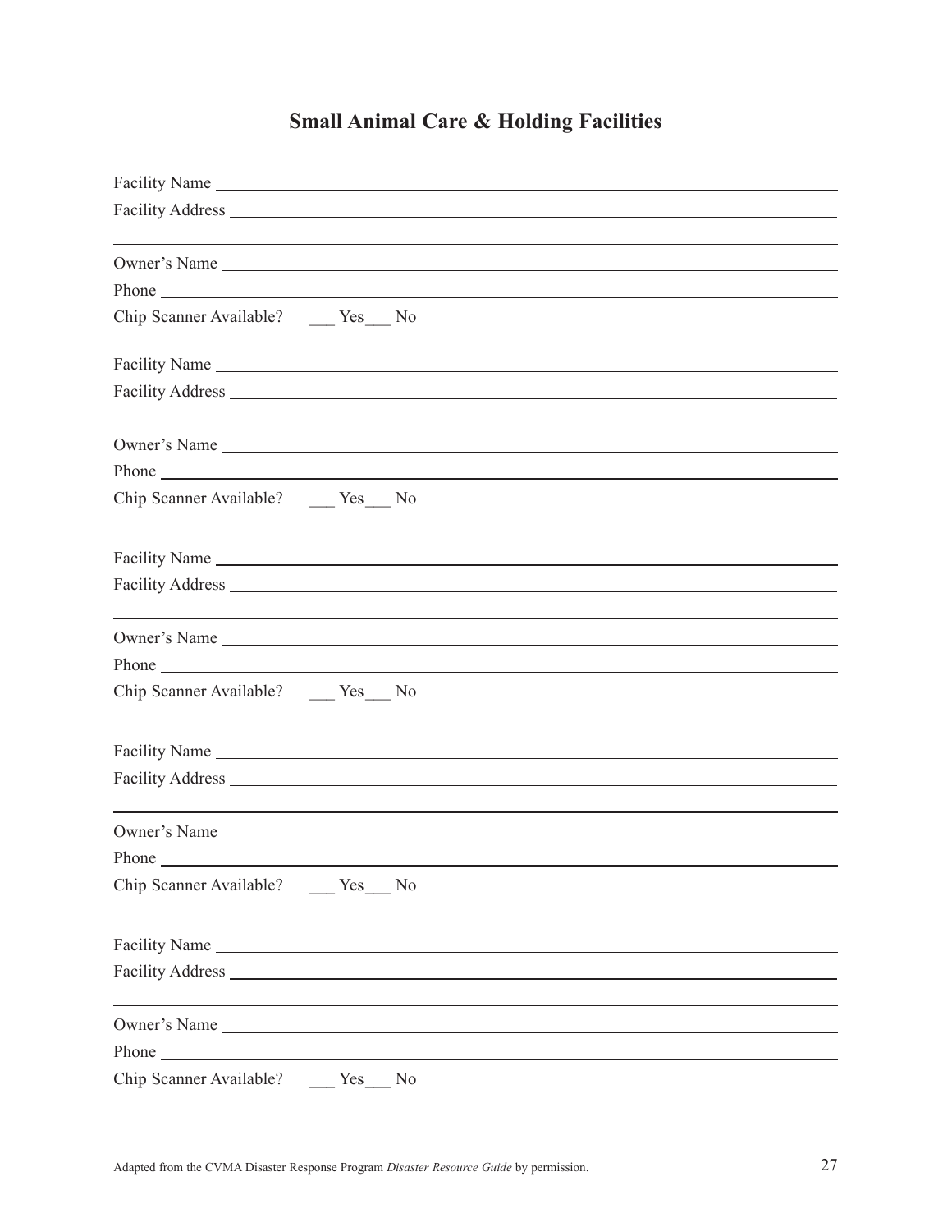# Small Animal Care & Holding Facilities

Facility Name ______________________________________________

Facility Address ______________________________________________

______________________________________________

Owner's Name ______________________________________________

Phone ______________________________________________

Chip Scanner Available? ___ Yes ___ No

Facility Name ______________________________________________

Facility Address ______________________________________________

______________________________________________

Owner's Name ______________________________________________

Phone ______________________________________________

Chip Scanner Available? ___ Yes ___ No

Facility Name ______________________________________________

Facility Address ______________________________________________

______________________________________________

Owner's Name ______________________________________________

Phone ______________________________________________

Chip Scanner Available? ___ Yes ___ No

Facility Name ______________________________________________

Facility Address ______________________________________________

______________________________________________

Owner's Name ______________________________________________

Phone ______________________________________________

Chip Scanner Available? ___ Yes ___ No

Facility Name ______________________________________________

Facility Address ______________________________________________

______________________________________________

Owner's Name ______________________________________________

Phone ______________________________________________

Chip Scanner Available? ___ Yes ___ No

Adapted from the CVMA Disaster Response Program *Disaster Resource Guide* by permission.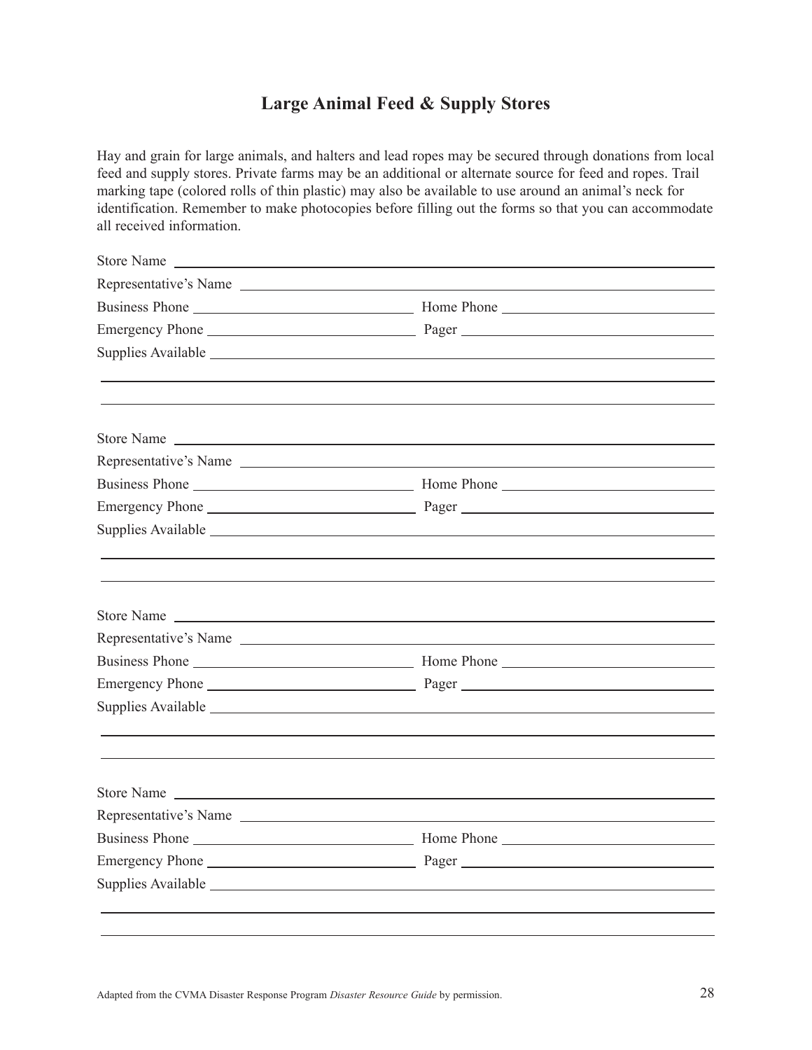# Large Animal Feed & Supply Stores

Hay and grain for large animals, and halters and lead ropes may be secured through donations from local feed and supply stores. Private farms may be an additional or alternate source for feed and ropes. Trail marking tape (colored rolls of thin plastic) may also be available to use around an animal's neck for identification. Remember to make photocopies before filling out the forms so that you can accommodate all received information.

Store Name ______________________________

Representative's Name ______________________________

Business Phone ______________________________ Home Phone ______________________________

Emergency Phone ______________________________ Pager ______________________________

Supplies Available ______________________________

______________________________

______________________________

Store Name ______________________________

Representative's Name ______________________________

Business Phone ______________________________ Home Phone ______________________________

Emergency Phone ______________________________ Pager ______________________________

Supplies Available ______________________________

______________________________

______________________________

Store Name ______________________________

Representative's Name ______________________________

Business Phone ______________________________ Home Phone ______________________________

Emergency Phone ______________________________ Pager ______________________________

Supplies Available ______________________________

______________________________

______________________________

Store Name ______________________________

Representative's Name ______________________________

Business Phone ______________________________ Home Phone ______________________________

Emergency Phone ______________________________ Pager ______________________________

Supplies Available ______________________________

______________________________

______________________________

Adapted from the CVMA Disaster Response Program *Disaster Resource Guide* by permission.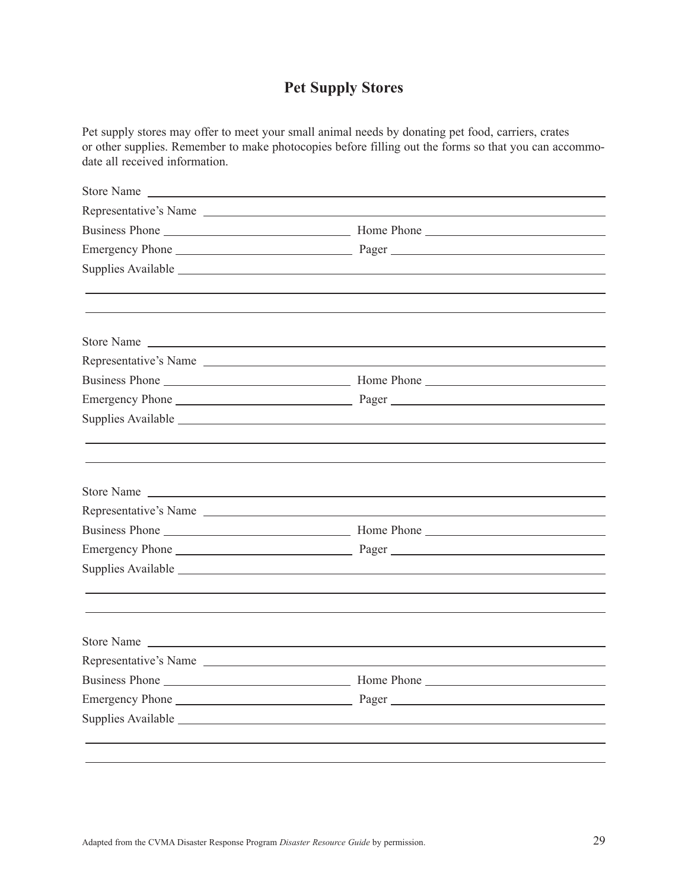# Pet Supply Stores

Pet supply stores may offer to meet your small animal needs by donating pet food, carriers, crates or other supplies. Remember to make photocopies before filling out the forms so that you can accommodate all received information.

Store Name ______________________________________________

Representative's Name ______________________________________________

Business Phone ____________________ Home Phone ____________________

Emergency Phone ____________________ Pager ____________________

Supplies Available ______________________________________________

______________________________________________

______________________________________________

Store Name ______________________________________________

Representative's Name ______________________________________________

Business Phone ____________________ Home Phone ____________________

Emergency Phone ____________________ Pager ____________________

Supplies Available ______________________________________________

______________________________________________

______________________________________________

Store Name ______________________________________________

Representative's Name ______________________________________________

Business Phone ____________________ Home Phone ____________________

Emergency Phone ____________________ Pager ____________________

Supplies Available ______________________________________________

______________________________________________

______________________________________________

Store Name ______________________________________________

Representative's Name ______________________________________________

Business Phone ____________________ Home Phone ____________________

Emergency Phone ____________________ Pager ____________________

Supplies Available ______________________________________________

______________________________________________

______________________________________________

Adapted from the CVMA Disaster Response Program *Disaster Resource Guide* by permission.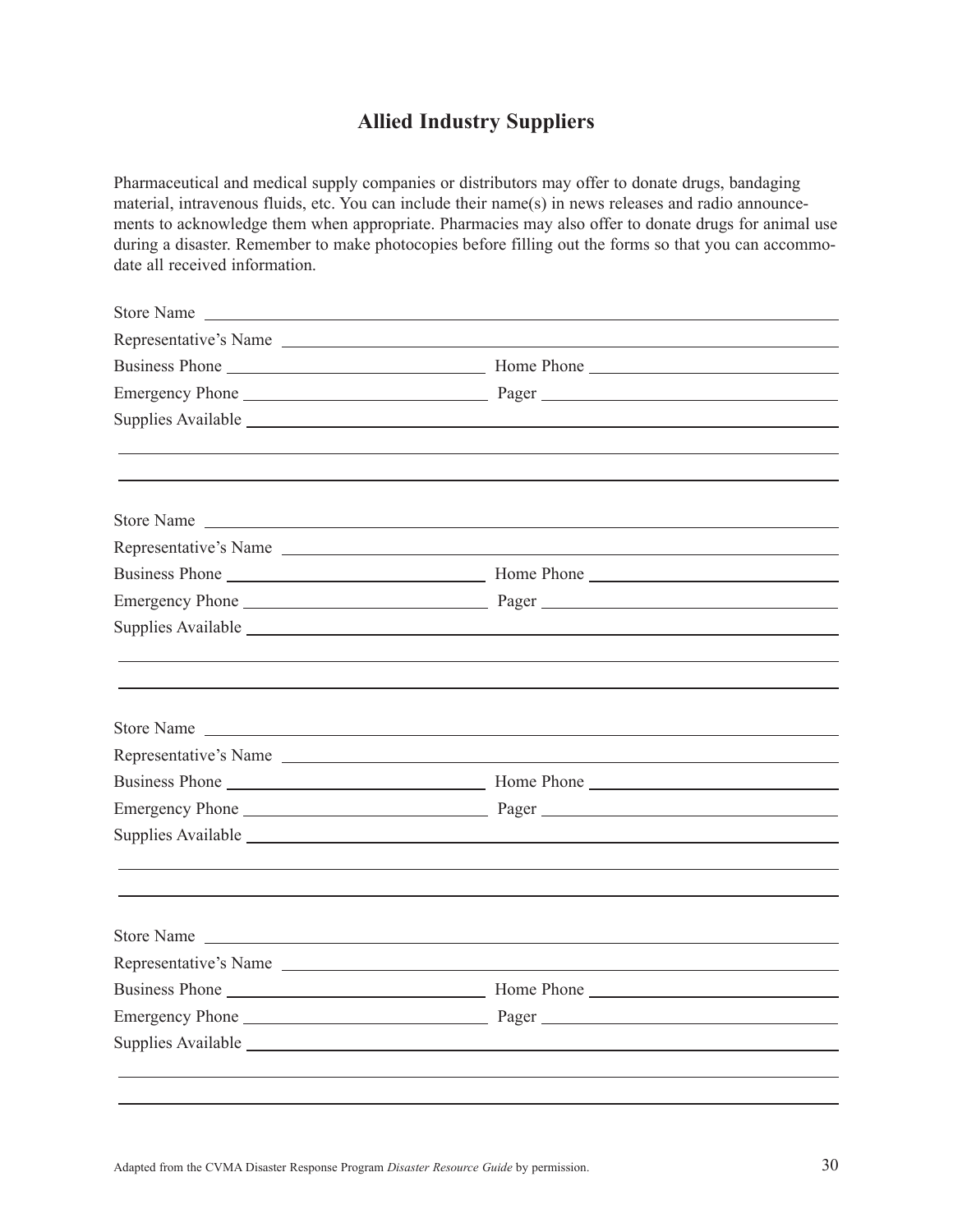## Allied Industry Suppliers

Pharmaceutical and medical supply companies or distributors may offer to donate drugs, bandaging material, intravenous fluids, etc. You can include their name(s) in news releases and radio announcements to acknowledge them when appropriate. Pharmacies may also offer to donate drugs for animal use during a disaster. Remember to make photocopies before filling out the forms so that you can accommodate all received information.

Store Name ______________________________________________

Representative's Name ______________________________________________

Business Phone ____________________ Home Phone ____________________

Emergency Phone ____________________ Pager ____________________

Supplies Available ______________________________________________

______________________________________________

______________________________________________

Store Name ______________________________________________

Representative's Name ______________________________________________

Business Phone ____________________ Home Phone ____________________

Emergency Phone ____________________ Pager ____________________

Supplies Available ______________________________________________

______________________________________________

______________________________________________

Store Name ______________________________________________

Representative's Name ______________________________________________

Business Phone ____________________ Home Phone ____________________

Emergency Phone ____________________ Pager ____________________

Supplies Available ______________________________________________

______________________________________________

______________________________________________

Store Name ______________________________________________

Representative's Name ______________________________________________

Business Phone ____________________ Home Phone ____________________

Emergency Phone ____________________ Pager ____________________

Supplies Available ______________________________________________

______________________________________________

______________________________________________

Adapted from the CVMA Disaster Response Program *Disaster Resource Guide* by permission.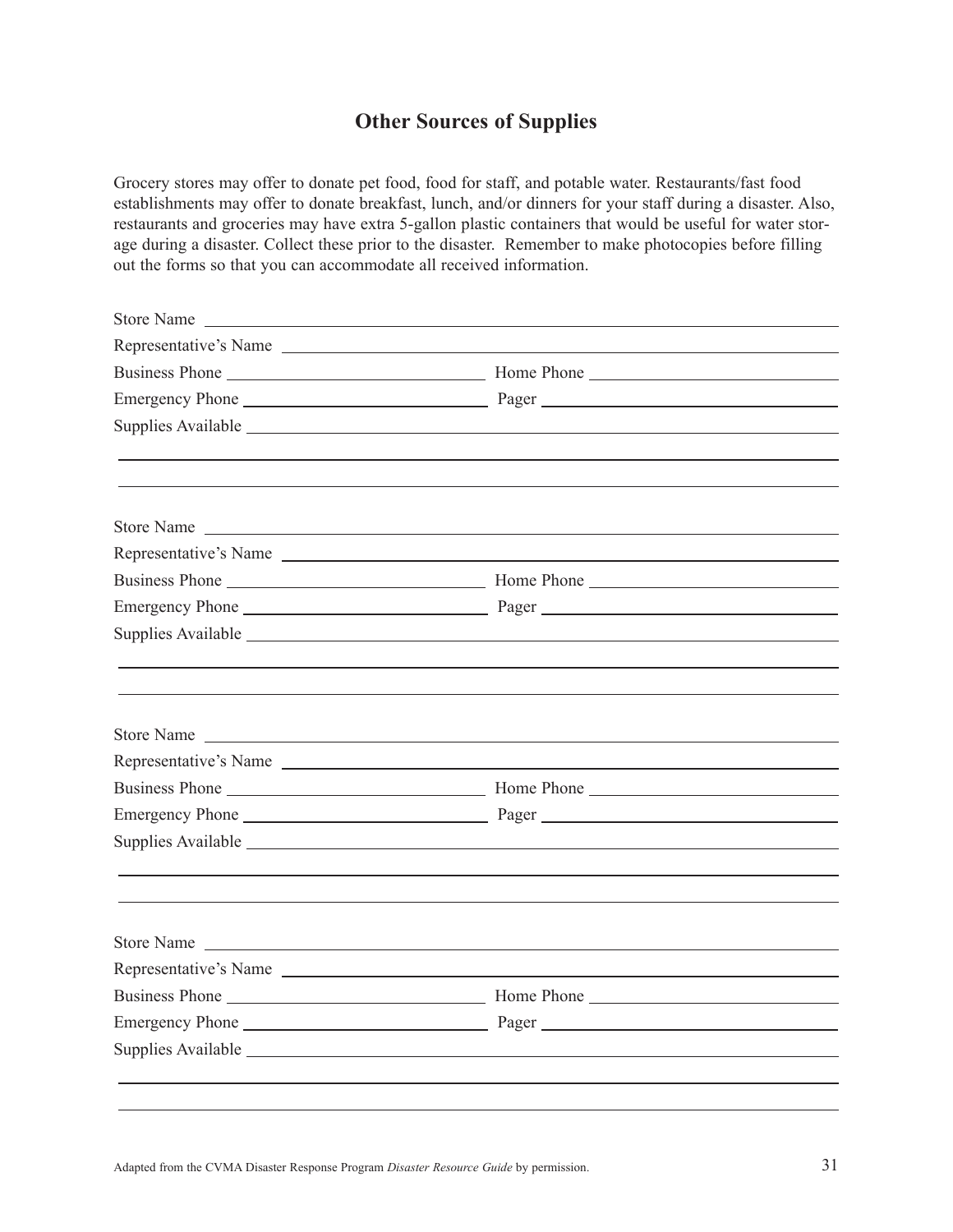## Other Sources of Supplies

Grocery stores may offer to donate pet food, food for staff, and potable water. Restaurants/fast food establishments may offer to donate breakfast, lunch, and/or dinners for your staff during a disaster. Also, restaurants and groceries may have extra 5-gallon plastic containers that would be useful for water storage during a disaster. Collect these prior to the disaster. Remember to make photocopies before filling out the forms so that you can accommodate all received information.

Store Name ____________________________________________

Representative's Name ____________________________________________

Business Phone ______________________ Home Phone ______________________

Emergency Phone ______________________ Pager ______________________

Supplies Available ____________________________________________

____________________________________________

____________________________________________

Store Name ____________________________________________

Representative's Name ____________________________________________

Business Phone ______________________ Home Phone ______________________

Emergency Phone ______________________ Pager ______________________

Supplies Available ____________________________________________

____________________________________________

____________________________________________

Store Name ____________________________________________

Representative's Name ____________________________________________

Business Phone ______________________ Home Phone ______________________

Emergency Phone ______________________ Pager ______________________

Supplies Available ____________________________________________

____________________________________________

____________________________________________

Store Name ____________________________________________

Representative's Name ____________________________________________

Business Phone ______________________ Home Phone ______________________

Emergency Phone ______________________ Pager ______________________

Supplies Available ____________________________________________

____________________________________________

____________________________________________

Adapted from the CVMA Disaster Response Program *Disaster Resource Guide* by permission.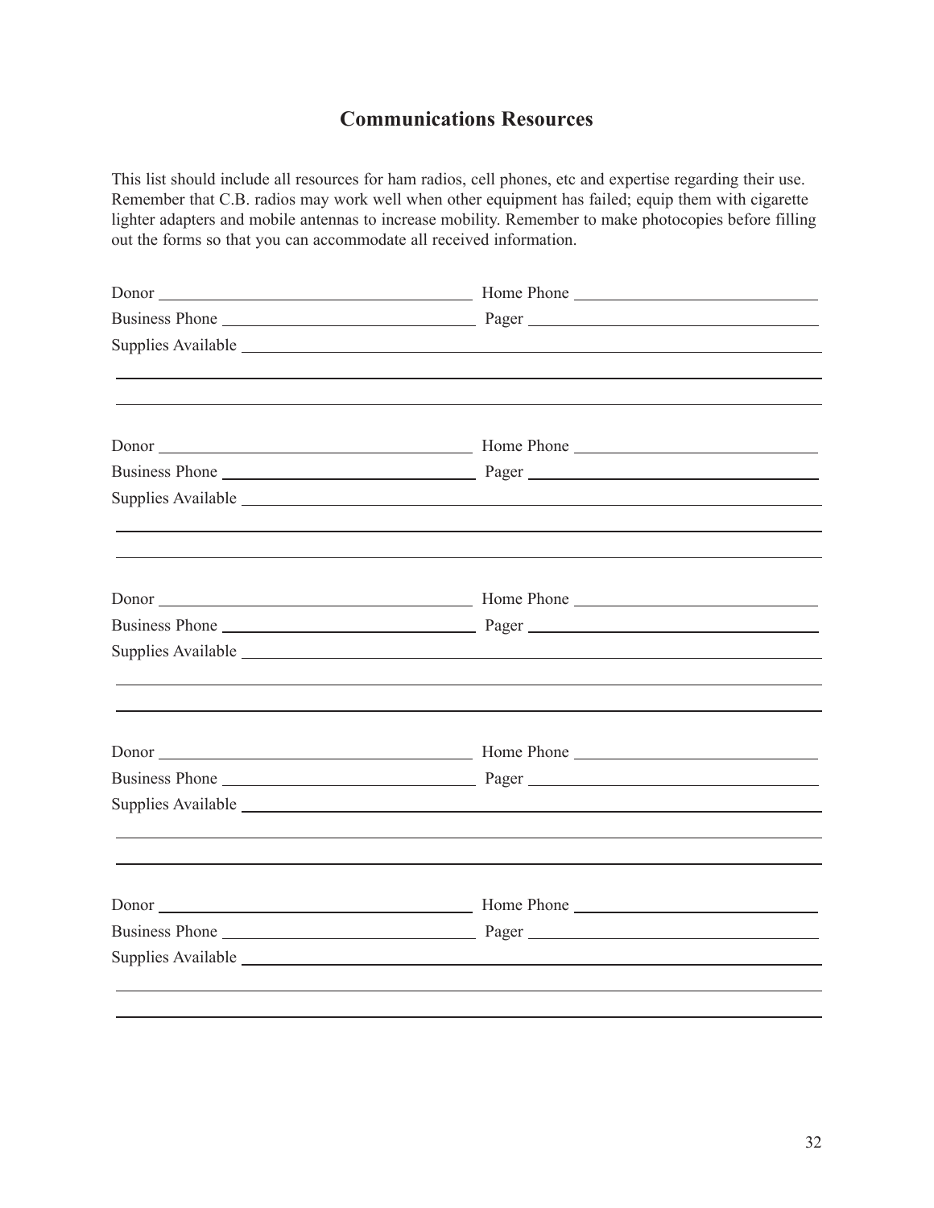## Communications Resources

This list should include all resources for ham radios, cell phones, etc and expertise regarding their use. Remember that C.B. radios may work well when other equipment has failed; equip them with cigarette lighter adapters and mobile antennas to increase mobility. Remember to make photocopies before filling out the forms so that you can accommodate all received information.

Donor ______________________________ Home Phone ______________________________

Business Phone ______________________________ Pager ______________________________

Supplies Available ____________________________________________________________

______________________________________________________________________________

______________________________________________________________________________

Donor ______________________________ Home Phone ______________________________

Business Phone ______________________________ Pager ______________________________

Supplies Available ____________________________________________________________

______________________________________________________________________________

______________________________________________________________________________

Donor ______________________________ Home Phone ______________________________

Business Phone ______________________________ Pager ______________________________

Supplies Available ____________________________________________________________

______________________________________________________________________________

______________________________________________________________________________

Donor ______________________________ Home Phone ______________________________

Business Phone ______________________________ Pager ______________________________

Supplies Available ____________________________________________________________

______________________________________________________________________________

______________________________________________________________________________

Donor ______________________________ Home Phone ______________________________

Business Phone ______________________________ Pager ______________________________

Supplies Available ____________________________________________________________

______________________________________________________________________________

______________________________________________________________________________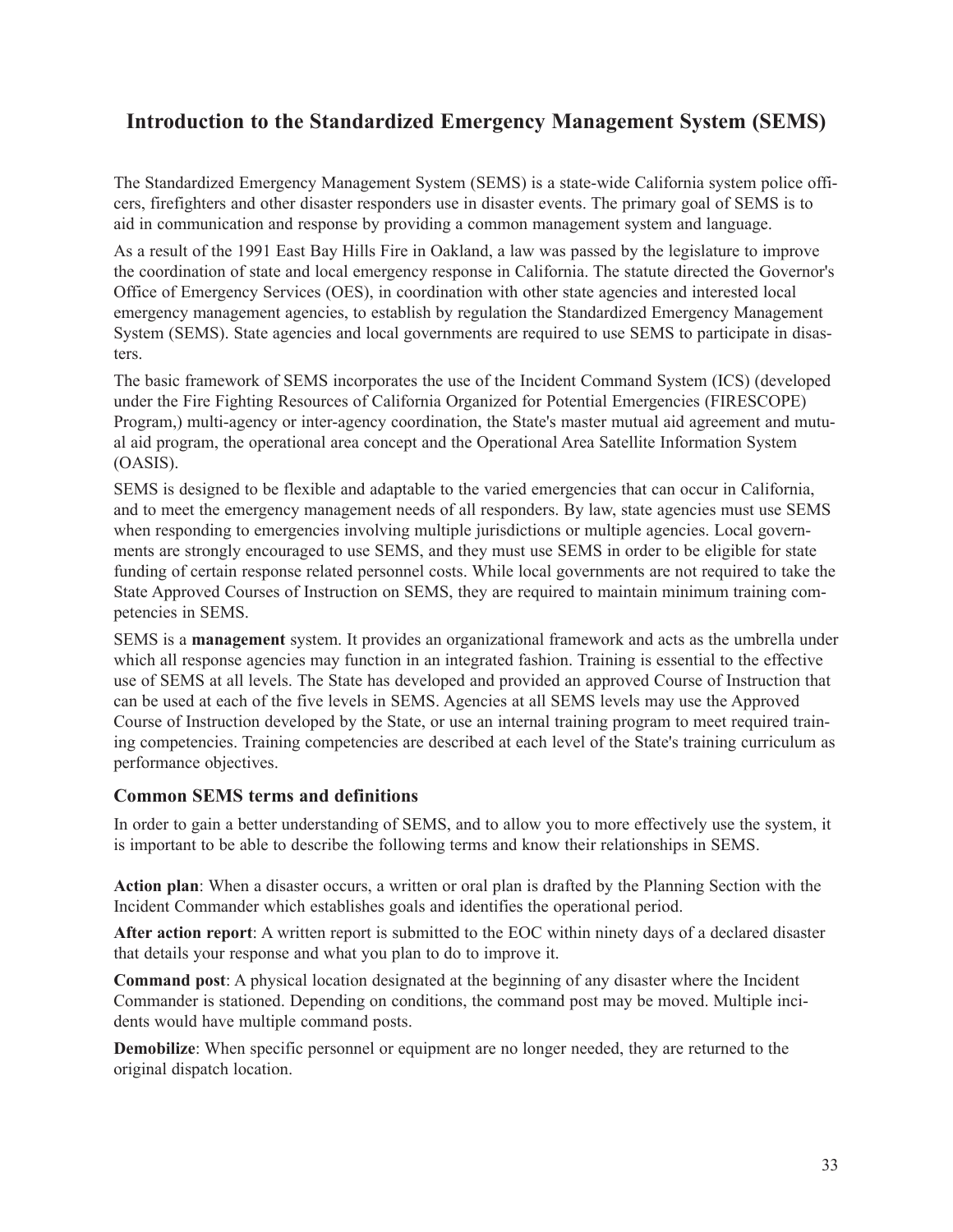## Introduction to the Standardized Emergency Management System (SEMS)

The Standardized Emergency Management System (SEMS) is a state-wide California system police officers, firefighters and other disaster responders use in disaster events. The primary goal of SEMS is to aid in communication and response by providing a common management system and language.

As a result of the 1991 East Bay Hills Fire in Oakland, a law was passed by the legislature to improve the coordination of state and local emergency response in California. The statute directed the Governor's Office of Emergency Services (OES), in coordination with other state agencies and interested local emergency management agencies, to establish by regulation the Standardized Emergency Management System (SEMS). State agencies and local governments are required to use SEMS to participate in disasters.

The basic framework of SEMS incorporates the use of the Incident Command System (ICS) (developed under the Fire Fighting Resources of California Organized for Potential Emergencies (FIRESCOPE) Program,) multi-agency or inter-agency coordination, the State's master mutual aid agreement and mutual aid program, the operational area concept and the Operational Area Satellite Information System (OASIS).

SEMS is designed to be flexible and adaptable to the varied emergencies that can occur in California, and to meet the emergency management needs of all responders. By law, state agencies must use SEMS when responding to emergencies involving multiple jurisdictions or multiple agencies. Local governments are strongly encouraged to use SEMS, and they must use SEMS in order to be eligible for state funding of certain response related personnel costs. While local governments are not required to take the State Approved Courses of Instruction on SEMS, they are required to maintain minimum training competencies in SEMS.

SEMS is a **management** system. It provides an organizational framework and acts as the umbrella under which all response agencies may function in an integrated fashion. Training is essential to the effective use of SEMS at all levels. The State has developed and provided an approved Course of Instruction that can be used at each of the five levels in SEMS. Agencies at all SEMS levels may use the Approved Course of Instruction developed by the State, or use an internal training program to meet required training competencies. Training competencies are described at each level of the State's training curriculum as performance objectives.

### Common SEMS terms and definitions

In order to gain a better understanding of SEMS, and to allow you to more effectively use the system, it is important to be able to describe the following terms and know their relationships in SEMS.

**Action plan**: When a disaster occurs, a written or oral plan is drafted by the Planning Section with the Incident Commander which establishes goals and identifies the operational period.

**After action report**: A written report is submitted to the EOC within ninety days of a declared disaster that details your response and what you plan to do to improve it.

**Command post**: A physical location designated at the beginning of any disaster where the Incident Commander is stationed. Depending on conditions, the command post may be moved. Multiple incidents would have multiple command posts.

**Demobilize**: When specific personnel or equipment are no longer needed, they are returned to the original dispatch location.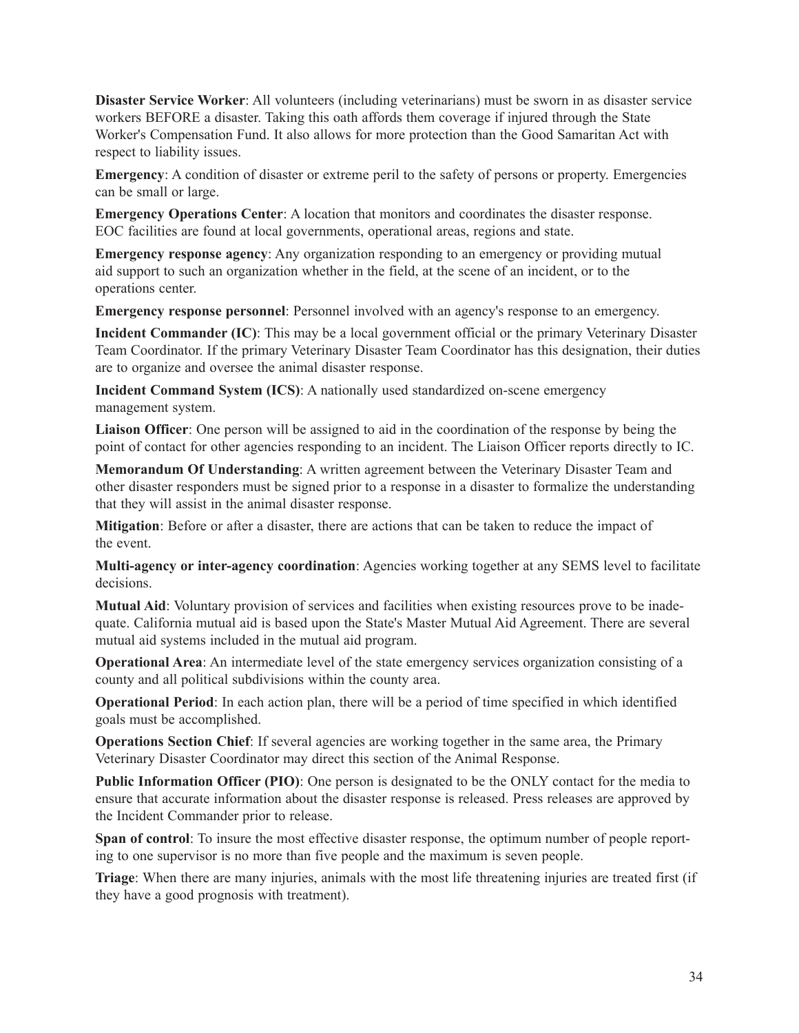**Disaster Service Worker**: All volunteers (including veterinarians) must be sworn in as disaster service workers BEFORE a disaster. Taking this oath affords them coverage if injured through the State Worker's Compensation Fund. It also allows for more protection than the Good Samaritan Act with respect to liability issues.

**Emergency**: A condition of disaster or extreme peril to the safety of persons or property. Emergencies can be small or large.

**Emergency Operations Center**: A location that monitors and coordinates the disaster response. EOC facilities are found at local governments, operational areas, regions and state.

**Emergency response agency**: Any organization responding to an emergency or providing mutual aid support to such an organization whether in the field, at the scene of an incident, or to the operations center.

**Emergency response personnel**: Personnel involved with an agency's response to an emergency.

**Incident Commander (IC)**: This may be a local government official or the primary Veterinary Disaster Team Coordinator. If the primary Veterinary Disaster Team Coordinator has this designation, their duties are to organize and oversee the animal disaster response.

**Incident Command System (ICS)**: A nationally used standardized on-scene emergency management system.

**Liaison Officer**: One person will be assigned to aid in the coordination of the response by being the point of contact for other agencies responding to an incident. The Liaison Officer reports directly to IC.

**Memorandum Of Understanding**: A written agreement between the Veterinary Disaster Team and other disaster responders must be signed prior to a response in a disaster to formalize the understanding that they will assist in the animal disaster response.

**Mitigation**: Before or after a disaster, there are actions that can be taken to reduce the impact of the event.

**Multi-agency or inter-agency coordination**: Agencies working together at any SEMS level to facilitate decisions.

**Mutual Aid**: Voluntary provision of services and facilities when existing resources prove to be inadequate. California mutual aid is based upon the State's Master Mutual Aid Agreement. There are several mutual aid systems included in the mutual aid program.

**Operational Area**: An intermediate level of the state emergency services organization consisting of a county and all political subdivisions within the county area.

**Operational Period**: In each action plan, there will be a period of time specified in which identified goals must be accomplished.

**Operations Section Chief**: If several agencies are working together in the same area, the Primary Veterinary Disaster Coordinator may direct this section of the Animal Response.

**Public Information Officer (PIO)**: One person is designated to be the ONLY contact for the media to ensure that accurate information about the disaster response is released. Press releases are approved by the Incident Commander prior to release.

**Span of control**: To insure the most effective disaster response, the optimum number of people reporting to one supervisor is no more than five people and the maximum is seven people.

**Triage**: When there are many injuries, animals with the most life threatening injuries are treated first (if they have a good prognosis with treatment).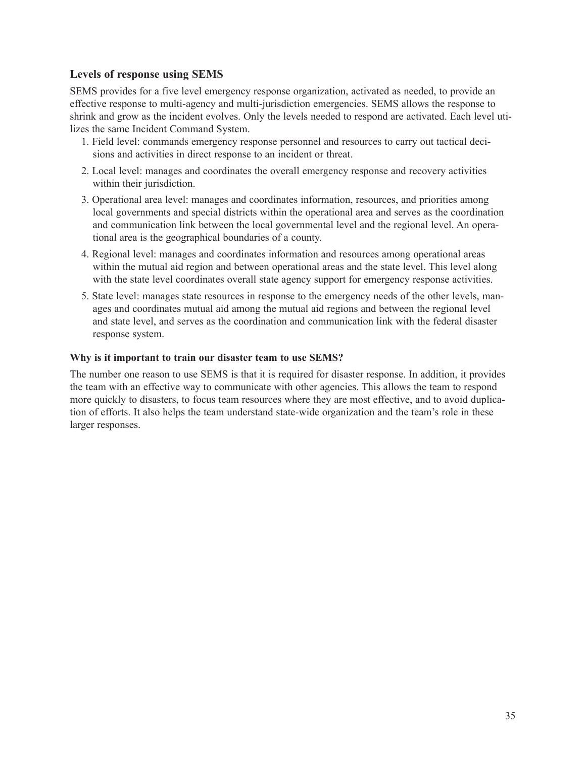## Levels of response using SEMS

SEMS provides for a five level emergency response organization, activated as needed, to provide an effective response to multi-agency and multi-jurisdiction emergencies. SEMS allows the response to shrink and grow as the incident evolves. Only the levels needed to respond are activated. Each level utilizes the same Incident Command System.

1. Field level: commands emergency response personnel and resources to carry out tactical decisions and activities in direct response to an incident or threat.
2. Local level: manages and coordinates the overall emergency response and recovery activities within their jurisdiction.
3. Operational area level: manages and coordinates information, resources, and priorities among local governments and special districts within the operational area and serves as the coordination and communication link between the local governmental level and the regional level. An operational area is the geographical boundaries of a county.
4. Regional level: manages and coordinates information and resources among operational areas within the mutual aid region and between operational areas and the state level. This level along with the state level coordinates overall state agency support for emergency response activities.
5. State level: manages state resources in response to the emergency needs of the other levels, manages and coordinates mutual aid among the mutual aid regions and between the regional level and state level, and serves as the coordination and communication link with the federal disaster response system.

### Why is it important to train our disaster team to use SEMS?

The number one reason to use SEMS is that it is required for disaster response. In addition, it provides the team with an effective way to communicate with other agencies. This allows the team to respond more quickly to disasters, to focus team resources where they are most effective, and to avoid duplication of efforts. It also helps the team understand state-wide organization and the team's role in these larger responses.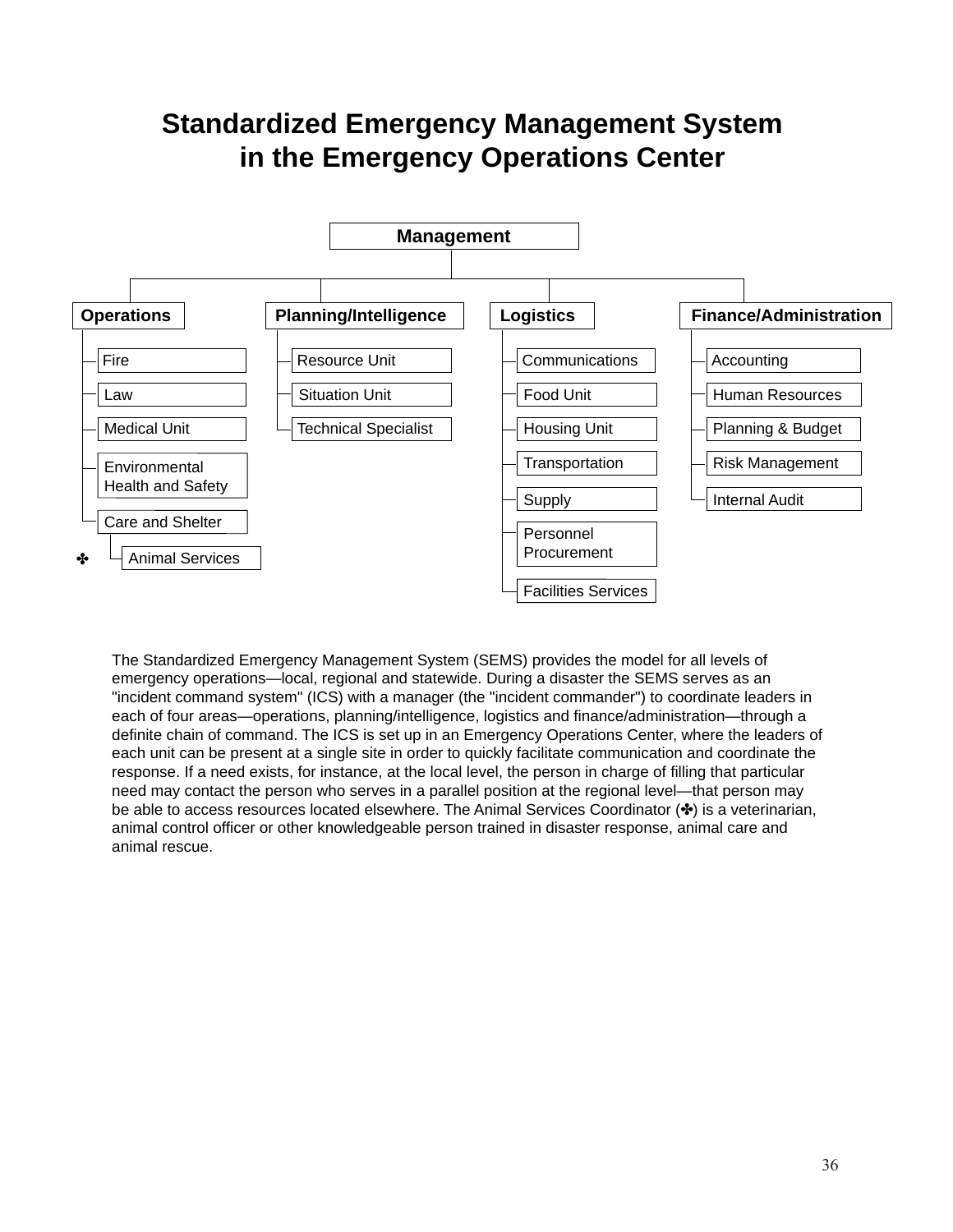# Standardized Emergency Management System in the Emergency Operations Center

**Management**

- **Operations**
  - Fire
  - Law
  - Medical Unit
  - Environmental Health and Safety
  - Care and Shelter
    - ✤ Animal Services
- **Planning/Intelligence**
  - Resource Unit
  - Situation Unit
  - Technical Specialist
- **Logistics**
  - Communications
  - Food Unit
  - Housing Unit
  - Transportation
  - Supply
  - Personnel Procurement
  - Facilities Services
- **Finance/Administration**
  - Accounting
  - Human Resources
  - Planning & Budget
  - Risk Management
  - Internal Audit

The Standardized Emergency Management System (SEMS) provides the model for all levels of emergency operations—local, regional and statewide. During a disaster the SEMS serves as an "incident command system" (ICS) with a manager (the "incident commander") to coordinate leaders in each of four areas—operations, planning/intelligence, logistics and finance/administration—through a definite chain of command. The ICS is set up in an Emergency Operations Center, where the leaders of each unit can be present at a single site in order to quickly facilitate communication and coordinate the response. If a need exists, for instance, at the local level, the person in charge of filling that particular need may contact the person who serves in a parallel position at the regional level—that person may be able to access resources located elsewhere. The Animal Services Coordinator (✤) is a veterinarian, animal control officer or other knowledgeable person trained in disaster response, animal care and animal rescue.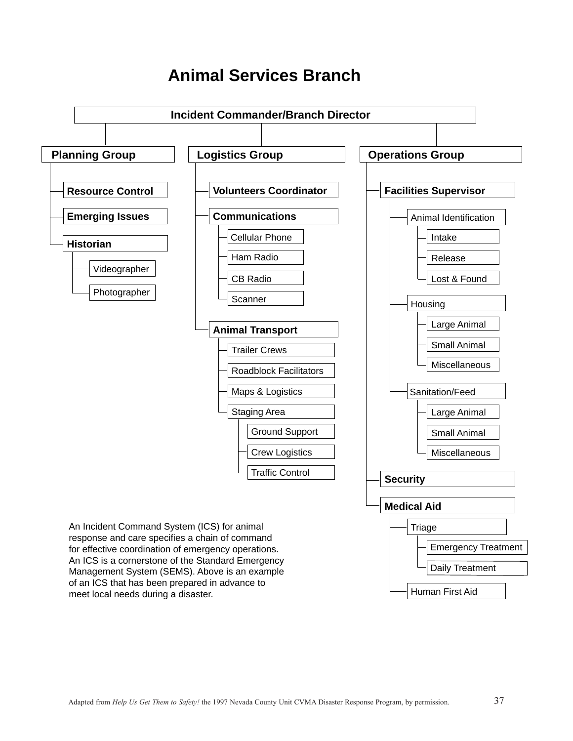# Animal Services Branch

- **Incident Commander/Branch Director**
  - **Planning Group**
    - **Resource Control**
    - **Emerging Issues**
    - **Historian**
      - Videographer
      - Photographer
  - **Logistics Group**
    - **Volunteers Coordinator**
    - **Communications**
      - Cellular Phone
      - Ham Radio
      - CB Radio
      - Scanner
    - **Animal Transport**
      - Trailer Crews
      - Roadblock Facilitators
      - Maps & Logistics
      - Staging Area
        - Ground Support
        - Crew Logistics
        - Traffic Control
  - **Operations Group**
    - **Facilities Supervisor**
      - Animal Identification
        - Intake
        - Release
        - Lost & Found
      - Housing
        - Large Animal
        - Small Animal
        - Miscellaneous
      - Sanitation/Feed
        - Large Animal
        - Small Animal
        - Miscellaneous
    - **Security**
    - **Medical Aid**
      - Triage
        - Emergency Treatment
        - Daily Treatment
      - Human First Aid

An Incident Command System (ICS) for animal response and care specifies a chain of command for effective coordination of emergency operations. An ICS is a cornerstone of the Standard Emergency Management System (SEMS). Above is an example of an ICS that has been prepared in advance to meet local needs during a disaster.

Adapted from *Help Us Get Them to Safety!* the 1997 Nevada County Unit CVMA Disaster Response Program, by permission.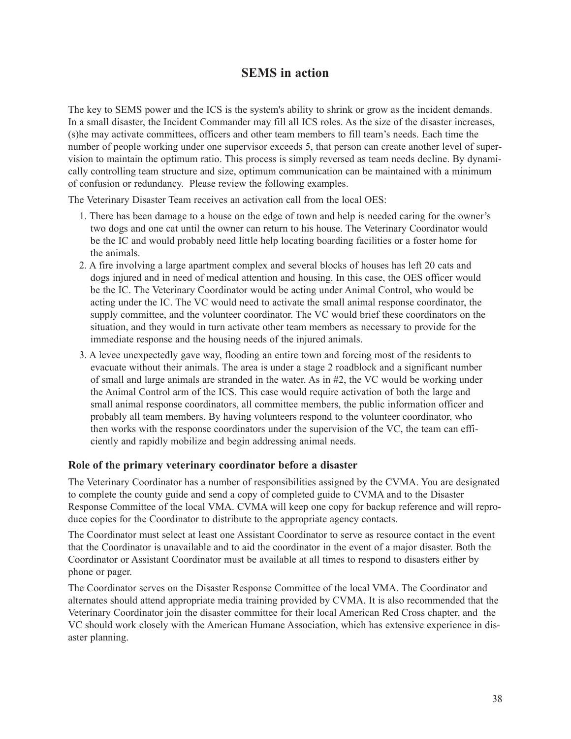## SEMS in action

The key to SEMS power and the ICS is the system's ability to shrink or grow as the incident demands. In a small disaster, the Incident Commander may fill all ICS roles. As the size of the disaster increases, (s)he may activate committees, officers and other team members to fill team's needs. Each time the number of people working under one supervisor exceeds 5, that person can create another level of supervision to maintain the optimum ratio. This process is simply reversed as team needs decline. By dynamically controlling team structure and size, optimum communication can be maintained with a minimum of confusion or redundancy. Please review the following examples.

The Veterinary Disaster Team receives an activation call from the local OES:

1. There has been damage to a house on the edge of town and help is needed caring for the owner's two dogs and one cat until the owner can return to his house. The Veterinary Coordinator would be the IC and would probably need little help locating boarding facilities or a foster home for the animals.
2. A fire involving a large apartment complex and several blocks of houses has left 20 cats and dogs injured and in need of medical attention and housing. In this case, the OES officer would be the IC. The Veterinary Coordinator would be acting under Animal Control, who would be acting under the IC. The VC would need to activate the small animal response coordinator, the supply committee, and the volunteer coordinator. The VC would brief these coordinators on the situation, and they would in turn activate other team members as necessary to provide for the immediate response and the housing needs of the injured animals.
3. A levee unexpectedly gave way, flooding an entire town and forcing most of the residents to evacuate without their animals. The area is under a stage 2 roadblock and a significant number of small and large animals are stranded in the water. As in #2, the VC would be working under the Animal Control arm of the ICS. This case would require activation of both the large and small animal response coordinators, all committee members, the public information officer and probably all team members. By having volunteers respond to the volunteer coordinator, who then works with the response coordinators under the supervision of the VC, the team can efficiently and rapidly mobilize and begin addressing animal needs.

### Role of the primary veterinary coordinator before a disaster

The Veterinary Coordinator has a number of responsibilities assigned by the CVMA. You are designated to complete the county guide and send a copy of completed guide to CVMA and to the Disaster Response Committee of the local VMA. CVMA will keep one copy for backup reference and will reproduce copies for the Coordinator to distribute to the appropriate agency contacts.

The Coordinator must select at least one Assistant Coordinator to serve as resource contact in the event that the Coordinator is unavailable and to aid the coordinator in the event of a major disaster. Both the Coordinator or Assistant Coordinator must be available at all times to respond to disasters either by phone or pager.

The Coordinator serves on the Disaster Response Committee of the local VMA. The Coordinator and alternates should attend appropriate media training provided by CVMA. It is also recommended that the Veterinary Coordinator join the disaster committee for their local American Red Cross chapter, and the VC should work closely with the American Humane Association, which has extensive experience in disaster planning.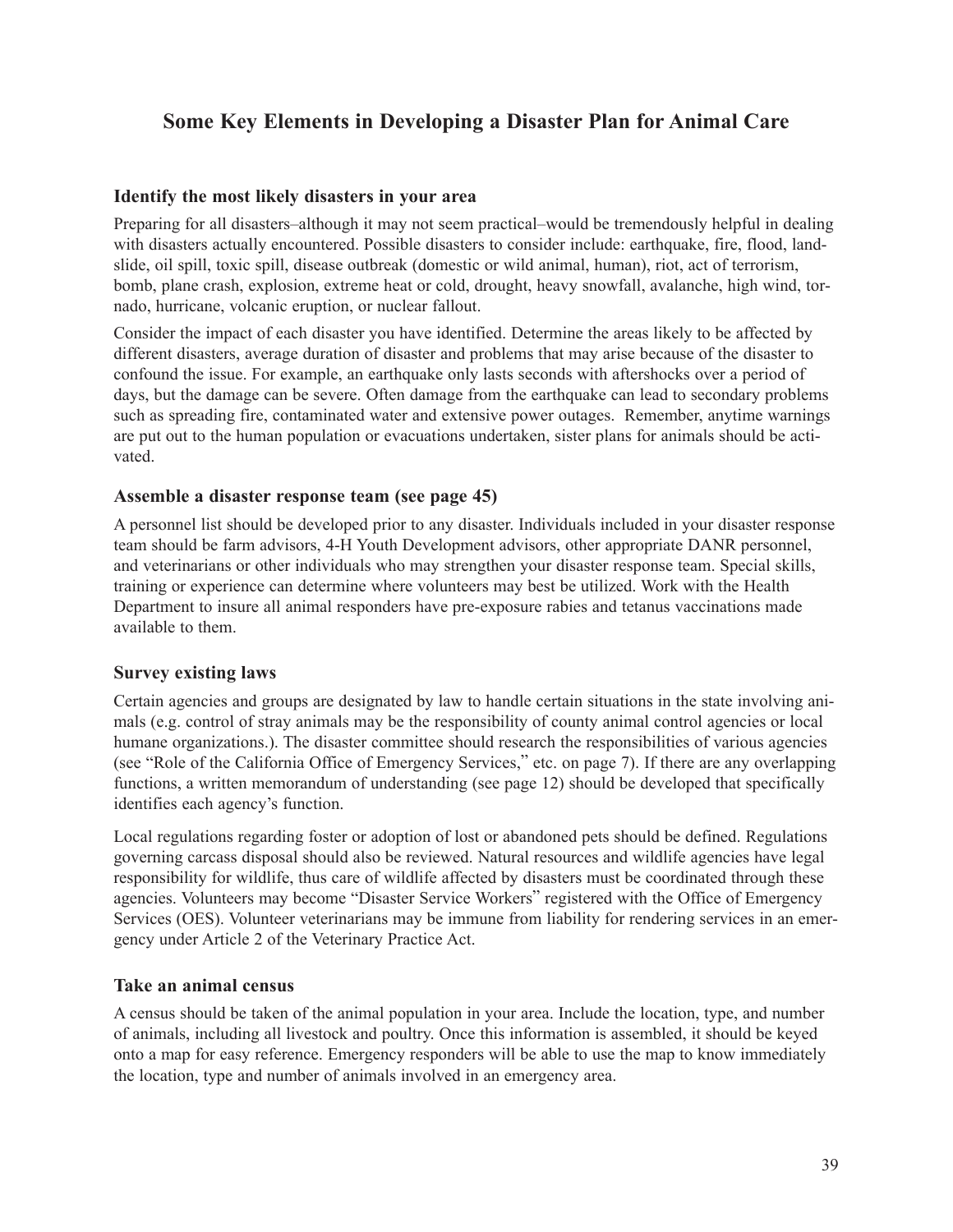# Some Key Elements in Developing a Disaster Plan for Animal Care

## Identify the most likely disasters in your area

Preparing for all disasters–although it may not seem practical–would be tremendously helpful in dealing with disasters actually encountered. Possible disasters to consider include: earthquake, fire, flood, landslide, oil spill, toxic spill, disease outbreak (domestic or wild animal, human), riot, act of terrorism, bomb, plane crash, explosion, extreme heat or cold, drought, heavy snowfall, avalanche, high wind, tornado, hurricane, volcanic eruption, or nuclear fallout.

Consider the impact of each disaster you have identified. Determine the areas likely to be affected by different disasters, average duration of disaster and problems that may arise because of the disaster to confound the issue. For example, an earthquake only lasts seconds with aftershocks over a period of days, but the damage can be severe. Often damage from the earthquake can lead to secondary problems such as spreading fire, contaminated water and extensive power outages. Remember, anytime warnings are put out to the human population or evacuations undertaken, sister plans for animals should be activated.

## Assemble a disaster response team (see page 45)

A personnel list should be developed prior to any disaster. Individuals included in your disaster response team should be farm advisors, 4-H Youth Development advisors, other appropriate DANR personnel, and veterinarians or other individuals who may strengthen your disaster response team. Special skills, training or experience can determine where volunteers may best be utilized. Work with the Health Department to insure all animal responders have pre-exposure rabies and tetanus vaccinations made available to them.

## Survey existing laws

Certain agencies and groups are designated by law to handle certain situations in the state involving animals (e.g. control of stray animals may be the responsibility of county animal control agencies or local humane organizations.). The disaster committee should research the responsibilities of various agencies (see "Role of the California Office of Emergency Services," etc. on page 7). If there are any overlapping functions, a written memorandum of understanding (see page 12) should be developed that specifically identifies each agency's function.

Local regulations regarding foster or adoption of lost or abandoned pets should be defined. Regulations governing carcass disposal should also be reviewed. Natural resources and wildlife agencies have legal responsibility for wildlife, thus care of wildlife affected by disasters must be coordinated through these agencies. Volunteers may become "Disaster Service Workers" registered with the Office of Emergency Services (OES). Volunteer veterinarians may be immune from liability for rendering services in an emergency under Article 2 of the Veterinary Practice Act.

## Take an animal census

A census should be taken of the animal population in your area. Include the location, type, and number of animals, including all livestock and poultry. Once this information is assembled, it should be keyed onto a map for easy reference. Emergency responders will be able to use the map to know immediately the location, type and number of animals involved in an emergency area.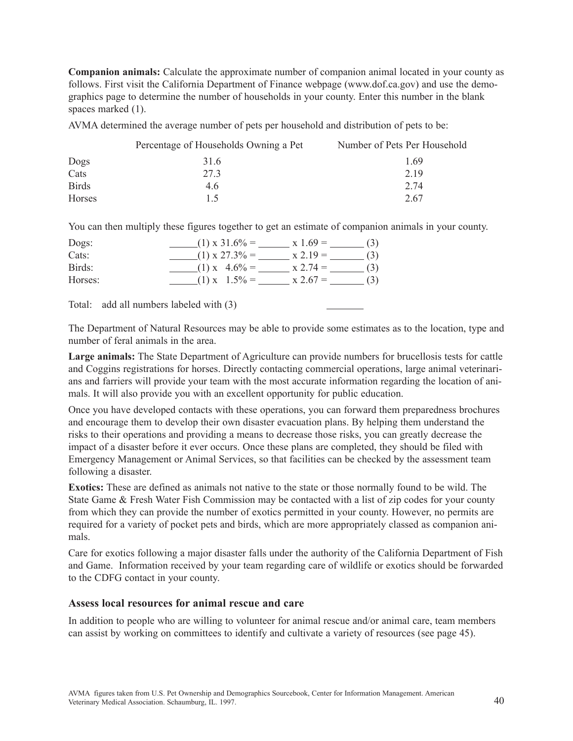**Companion animals:** Calculate the approximate number of companion animal located in your county as follows. First visit the California Department of Finance webpage (www.dof.ca.gov) and use the demographics page to determine the number of households in your county. Enter this number in the blank spaces marked (1).

AVMA determined the average number of pets per household and distribution of pets to be:

| | Percentage of Households Owning a Pet | Number of Pets Per Household |
|---|---|---|
| Dogs | 31.6 | 1.69 |
| Cats | 27.3 | 2.19 |
| Birds | 4.6 | 2.74 |
| Horses | 1.5 | 2.67 |

You can then multiply these figures together to get an estimate of companion animals in your county.

| | |
|---|---|
| Dogs: | ______(1) x 31.6% = ______ x 1.69 = _______ (3) |
| Cats: | ______(1) x 27.3% = ______ x 2.19 = _______ (3) |
| Birds: | ______(1) x 4.6% = ______ x 2.74 = _______ (3) |
| Horses: | ______(1) x 1.5% = ______ x 2.67 = _______ (3) |

Total: add all numbers labeled with (3) _______

The Department of Natural Resources may be able to provide some estimates as to the location, type and number of feral animals in the area.

**Large animals:** The State Department of Agriculture can provide numbers for brucellosis tests for cattle and Coggins registrations for horses. Directly contacting commercial operations, large animal veterinarians and farriers will provide your team with the most accurate information regarding the location of animals. It will also provide you with an excellent opportunity for public education.

Once you have developed contacts with these operations, you can forward them preparedness brochures and encourage them to develop their own disaster evacuation plans. By helping them understand the risks to their operations and providing a means to decrease those risks, you can greatly decrease the impact of a disaster before it ever occurs. Once these plans are completed, they should be filed with Emergency Management or Animal Services, so that facilities can be checked by the assessment team following a disaster.

**Exotics:** These are defined as animals not native to the state or those normally found to be wild. The State Game & Fresh Water Fish Commission may be contacted with a list of zip codes for your county from which they can provide the number of exotics permitted in your county. However, no permits are required for a variety of pocket pets and birds, which are more appropriately classed as companion animals.

Care for exotics following a major disaster falls under the authority of the California Department of Fish and Game. Information received by your team regarding care of wildlife or exotics should be forwarded to the CDFG contact in your county.

### Assess local resources for animal rescue and care

In addition to people who are willing to volunteer for animal rescue and/or animal care, team members can assist by working on committees to identify and cultivate a variety of resources (see page 45).

AVMA figures taken from U.S. Pet Ownership and Demographics Sourcebook, Center for Information Management. American Veterinary Medical Association. Schaumburg, IL. 1997.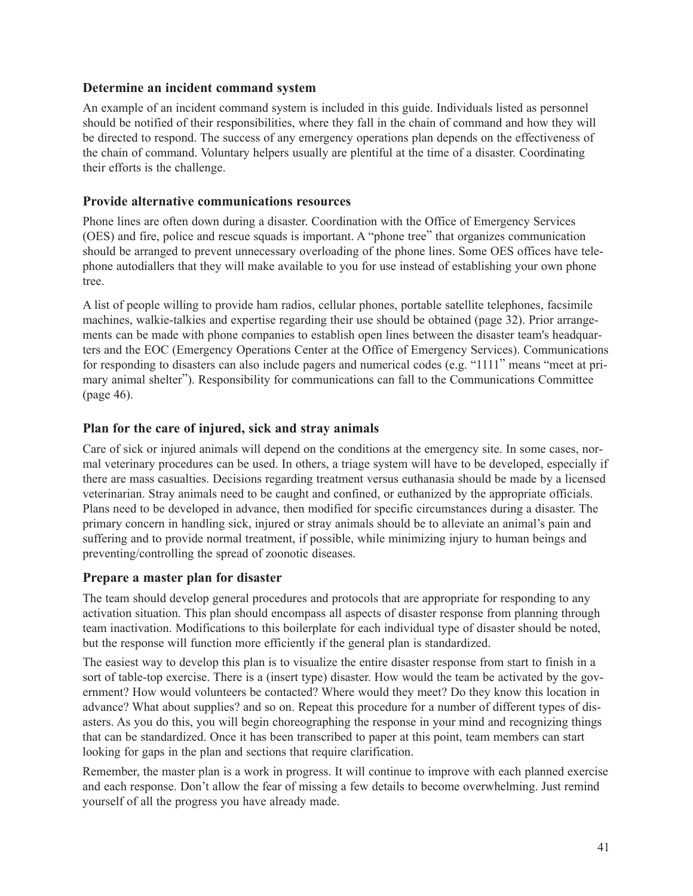### Determine an incident command system

An example of an incident command system is included in this guide. Individuals listed as personnel should be notified of their responsibilities, where they fall in the chain of command and how they will be directed to respond. The success of any emergency operations plan depends on the effectiveness of the chain of command. Voluntary helpers usually are plentiful at the time of a disaster. Coordinating their efforts is the challenge.

### Provide alternative communications resources

Phone lines are often down during a disaster. Coordination with the Office of Emergency Services (OES) and fire, police and rescue squads is important. A "phone tree" that organizes communication should be arranged to prevent unnecessary overloading of the phone lines. Some OES offices have telephone autodiallers that they will make available to you for use instead of establishing your own phone tree.

A list of people willing to provide ham radios, cellular phones, portable satellite telephones, facsimile machines, walkie-talkies and expertise regarding their use should be obtained (page 32). Prior arrangements can be made with phone companies to establish open lines between the disaster team's headquarters and the EOC (Emergency Operations Center at the Office of Emergency Services). Communications for responding to disasters can also include pagers and numerical codes (e.g. "1111" means "meet at primary animal shelter"). Responsibility for communications can fall to the Communications Committee (page 46).

### Plan for the care of injured, sick and stray animals

Care of sick or injured animals will depend on the conditions at the emergency site. In some cases, normal veterinary procedures can be used. In others, a triage system will have to be developed, especially if there are mass casualties. Decisions regarding treatment versus euthanasia should be made by a licensed veterinarian. Stray animals need to be caught and confined, or euthanized by the appropriate officials. Plans need to be developed in advance, then modified for specific circumstances during a disaster. The primary concern in handling sick, injured or stray animals should be to alleviate an animal's pain and suffering and to provide normal treatment, if possible, while minimizing injury to human beings and preventing/controlling the spread of zoonotic diseases.

### Prepare a master plan for disaster

The team should develop general procedures and protocols that are appropriate for responding to any activation situation. This plan should encompass all aspects of disaster response from planning through team inactivation. Modifications to this boilerplate for each individual type of disaster should be noted, but the response will function more efficiently if the general plan is standardized.

The easiest way to develop this plan is to visualize the entire disaster response from start to finish in a sort of table-top exercise. There is a (insert type) disaster. How would the team be activated by the government? How would volunteers be contacted? Where would they meet? Do they know this location in advance? What about supplies? and so on. Repeat this procedure for a number of different types of disasters. As you do this, you will begin choreographing the response in your mind and recognizing things that can be standardized. Once it has been transcribed to paper at this point, team members can start looking for gaps in the plan and sections that require clarification.

Remember, the master plan is a work in progress. It will continue to improve with each planned exercise and each response. Don't allow the fear of missing a few details to become overwhelming. Just remind yourself of all the progress you have already made.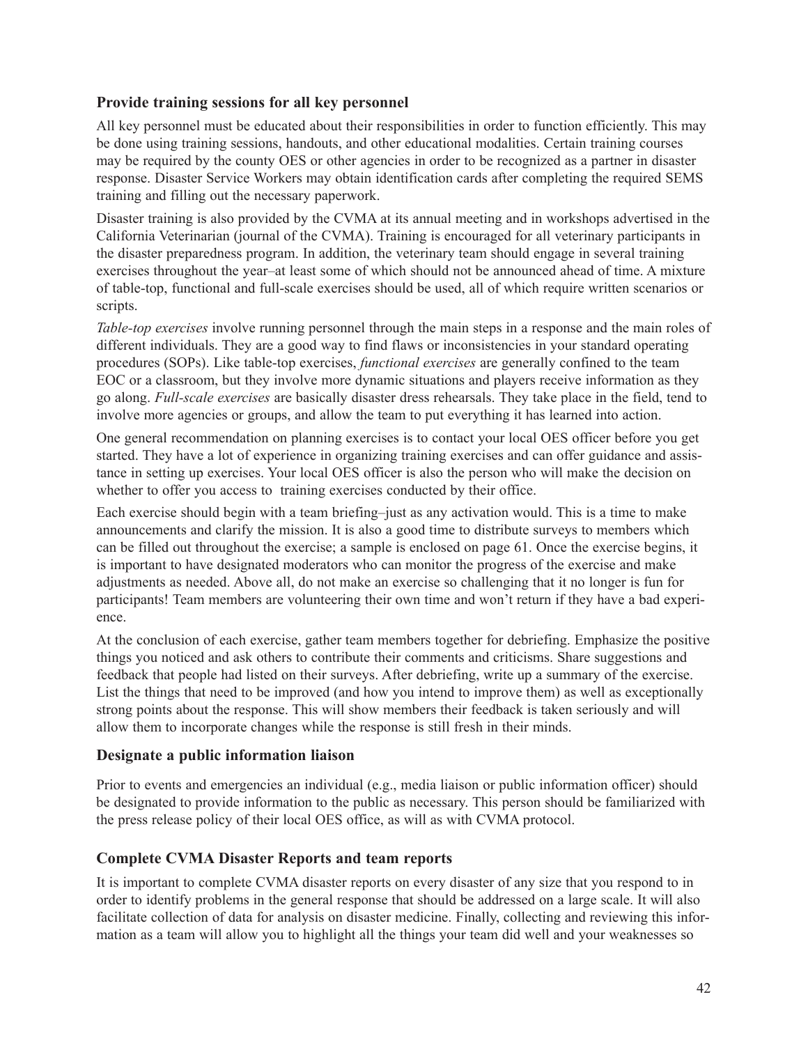### Provide training sessions for all key personnel

All key personnel must be educated about their responsibilities in order to function efficiently. This may be done using training sessions, handouts, and other educational modalities. Certain training courses may be required by the county OES or other agencies in order to be recognized as a partner in disaster response. Disaster Service Workers may obtain identification cards after completing the required SEMS training and filling out the necessary paperwork.

Disaster training is also provided by the CVMA at its annual meeting and in workshops advertised in the California Veterinarian (journal of the CVMA). Training is encouraged for all veterinary participants in the disaster preparedness program. In addition, the veterinary team should engage in several training exercises throughout the year–at least some of which should not be announced ahead of time. A mixture of table-top, functional and full-scale exercises should be used, all of which require written scenarios or scripts.

*Table-top exercises* involve running personnel through the main steps in a response and the main roles of different individuals. They are a good way to find flaws or inconsistencies in your standard operating procedures (SOPs). Like table-top exercises, *functional exercises* are generally confined to the team EOC or a classroom, but they involve more dynamic situations and players receive information as they go along. *Full-scale exercises* are basically disaster dress rehearsals. They take place in the field, tend to involve more agencies or groups, and allow the team to put everything it has learned into action.

One general recommendation on planning exercises is to contact your local OES officer before you get started. They have a lot of experience in organizing training exercises and can offer guidance and assistance in setting up exercises. Your local OES officer is also the person who will make the decision on whether to offer you access to training exercises conducted by their office.

Each exercise should begin with a team briefing–just as any activation would. This is a time to make announcements and clarify the mission. It is also a good time to distribute surveys to members which can be filled out throughout the exercise; a sample is enclosed on page 61. Once the exercise begins, it is important to have designated moderators who can monitor the progress of the exercise and make adjustments as needed. Above all, do not make an exercise so challenging that it no longer is fun for participants! Team members are volunteering their own time and won't return if they have a bad experience.

At the conclusion of each exercise, gather team members together for debriefing. Emphasize the positive things you noticed and ask others to contribute their comments and criticisms. Share suggestions and feedback that people had listed on their surveys. After debriefing, write up a summary of the exercise. List the things that need to be improved (and how you intend to improve them) as well as exceptionally strong points about the response. This will show members their feedback is taken seriously and will allow them to incorporate changes while the response is still fresh in their minds.

### Designate a public information liaison

Prior to events and emergencies an individual (e.g., media liaison or public information officer) should be designated to provide information to the public as necessary. This person should be familiarized with the press release policy of their local OES office, as will as with CVMA protocol.

### Complete CVMA Disaster Reports and team reports

It is important to complete CVMA disaster reports on every disaster of any size that you respond to in order to identify problems in the general response that should be addressed on a large scale. It will also facilitate collection of data for analysis on disaster medicine. Finally, collecting and reviewing this information as a team will allow you to highlight all the things your team did well and your weaknesses so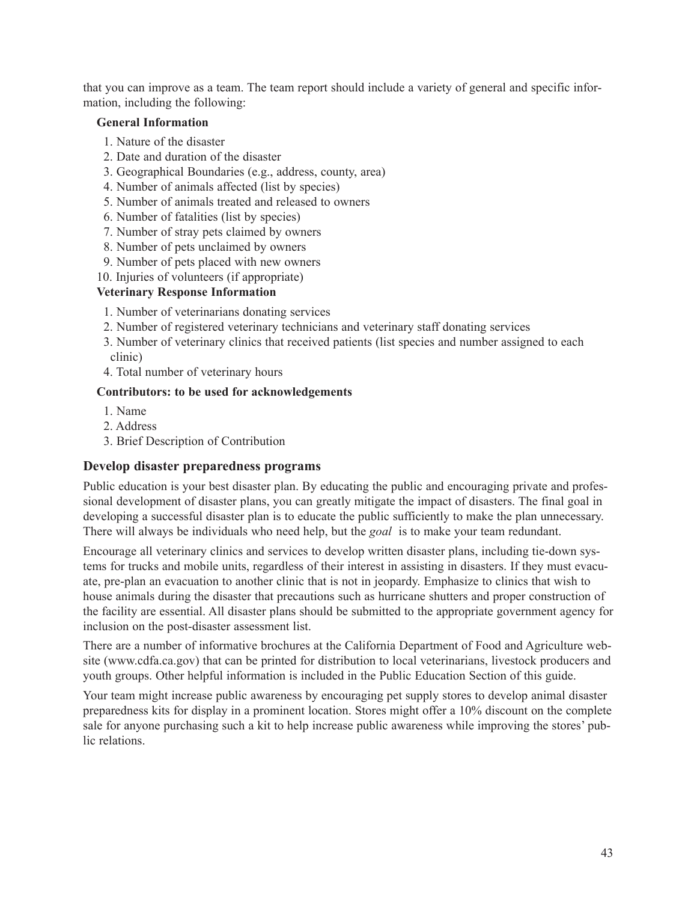that you can improve as a team. The team report should include a variety of general and specific information, including the following:

**General Information**

1. Nature of the disaster
2. Date and duration of the disaster
3. Geographical Boundaries (e.g., address, county, area)
4. Number of animals affected (list by species)
5. Number of animals treated and released to owners
6. Number of fatalities (list by species)
7. Number of stray pets claimed by owners
8. Number of pets unclaimed by owners
9. Number of pets placed with new owners
10. Injuries of volunteers (if appropriate)

**Veterinary Response Information**

1. Number of veterinarians donating services
2. Number of registered veterinary technicians and veterinary staff donating services
3. Number of veterinary clinics that received patients (list species and number assigned to each clinic)
4. Total number of veterinary hours

**Contributors: to be used for acknowledgements**

1. Name
2. Address
3. Brief Description of Contribution

## Develop disaster preparedness programs

Public education is your best disaster plan. By educating the public and encouraging private and professional development of disaster plans, you can greatly mitigate the impact of disasters. The final goal in developing a successful disaster plan is to educate the public sufficiently to make the plan unnecessary. There will always be individuals who need help, but the *goal* is to make your team redundant.

Encourage all veterinary clinics and services to develop written disaster plans, including tie-down systems for trucks and mobile units, regardless of their interest in assisting in disasters. If they must evacuate, pre-plan an evacuation to another clinic that is not in jeopardy. Emphasize to clinics that wish to house animals during the disaster that precautions such as hurricane shutters and proper construction of the facility are essential. All disaster plans should be submitted to the appropriate government agency for inclusion on the post-disaster assessment list.

There are a number of informative brochures at the California Department of Food and Agriculture website (www.cdfa.ca.gov) that can be printed for distribution to local veterinarians, livestock producers and youth groups. Other helpful information is included in the Public Education Section of this guide.

Your team might increase public awareness by encouraging pet supply stores to develop animal disaster preparedness kits for display in a prominent location. Stores might offer a 10% discount on the complete sale for anyone purchasing such a kit to help increase public awareness while improving the stores' public relations.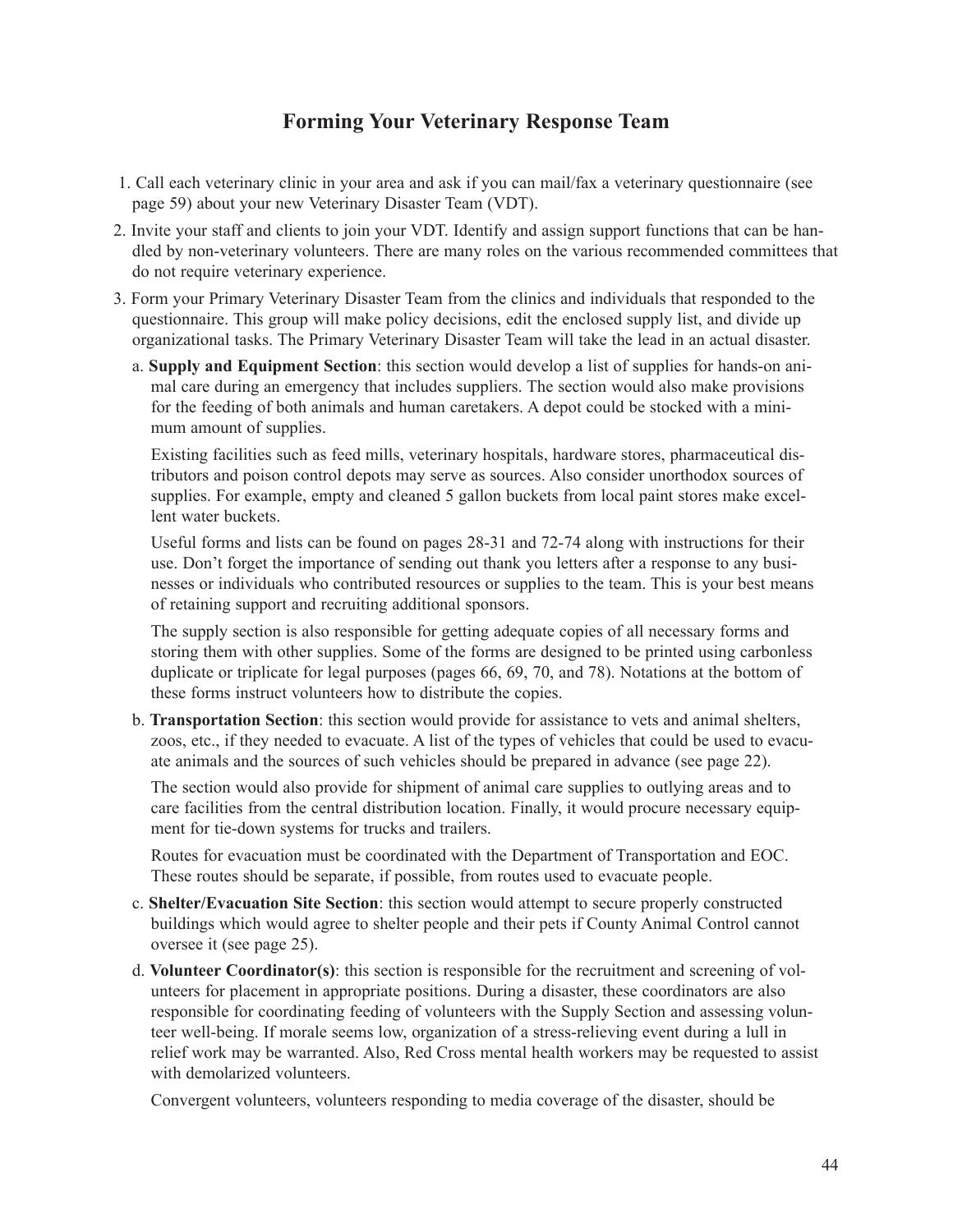## Forming Your Veterinary Response Team

1. Call each veterinary clinic in your area and ask if you can mail/fax a veterinary questionnaire (see page 59) about your new Veterinary Disaster Team (VDT).
2. Invite your staff and clients to join your VDT. Identify and assign support functions that can be handled by non-veterinary volunteers. There are many roles on the various recommended committees that do not require veterinary experience.
3. Form your Primary Veterinary Disaster Team from the clinics and individuals that responded to the questionnaire. This group will make policy decisions, edit the enclosed supply list, and divide up organizational tasks. The Primary Veterinary Disaster Team will take the lead in an actual disaster.

   a. **Supply and Equipment Section**: this section would develop a list of supplies for hands-on animal care during an emergency that includes suppliers. The section would also make provisions for the feeding of both animals and human caretakers. A depot could be stocked with a minimum amount of supplies.

      Existing facilities such as feed mills, veterinary hospitals, hardware stores, pharmaceutical distributors and poison control depots may serve as sources. Also consider unorthodox sources of supplies. For example, empty and cleaned 5 gallon buckets from local paint stores make excellent water buckets.

      Useful forms and lists can be found on pages 28-31 and 72-74 along with instructions for their use. Don't forget the importance of sending out thank you letters after a response to any businesses or individuals who contributed resources or supplies to the team. This is your best means of retaining support and recruiting additional sponsors.

      The supply section is also responsible for getting adequate copies of all necessary forms and storing them with other supplies. Some of the forms are designed to be printed using carbonless duplicate or triplicate for legal purposes (pages 66, 69, 70, and 78). Notations at the bottom of these forms instruct volunteers how to distribute the copies.

   b. **Transportation Section**: this section would provide for assistance to vets and animal shelters, zoos, etc., if they needed to evacuate. A list of the types of vehicles that could be used to evacuate animals and the sources of such vehicles should be prepared in advance (see page 22).

      The section would also provide for shipment of animal care supplies to outlying areas and to care facilities from the central distribution location. Finally, it would procure necessary equipment for tie-down systems for trucks and trailers.

      Routes for evacuation must be coordinated with the Department of Transportation and EOC. These routes should be separate, if possible, from routes used to evacuate people.

   c. **Shelter/Evacuation Site Section**: this section would attempt to secure properly constructed buildings which would agree to shelter people and their pets if County Animal Control cannot oversee it (see page 25).

   d. **Volunteer Coordinator(s)**: this section is responsible for the recruitment and screening of volunteers for placement in appropriate positions. During a disaster, these coordinators are also responsible for coordinating feeding of volunteers with the Supply Section and assessing volunteer well-being. If morale seems low, organization of a stress-relieving event during a lull in relief work may be warranted. Also, Red Cross mental health workers may be requested to assist with demolarized volunteers.

      Convergent volunteers, volunteers responding to media coverage of the disaster, should be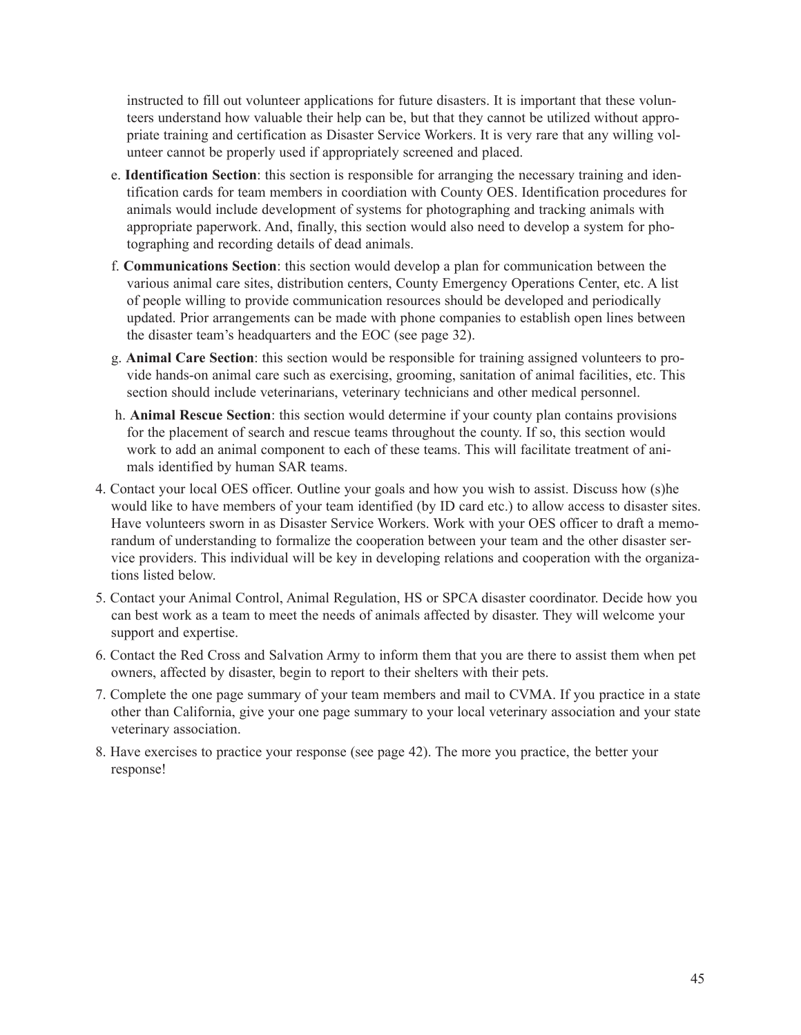instructed to fill out volunteer applications for future disasters. It is important that these volunteers understand how valuable their help can be, but that they cannot be utilized without appropriate training and certification as Disaster Service Workers. It is very rare that any willing volunteer cannot be properly used if appropriately screened and placed.

e. **Identification Section**: this section is responsible for arranging the necessary training and identification cards for team members in coordiation with County OES. Identification procedures for animals would include development of systems for photographing and tracking animals with appropriate paperwork. And, finally, this section would also need to develop a system for photographing and recording details of dead animals.

f. **Communications Section**: this section would develop a plan for communication between the various animal care sites, distribution centers, County Emergency Operations Center, etc. A list of people willing to provide communication resources should be developed and periodically updated. Prior arrangements can be made with phone companies to establish open lines between the disaster team's headquarters and the EOC (see page 32).

g. **Animal Care Section**: this section would be responsible for training assigned volunteers to provide hands-on animal care such as exercising, grooming, sanitation of animal facilities, etc. This section should include veterinarians, veterinary technicians and other medical personnel.

h. **Animal Rescue Section**: this section would determine if your county plan contains provisions for the placement of search and rescue teams throughout the county. If so, this section would work to add an animal component to each of these teams. This will facilitate treatment of animals identified by human SAR teams.

4. Contact your local OES officer. Outline your goals and how you wish to assist. Discuss how (s)he would like to have members of your team identified (by ID card etc.) to allow access to disaster sites. Have volunteers sworn in as Disaster Service Workers. Work with your OES officer to draft a memorandum of understanding to formalize the cooperation between your team and the other disaster service providers. This individual will be key in developing relations and cooperation with the organizations listed below.
5. Contact your Animal Control, Animal Regulation, HS or SPCA disaster coordinator. Decide how you can best work as a team to meet the needs of animals affected by disaster. They will welcome your support and expertise.
6. Contact the Red Cross and Salvation Army to inform them that you are there to assist them when pet owners, affected by disaster, begin to report to their shelters with their pets.
7. Complete the one page summary of your team members and mail to CVMA. If you practice in a state other than California, give your one page summary to your local veterinary association and your state veterinary association.
8. Have exercises to practice your response (see page 42). The more you practice, the better your response!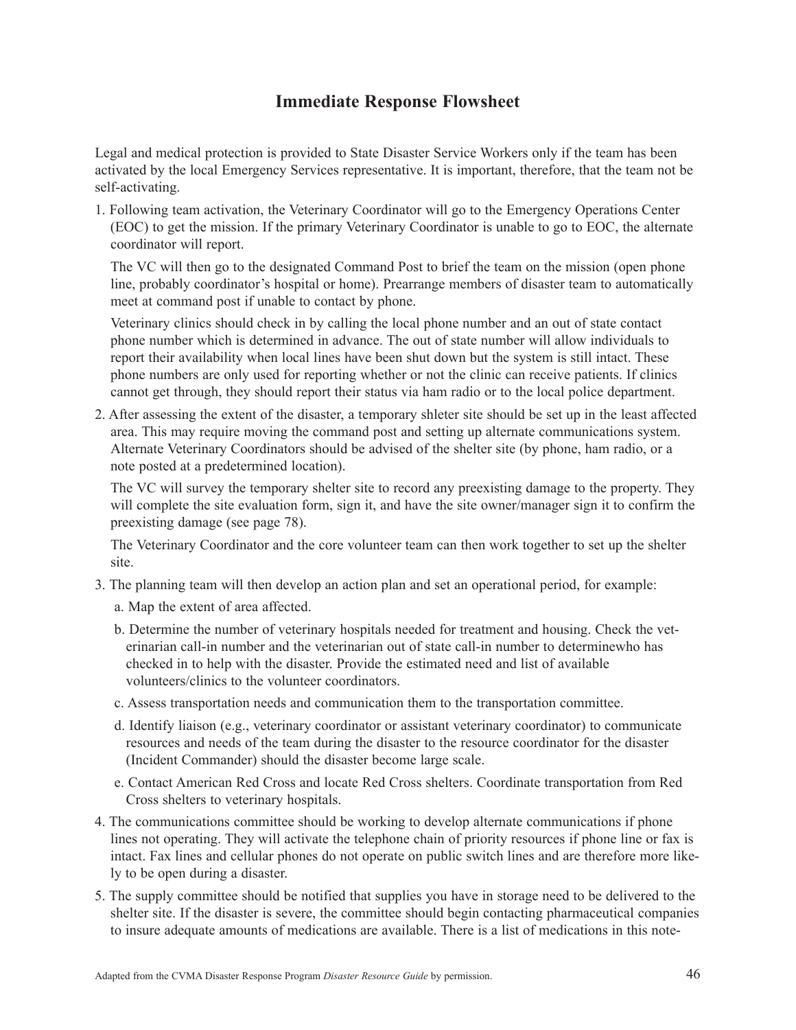# Immediate Response Flowsheet

Legal and medical protection is provided to State Disaster Service Workers only if the team has been activated by the local Emergency Services representative. It is important, therefore, that the team not be self-activating.

1. Following team activation, the Veterinary Coordinator will go to the Emergency Operations Center (EOC) to get the mission. If the primary Veterinary Coordinator is unable to go to EOC, the alternate coordinator will report.

   The VC will then go to the designated Command Post to brief the team on the mission (open phone line, probably coordinator's hospital or home). Prearrange members of disaster team to automatically meet at command post if unable to contact by phone.

   Veterinary clinics should check in by calling the local phone number and an out of state contact phone number which is determined in advance. The out of state number will allow individuals to report their availability when local lines have been shut down but the system is still intact. These phone numbers are only used for reporting whether or not the clinic can receive patients. If clinics cannot get through, they should report their status via ham radio or to the local police department.

2. After assessing the extent of the disaster, a temporary shleter site should be set up in the least affected area. This may require moving the command post and setting up alternate communications system. Alternate Veterinary Coordinators should be advised of the shelter site (by phone, ham radio, or a note posted at a predetermined location).

   The VC will survey the temporary shelter site to record any preexisting damage to the property. They will complete the site evaluation form, sign it, and have the site owner/manager sign it to confirm the preexisting damage (see page 78).

   The Veterinary Coordinator and the core volunteer team can then work together to set up the shelter site.

3. The planning team will then develop an action plan and set an operational period, for example:

   a. Map the extent of area affected.

   b. Determine the number of veterinary hospitals needed for treatment and housing. Check the veterinarian call-in number and the veterinarian out of state call-in number to determinewho has checked in to help with the disaster. Provide the estimated need and list of available volunteers/clinics to the volunteer coordinators.

   c. Assess transportation needs and communication them to the transportation committee.

   d. Identify liaison (e.g., veterinary coordinator or assistant veterinary coordinator) to communicate resources and needs of the team during the disaster to the resource coordinator for the disaster (Incident Commander) should the disaster become large scale.

   e. Contact American Red Cross and locate Red Cross shelters. Coordinate transportation from Red Cross shelters to veterinary hospitals.

4. The communications committee should be working to develop alternate communications if phone lines not operating. They will activate the telephone chain of priority resources if phone line or fax is intact. Fax lines and cellular phones do not operate on public switch lines and are therefore more likely to be open during a disaster.

5. The supply committee should be notified that supplies you have in storage need to be delivered to the shelter site. If the disaster is severe, the committee should begin contacting pharmaceutical companies to insure adequate amounts of medications are available. There is a list of medications in this note-

Adapted from the CVMA Disaster Response Program *Disaster Resource Guide* by permission.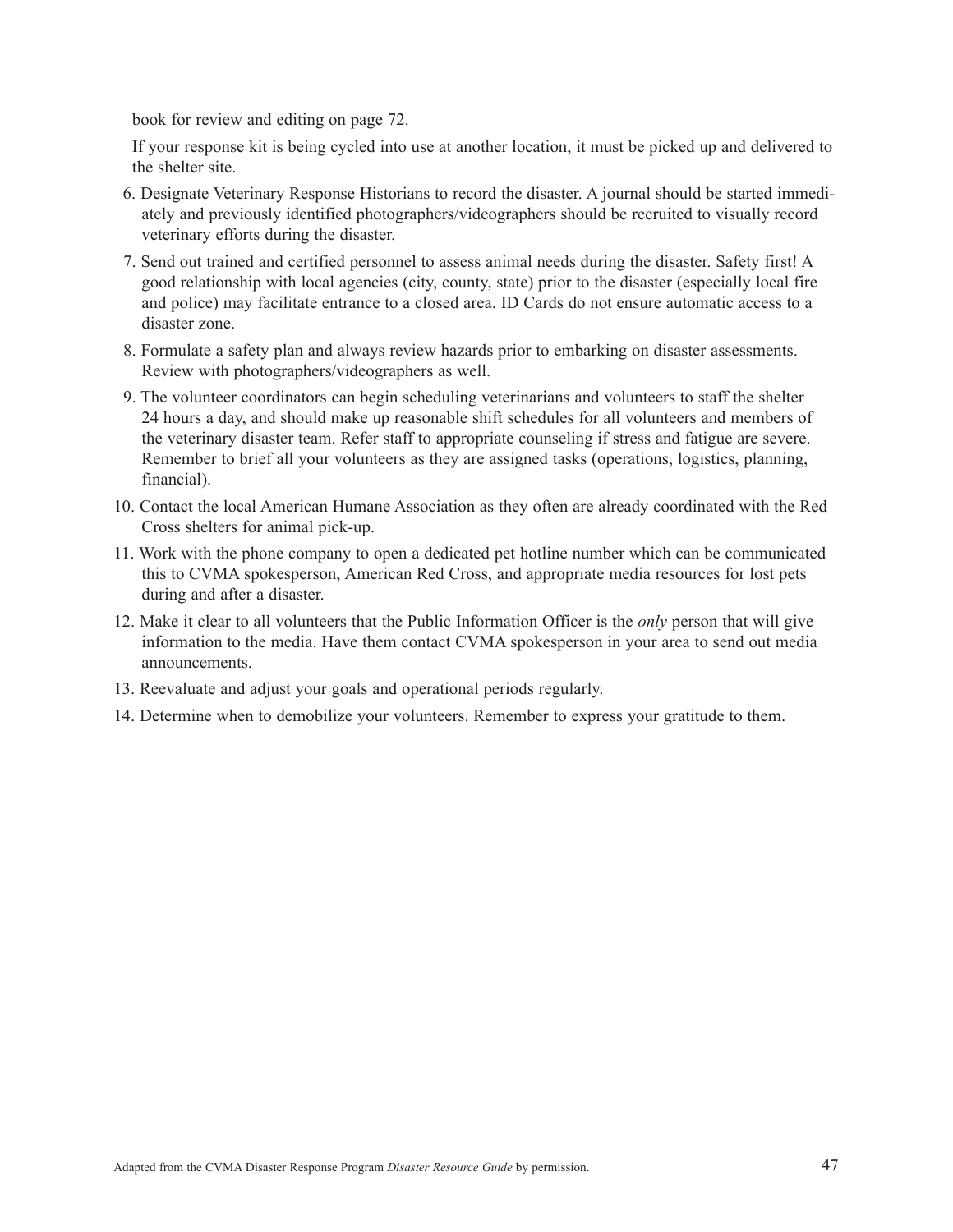book for review and editing on page 72.

If your response kit is being cycled into use at another location, it must be picked up and delivered to the shelter site.

6. Designate Veterinary Response Historians to record the disaster. A journal should be started immediately and previously identified photographers/videographers should be recruited to visually record veterinary efforts during the disaster.
7. Send out trained and certified personnel to assess animal needs during the disaster. Safety first! A good relationship with local agencies (city, county, state) prior to the disaster (especially local fire and police) may facilitate entrance to a closed area. ID Cards do not ensure automatic access to a disaster zone.
8. Formulate a safety plan and always review hazards prior to embarking on disaster assessments. Review with photographers/videographers as well.
9. The volunteer coordinators can begin scheduling veterinarians and volunteers to staff the shelter 24 hours a day, and should make up reasonable shift schedules for all volunteers and members of the veterinary disaster team. Refer staff to appropriate counseling if stress and fatigue are severe. Remember to brief all your volunteers as they are assigned tasks (operations, logistics, planning, financial).
10. Contact the local American Humane Association as they often are already coordinated with the Red Cross shelters for animal pick-up.
11. Work with the phone company to open a dedicated pet hotline number which can be communicated this to CVMA spokesperson, American Red Cross, and appropriate media resources for lost pets during and after a disaster.
12. Make it clear to all volunteers that the Public Information Officer is the *only* person that will give information to the media. Have them contact CVMA spokesperson in your area to send out media announcements.
13. Reevaluate and adjust your goals and operational periods regularly.
14. Determine when to demobilize your volunteers. Remember to express your gratitude to them.

Adapted from the CVMA Disaster Response Program *Disaster Resource Guide* by permission.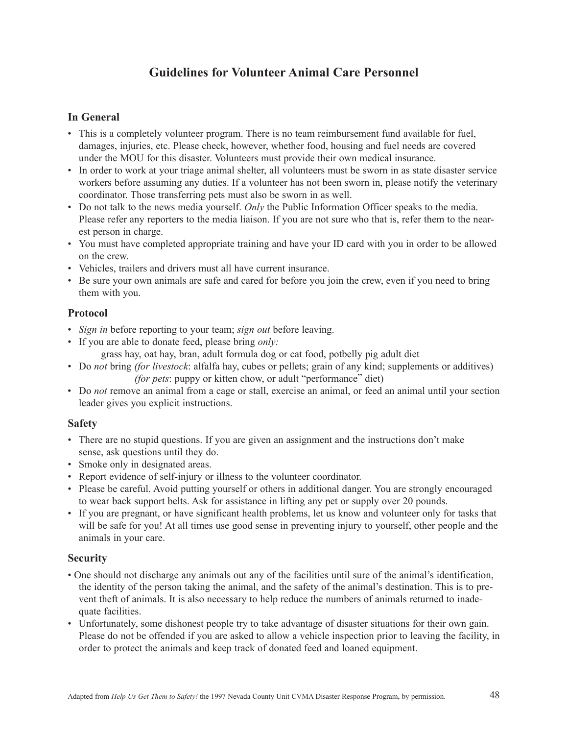# Guidelines for Volunteer Animal Care Personnel

## In General

- This is a completely volunteer program. There is no team reimbursement fund available for fuel, damages, injuries, etc. Please check, however, whether food, housing and fuel needs are covered under the MOU for this disaster. Volunteers must provide their own medical insurance.
- In order to work at your triage animal shelter, all volunteers must be sworn in as state disaster service workers before assuming any duties. If a volunteer has not been sworn in, please notify the veterinary coordinator. Those transferring pets must also be sworn in as well.
- Do not talk to the news media yourself. *Only* the Public Information Officer speaks to the media. Please refer any reporters to the media liaison. If you are not sure who that is, refer them to the nearest person in charge.
- You must have completed appropriate training and have your ID card with you in order to be allowed on the crew.
- Vehicles, trailers and drivers must all have current insurance.
- Be sure your own animals are safe and cared for before you join the crew, even if you need to bring them with you.

## Protocol

- *Sign in* before reporting to your team; *sign out* before leaving.
- If you are able to donate feed, please bring *only:*
  grass hay, oat hay, bran, adult formula dog or cat food, potbelly pig adult diet
- Do *not* bring *(for livestock*: alfalfa hay, cubes or pellets; grain of any kind; supplements or additives)
  *(for pets*: puppy or kitten chow, or adult "performance" diet)
- Do *not* remove an animal from a cage or stall, exercise an animal, or feed an animal until your section leader gives you explicit instructions.

## Safety

- There are no stupid questions. If you are given an assignment and the instructions don't make sense, ask questions until they do.
- Smoke only in designated areas.
- Report evidence of self-injury or illness to the volunteer coordinator.
- Please be careful. Avoid putting yourself or others in additional danger. You are strongly encouraged to wear back support belts. Ask for assistance in lifting any pet or supply over 20 pounds.
- If you are pregnant, or have significant health problems, let us know and volunteer only for tasks that will be safe for you! At all times use good sense in preventing injury to yourself, other people and the animals in your care.

## Security

- One should not discharge any animals out any of the facilities until sure of the animal's identification, the identity of the person taking the animal, and the safety of the animal's destination. This is to prevent theft of animals. It is also necessary to help reduce the numbers of animals returned to inadequate facilities.
- Unfortunately, some dishonest people try to take advantage of disaster situations for their own gain. Please do not be offended if you are asked to allow a vehicle inspection prior to leaving the facility, in order to protect the animals and keep track of donated feed and loaned equipment.

Adapted from *Help Us Get Them to Safety!* the 1997 Nevada County Unit CVMA Disaster Response Program, by permission.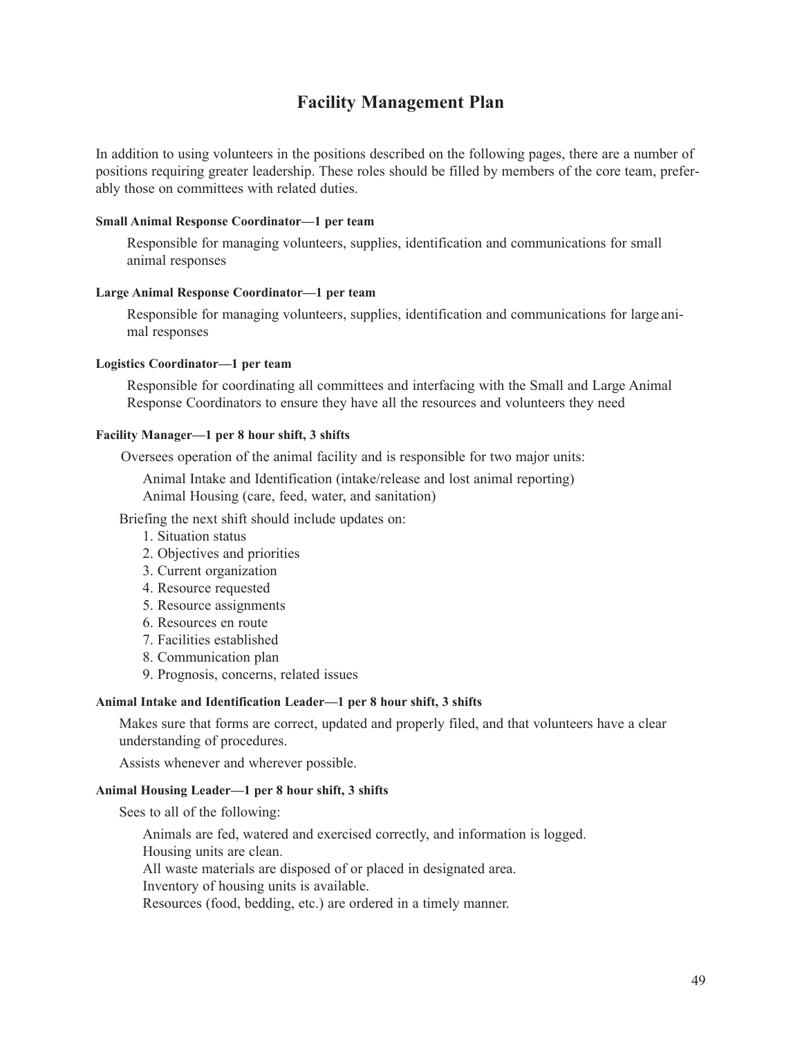# Facility Management Plan

In addition to using volunteers in the positions described on the following pages, there are a number of positions requiring greater leadership. These roles should be filled by members of the core team, preferably those on committees with related duties.

#### Small Animal Response Coordinator—1 per team

Responsible for managing volunteers, supplies, identification and communications for small animal responses

#### Large Animal Response Coordinator—1 per team

Responsible for managing volunteers, supplies, identification and communications for large animal responses

#### Logistics Coordinator—1 per team

Responsible for coordinating all committees and interfacing with the Small and Large Animal Response Coordinators to ensure they have all the resources and volunteers they need

#### Facility Manager—1 per 8 hour shift, 3 shifts

Oversees operation of the animal facility and is responsible for two major units:

Animal Intake and Identification (intake/release and lost animal reporting)
Animal Housing (care, feed, water, and sanitation)

Briefing the next shift should include updates on:

1. Situation status
2. Objectives and priorities
3. Current organization
4. Resource requested
5. Resource assignments
6. Resources en route
7. Facilities established
8. Communication plan
9. Prognosis, concerns, related issues

#### Animal Intake and Identification Leader—1 per 8 hour shift, 3 shifts

Makes sure that forms are correct, updated and properly filed, and that volunteers have a clear understanding of procedures.

Assists whenever and wherever possible.

#### Animal Housing Leader—1 per 8 hour shift, 3 shifts

Sees to all of the following:

Animals are fed, watered and exercised correctly, and information is logged.
Housing units are clean.
All waste materials are disposed of or placed in designated area.
Inventory of housing units is available.
Resources (food, bedding, etc.) are ordered in a timely manner.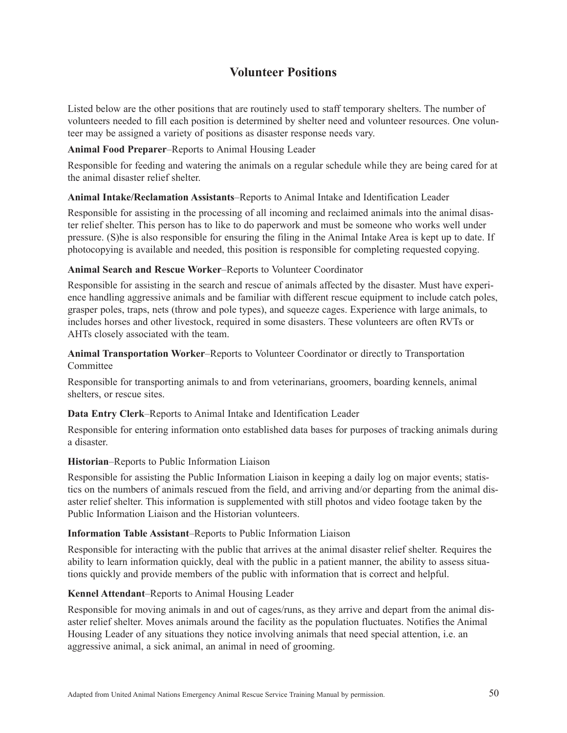## Volunteer Positions

Listed below are the other positions that are routinely used to staff temporary shelters. The number of volunteers needed to fill each position is determined by shelter need and volunteer resources. One volunteer may be assigned a variety of positions as disaster response needs vary.

**Animal Food Preparer**–Reports to Animal Housing Leader

Responsible for feeding and watering the animals on a regular schedule while they are being cared for at the animal disaster relief shelter.

**Animal Intake/Reclamation Assistants**–Reports to Animal Intake and Identification Leader

Responsible for assisting in the processing of all incoming and reclaimed animals into the animal disaster relief shelter. This person has to like to do paperwork and must be someone who works well under pressure. (S)he is also responsible for ensuring the filing in the Animal Intake Area is kept up to date. If photocopying is available and needed, this position is responsible for completing requested copying.

**Animal Search and Rescue Worker**–Reports to Volunteer Coordinator

Responsible for assisting in the search and rescue of animals affected by the disaster. Must have experience handling aggressive animals and be familiar with different rescue equipment to include catch poles, grasper poles, traps, nets (throw and pole types), and squeeze cages. Experience with large animals, to includes horses and other livestock, required in some disasters. These volunteers are often RVTs or AHTs closely associated with the team.

**Animal Transportation Worker**–Reports to Volunteer Coordinator or directly to Transportation Committee

Responsible for transporting animals to and from veterinarians, groomers, boarding kennels, animal shelters, or rescue sites.

**Data Entry Clerk**–Reports to Animal Intake and Identification Leader

Responsible for entering information onto established data bases for purposes of tracking animals during a disaster.

**Historian**–Reports to Public Information Liaison

Responsible for assisting the Public Information Liaison in keeping a daily log on major events; statistics on the numbers of animals rescued from the field, and arriving and/or departing from the animal disaster relief shelter. This information is supplemented with still photos and video footage taken by the Public Information Liaison and the Historian volunteers.

**Information Table Assistant**–Reports to Public Information Liaison

Responsible for interacting with the public that arrives at the animal disaster relief shelter. Requires the ability to learn information quickly, deal with the public in a patient manner, the ability to assess situations quickly and provide members of the public with information that is correct and helpful.

**Kennel Attendant**–Reports to Animal Housing Leader

Responsible for moving animals in and out of cages/runs, as they arrive and depart from the animal disaster relief shelter. Moves animals around the facility as the population fluctuates. Notifies the Animal Housing Leader of any situations they notice involving animals that need special attention, i.e. an aggressive animal, a sick animal, an animal in need of grooming.

Adapted from United Animal Nations Emergency Animal Rescue Service Training Manual by permission.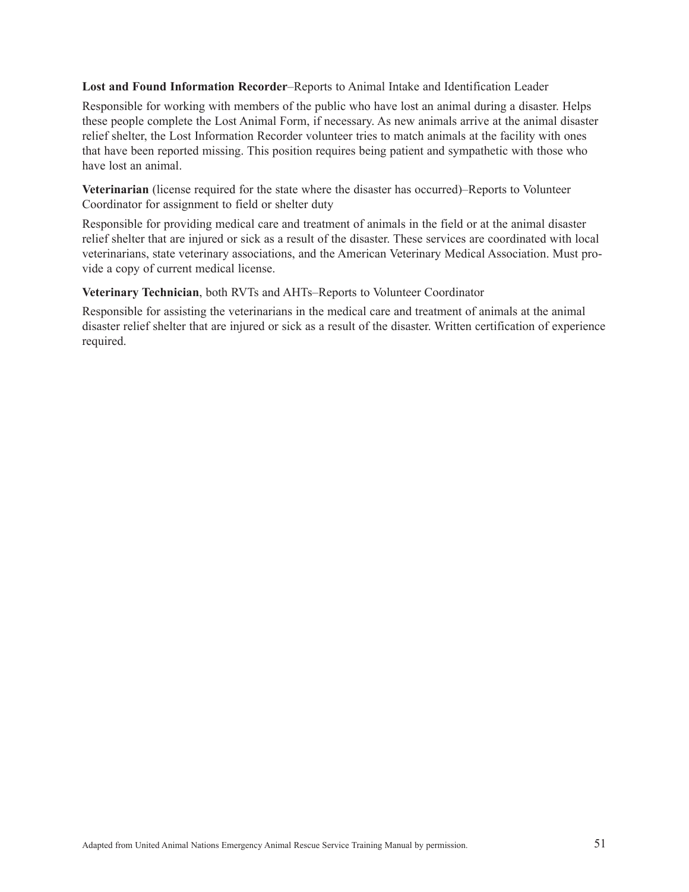**Lost and Found Information Recorder**–Reports to Animal Intake and Identification Leader

Responsible for working with members of the public who have lost an animal during a disaster. Helps these people complete the Lost Animal Form, if necessary. As new animals arrive at the animal disaster relief shelter, the Lost Information Recorder volunteer tries to match animals at the facility with ones that have been reported missing. This position requires being patient and sympathetic with those who have lost an animal.

**Veterinarian** (license required for the state where the disaster has occurred)–Reports to Volunteer Coordinator for assignment to field or shelter duty

Responsible for providing medical care and treatment of animals in the field or at the animal disaster relief shelter that are injured or sick as a result of the disaster. These services are coordinated with local veterinarians, state veterinary associations, and the American Veterinary Medical Association. Must provide a copy of current medical license.

**Veterinary Technician**, both RVTs and AHTs–Reports to Volunteer Coordinator

Responsible for assisting the veterinarians in the medical care and treatment of animals at the animal disaster relief shelter that are injured or sick as a result of the disaster. Written certification of experience required.

Adapted from United Animal Nations Emergency Animal Rescue Service Training Manual by permission.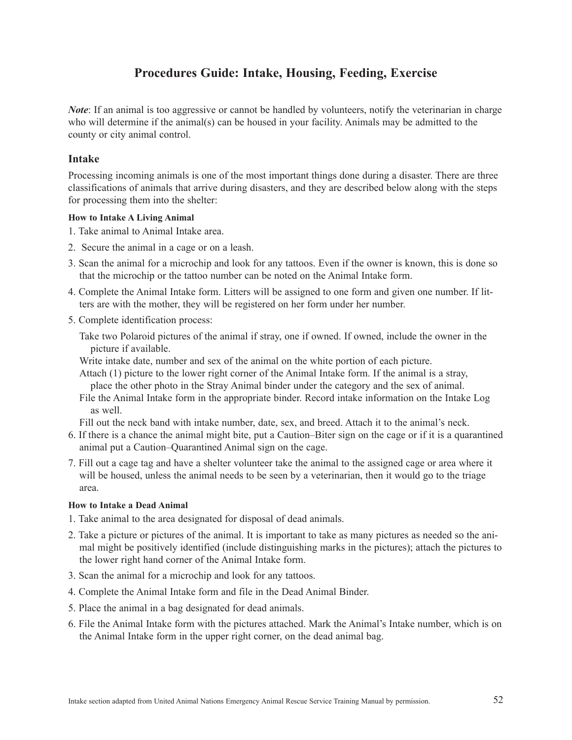# Procedures Guide: Intake, Housing, Feeding, Exercise

*Note*: If an animal is too aggressive or cannot be handled by volunteers, notify the veterinarian in charge who will determine if the animal(s) can be housed in your facility. Animals may be admitted to the county or city animal control.

## Intake

Processing incoming animals is one of the most important things done during a disaster. There are three classifications of animals that arrive during disasters, and they are described below along with the steps for processing them into the shelter:

#### How to Intake A Living Animal

1. Take animal to Animal Intake area.
2. Secure the animal in a cage or on a leash.
3. Scan the animal for a microchip and look for any tattoos. Even if the owner is known, this is done so that the microchip or the tattoo number can be noted on the Animal Intake form.
4. Complete the Animal Intake form. Litters will be assigned to one form and given one number. If litters are with the mother, they will be registered on her form under her number.
5. Complete identification process:

   Take two Polaroid pictures of the animal if stray, one if owned. If owned, include the owner in the picture if available.

   Write intake date, number and sex of the animal on the white portion of each picture.

   Attach (1) picture to the lower right corner of the Animal Intake form. If the animal is a stray, place the other photo in the Stray Animal binder under the category and the sex of animal.

   File the Animal Intake form in the appropriate binder. Record intake information on the Intake Log as well.

   Fill out the neck band with intake number, date, sex, and breed. Attach it to the animal's neck.
6. If there is a chance the animal might bite, put a Caution–Biter sign on the cage or if it is a quarantined animal put a Caution–Quarantined Animal sign on the cage.
7. Fill out a cage tag and have a shelter volunteer take the animal to the assigned cage or area where it will be housed, unless the animal needs to be seen by a veterinarian, then it would go to the triage area.

#### How to Intake a Dead Animal

1. Take animal to the area designated for disposal of dead animals.
2. Take a picture or pictures of the animal. It is important to take as many pictures as needed so the animal might be positively identified (include distinguishing marks in the pictures); attach the pictures to the lower right hand corner of the Animal Intake form.
3. Scan the animal for a microchip and look for any tattoos.
4. Complete the Animal Intake form and file in the Dead Animal Binder.
5. Place the animal in a bag designated for dead animals.
6. File the Animal Intake form with the pictures attached. Mark the Animal's Intake number, which is on the Animal Intake form in the upper right corner, on the dead animal bag.

Intake section adapted from United Animal Nations Emergency Animal Rescue Service Training Manual by permission.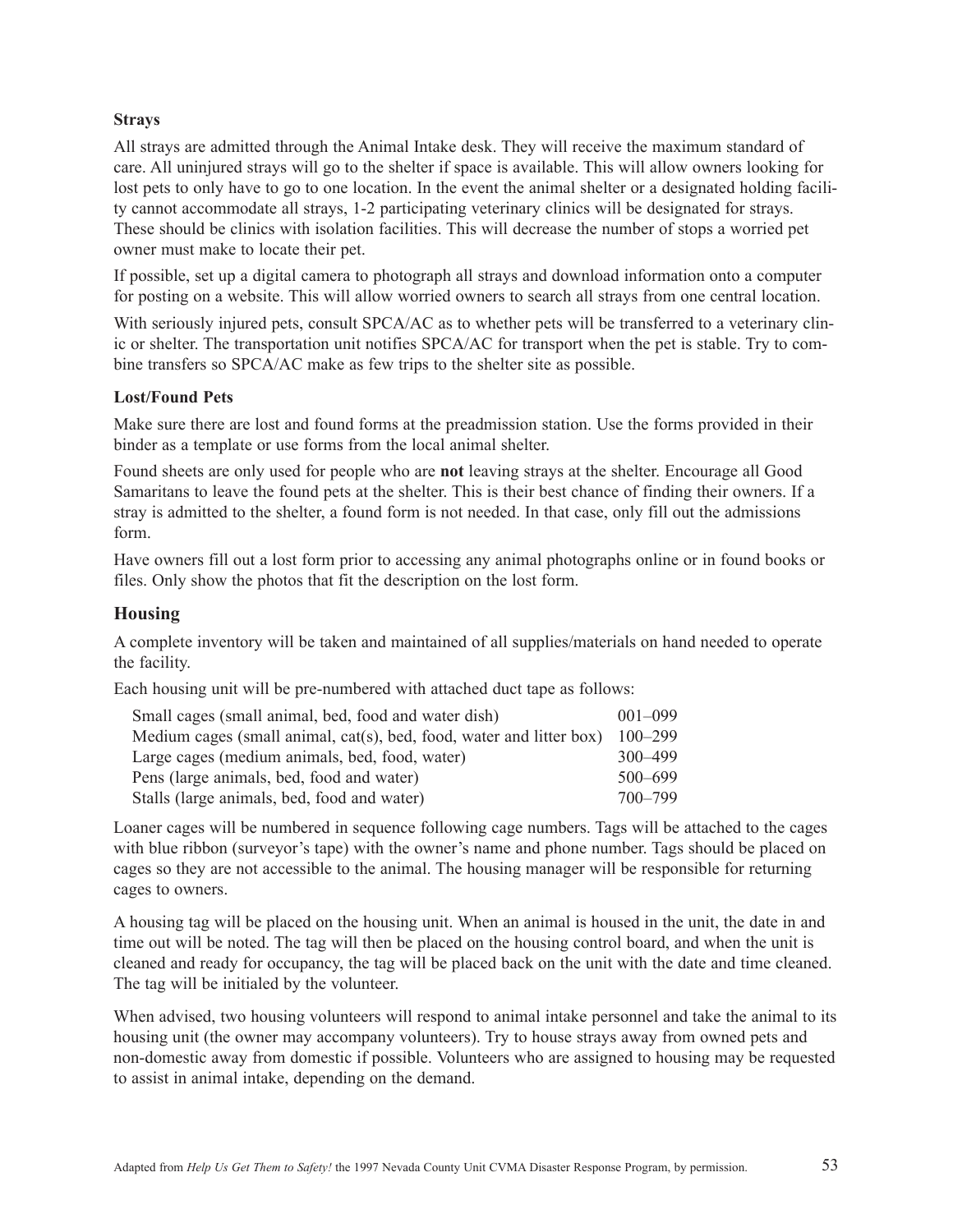### Strays

All strays are admitted through the Animal Intake desk. They will receive the maximum standard of care. All uninjured strays will go to the shelter if space is available. This will allow owners looking for lost pets to only have to go to one location. In the event the animal shelter or a designated holding facility cannot accommodate all strays, 1-2 participating veterinary clinics will be designated for strays. These should be clinics with isolation facilities. This will decrease the number of stops a worried pet owner must make to locate their pet.

If possible, set up a digital camera to photograph all strays and download information onto a computer for posting on a website. This will allow worried owners to search all strays from one central location.

With seriously injured pets, consult SPCA/AC as to whether pets will be transferred to a veterinary clinic or shelter. The transportation unit notifies SPCA/AC for transport when the pet is stable. Try to combine transfers so SPCA/AC make as few trips to the shelter site as possible.

### Lost/Found Pets

Make sure there are lost and found forms at the preadmission station. Use the forms provided in their binder as a template or use forms from the local animal shelter.

Found sheets are only used for people who are **not** leaving strays at the shelter. Encourage all Good Samaritans to leave the found pets at the shelter. This is their best chance of finding their owners. If a stray is admitted to the shelter, a found form is not needed. In that case, only fill out the admissions form.

Have owners fill out a lost form prior to accessing any animal photographs online or in found books or files. Only show the photos that fit the description on the lost form.

## Housing

A complete inventory will be taken and maintained of all supplies/materials on hand needed to operate the facility.

Each housing unit will be pre-numbered with attached duct tape as follows:

| Housing unit | Numbers |
|---|---|
| Small cages (small animal, bed, food and water dish) | 001–099 |
| Medium cages (small animal, cat(s), bed, food, water and litter box) | 100–299 |
| Large cages (medium animals, bed, food, water) | 300–499 |
| Pens (large animals, bed, food and water) | 500–699 |
| Stalls (large animals, bed, food and water) | 700–799 |

Loaner cages will be numbered in sequence following cage numbers. Tags will be attached to the cages with blue ribbon (surveyor's tape) with the owner's name and phone number. Tags should be placed on cages so they are not accessible to the animal. The housing manager will be responsible for returning cages to owners.

A housing tag will be placed on the housing unit. When an animal is housed in the unit, the date in and time out will be noted. The tag will then be placed on the housing control board, and when the unit is cleaned and ready for occupancy, the tag will be placed back on the unit with the date and time cleaned. The tag will be initialed by the volunteer.

When advised, two housing volunteers will respond to animal intake personnel and take the animal to its housing unit (the owner may accompany volunteers). Try to house strays away from owned pets and non-domestic away from domestic if possible. Volunteers who are assigned to housing may be requested to assist in animal intake, depending on the demand.

Adapted from *Help Us Get Them to Safety!* the 1997 Nevada County Unit CVMA Disaster Response Program, by permission.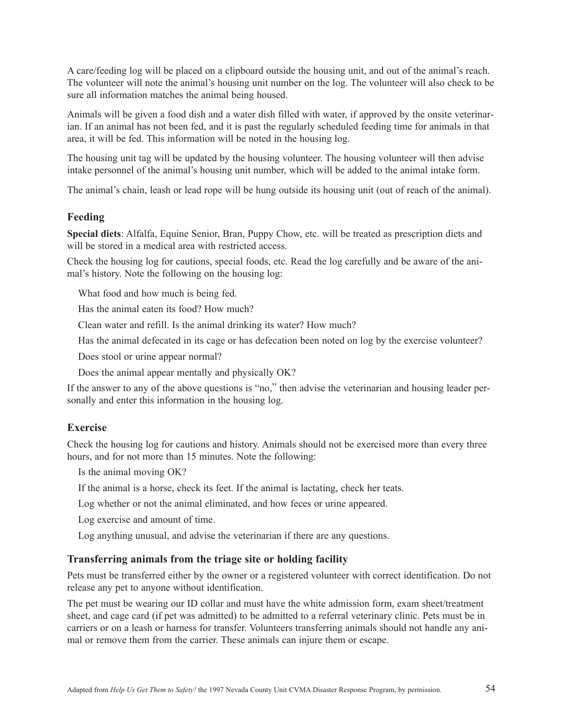A care/feeding log will be placed on a clipboard outside the housing unit, and out of the animal's reach. The volunteer will note the animal's housing unit number on the log. The volunteer will also check to be sure all information matches the animal being housed.

Animals will be given a food dish and a water dish filled with water, if approved by the onsite veterinarian. If an animal has not been fed, and it is past the regularly scheduled feeding time for animals in that area, it will be fed. This information will be noted in the housing log.

The housing unit tag will be updated by the housing volunteer. The housing volunteer will then advise intake personnel of the animal's housing unit number, which will be added to the animal intake form.

The animal's chain, leash or lead rope will be hung outside its housing unit (out of reach of the animal).

### Feeding

**Special diets**: Alfalfa, Equine Senior, Bran, Puppy Chow, etc. will be treated as prescription diets and will be stored in a medical area with restricted access.

Check the housing log for cautions, special foods, etc. Read the log carefully and be aware of the animal's history. Note the following on the housing log:

What food and how much is being fed.

Has the animal eaten its food? How much?

Clean water and refill. Is the animal drinking its water? How much?

Has the animal defecated in its cage or has defecation been noted on log by the exercise volunteer?

Does stool or urine appear normal?

Does the animal appear mentally and physically OK?

If the answer to any of the above questions is "no," then advise the veterinarian and housing leader personally and enter this information in the housing log.

### Exercise

Check the housing log for cautions and history. Animals should not be exercised more than every three hours, and for not more than 15 minutes. Note the following:

Is the animal moving OK?

If the animal is a horse, check its feet. If the animal is lactating, check her teats.

Log whether or not the animal eliminated, and how feces or urine appeared.

Log exercise and amount of time.

Log anything unusual, and advise the veterinarian if there are any questions.

### Transferring animals from the triage site or holding facility

Pets must be transferred either by the owner or a registered volunteer with correct identification. Do not release any pet to anyone without identification.

The pet must be wearing our ID collar and must have the white admission form, exam sheet/treatment sheet, and cage card (if pet was admitted) to be admitted to a referral veterinary clinic. Pets must be in carriers or on a leash or harness for transfer. Volunteers transferring animals should not handle any animal or remove them from the carrier. These animals can injure them or escape.

Adapted from *Help Us Get Them to Safety!* the 1997 Nevada County Unit CVMA Disaster Response Program, by permission.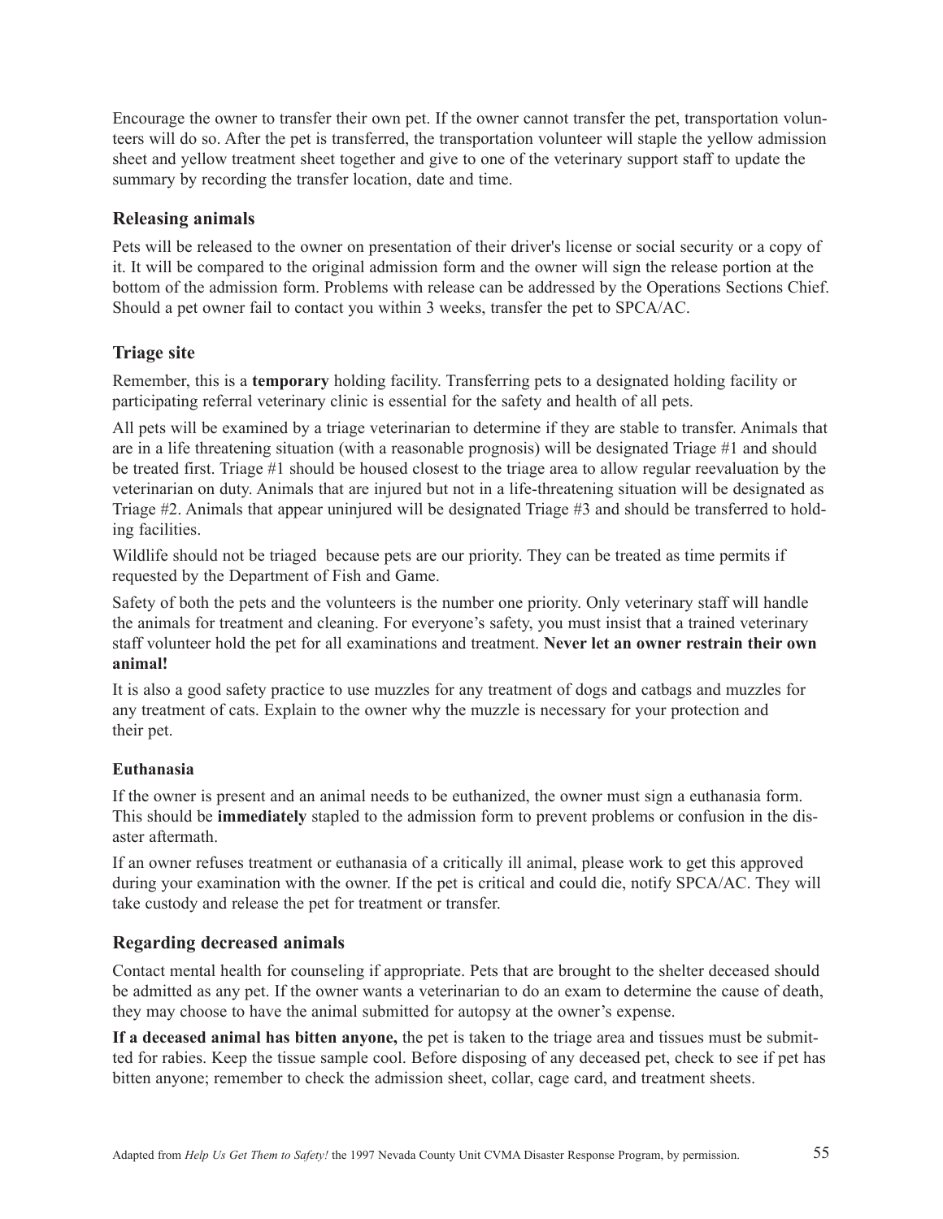Encourage the owner to transfer their own pet. If the owner cannot transfer the pet, transportation volunteers will do so. After the pet is transferred, the transportation volunteer will staple the yellow admission sheet and yellow treatment sheet together and give to one of the veterinary support staff to update the summary by recording the transfer location, date and time.

## Releasing animals

Pets will be released to the owner on presentation of their driver's license or social security or a copy of it. It will be compared to the original admission form and the owner will sign the release portion at the bottom of the admission form. Problems with release can be addressed by the Operations Sections Chief. Should a pet owner fail to contact you within 3 weeks, transfer the pet to SPCA/AC.

## Triage site

Remember, this is a **temporary** holding facility. Transferring pets to a designated holding facility or participating referral veterinary clinic is essential for the safety and health of all pets.

All pets will be examined by a triage veterinarian to determine if they are stable to transfer. Animals that are in a life threatening situation (with a reasonable prognosis) will be designated Triage #1 and should be treated first. Triage #1 should be housed closest to the triage area to allow regular reevaluation by the veterinarian on duty. Animals that are injured but not in a life-threatening situation will be designated as Triage #2. Animals that appear uninjured will be designated Triage #3 and should be transferred to holding facilities.

Wildlife should not be triaged because pets are our priority. They can be treated as time permits if requested by the Department of Fish and Game.

Safety of both the pets and the volunteers is the number one priority. Only veterinary staff will handle the animals for treatment and cleaning. For everyone's safety, you must insist that a trained veterinary staff volunteer hold the pet for all examinations and treatment. **Never let an owner restrain their own animal!**

It is also a good safety practice to use muzzles for any treatment of dogs and catbags and muzzles for any treatment of cats. Explain to the owner why the muzzle is necessary for your protection and their pet.

### Euthanasia

If the owner is present and an animal needs to be euthanized, the owner must sign a euthanasia form. This should be **immediately** stapled to the admission form to prevent problems or confusion in the disaster aftermath.

If an owner refuses treatment or euthanasia of a critically ill animal, please work to get this approved during your examination with the owner. If the pet is critical and could die, notify SPCA/AC. They will take custody and release the pet for treatment or transfer.

## Regarding decreased animals

Contact mental health for counseling if appropriate. Pets that are brought to the shelter deceased should be admitted as any pet. If the owner wants a veterinarian to do an exam to determine the cause of death, they may choose to have the animal submitted for autopsy at the owner's expense.

**If a deceased animal has bitten anyone,** the pet is taken to the triage area and tissues must be submitted for rabies. Keep the tissue sample cool. Before disposing of any deceased pet, check to see if pet has bitten anyone; remember to check the admission sheet, collar, cage card, and treatment sheets.

Adapted from *Help Us Get Them to Safety!* the 1997 Nevada County Unit CVMA Disaster Response Program, by permission.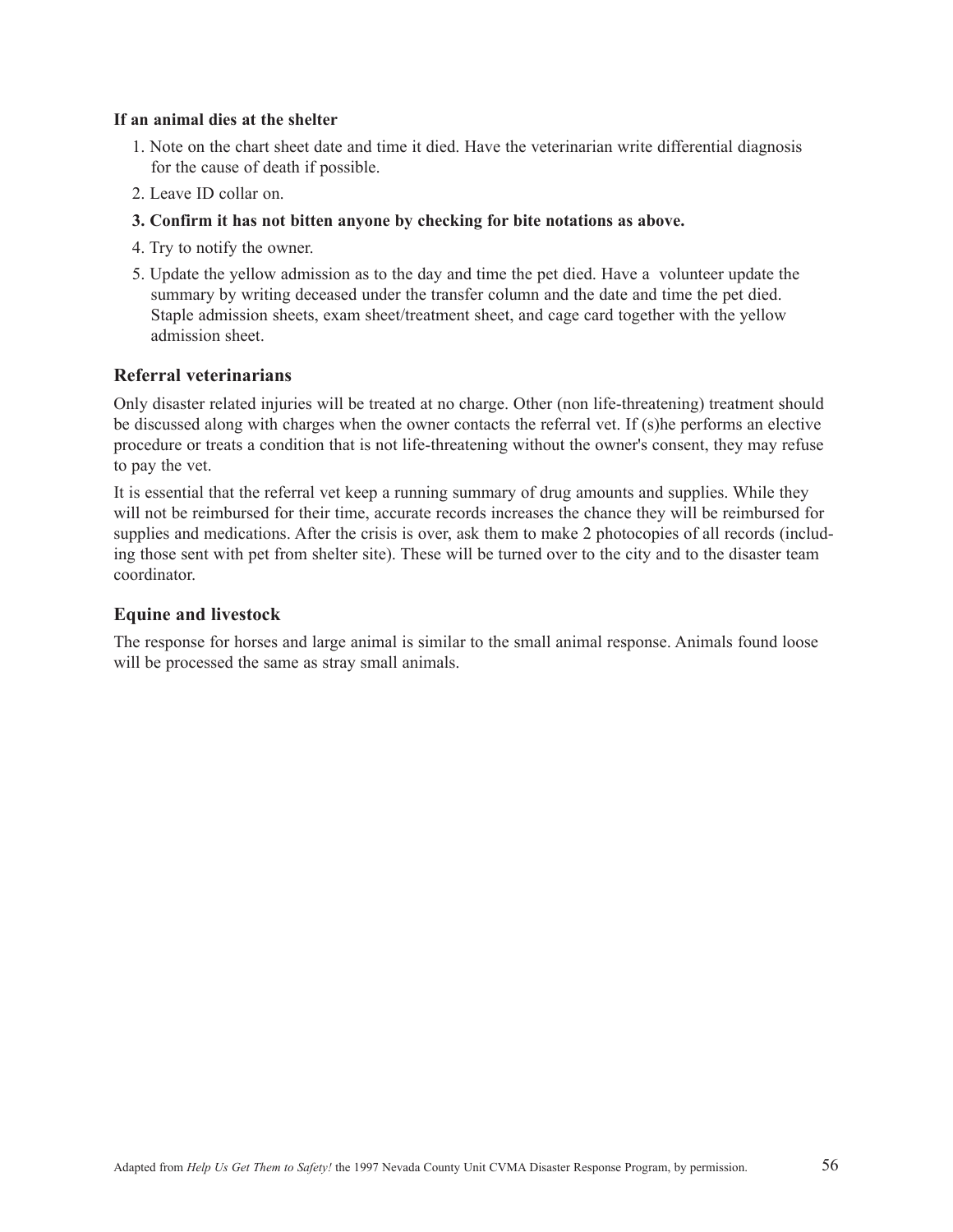**If an animal dies at the shelter**

1. Note on the chart sheet date and time it died. Have the veterinarian write differential diagnosis for the cause of death if possible.
2. Leave ID collar on.
3. **Confirm it has not bitten anyone by checking for bite notations as above.**
4. Try to notify the owner.
5. Update the yellow admission as to the day and time the pet died. Have a volunteer update the summary by writing deceased under the transfer column and the date and time the pet died. Staple admission sheets, exam sheet/treatment sheet, and cage card together with the yellow admission sheet.

## Referral veterinarians

Only disaster related injuries will be treated at no charge. Other (non life-threatening) treatment should be discussed along with charges when the owner contacts the referral vet. If (s)he performs an elective procedure or treats a condition that is not life-threatening without the owner's consent, they may refuse to pay the vet.

It is essential that the referral vet keep a running summary of drug amounts and supplies. While they will not be reimbursed for their time, accurate records increases the chance they will be reimbursed for supplies and medications. After the crisis is over, ask them to make 2 photocopies of all records (including those sent with pet from shelter site). These will be turned over to the city and to the disaster team coordinator.

## Equine and livestock

The response for horses and large animal is similar to the small animal response. Animals found loose will be processed the same as stray small animals.

Adapted from *Help Us Get Them to Safety!* the 1997 Nevada County Unit CVMA Disaster Response Program, by permission.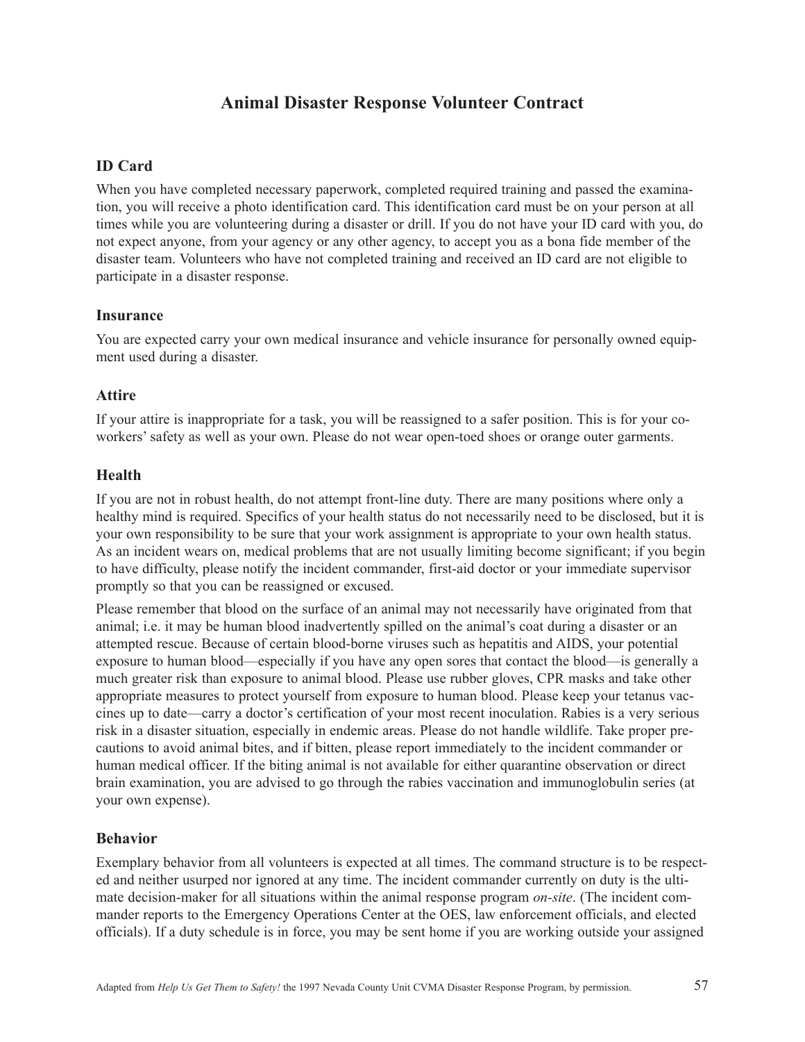# Animal Disaster Response Volunteer Contract

## ID Card

When you have completed necessary paperwork, completed required training and passed the examination, you will receive a photo identification card. This identification card must be on your person at all times while you are volunteering during a disaster or drill. If you do not have your ID card with you, do not expect anyone, from your agency or any other agency, to accept you as a bona fide member of the disaster team. Volunteers who have not completed training and received an ID card are not eligible to participate in a disaster response.

## Insurance

You are expected carry your own medical insurance and vehicle insurance for personally owned equipment used during a disaster.

## Attire

If your attire is inappropriate for a task, you will be reassigned to a safer position. This is for your co-workers' safety as well as your own. Please do not wear open-toed shoes or orange outer garments.

## Health

If you are not in robust health, do not attempt front-line duty. There are many positions where only a healthy mind is required. Specifics of your health status do not necessarily need to be disclosed, but it is your own responsibility to be sure that your work assignment is appropriate to your own health status. As an incident wears on, medical problems that are not usually limiting become significant; if you begin to have difficulty, please notify the incident commander, first-aid doctor or your immediate supervisor promptly so that you can be reassigned or excused.

Please remember that blood on the surface of an animal may not necessarily have originated from that animal; i.e. it may be human blood inadvertently spilled on the animal's coat during a disaster or an attempted rescue. Because of certain blood-borne viruses such as hepatitis and AIDS, your potential exposure to human blood—especially if you have any open sores that contact the blood—is generally a much greater risk than exposure to animal blood. Please use rubber gloves, CPR masks and take other appropriate measures to protect yourself from exposure to human blood. Please keep your tetanus vaccines up to date—carry a doctor's certification of your most recent inoculation. Rabies is a very serious risk in a disaster situation, especially in endemic areas. Please do not handle wildlife. Take proper precautions to avoid animal bites, and if bitten, please report immediately to the incident commander or human medical officer. If the biting animal is not available for either quarantine observation or direct brain examination, you are advised to go through the rabies vaccination and immunoglobulin series (at your own expense).

## Behavior

Exemplary behavior from all volunteers is expected at all times. The command structure is to be respected and neither usurped nor ignored at any time. The incident commander currently on duty is the ultimate decision-maker for all situations within the animal response program *on-site*. (The incident commander reports to the Emergency Operations Center at the OES, law enforcement officials, and elected officials). If a duty schedule is in force, you may be sent home if you are working outside your assigned

Adapted from *Help Us Get Them to Safety!* the 1997 Nevada County Unit CVMA Disaster Response Program, by permission.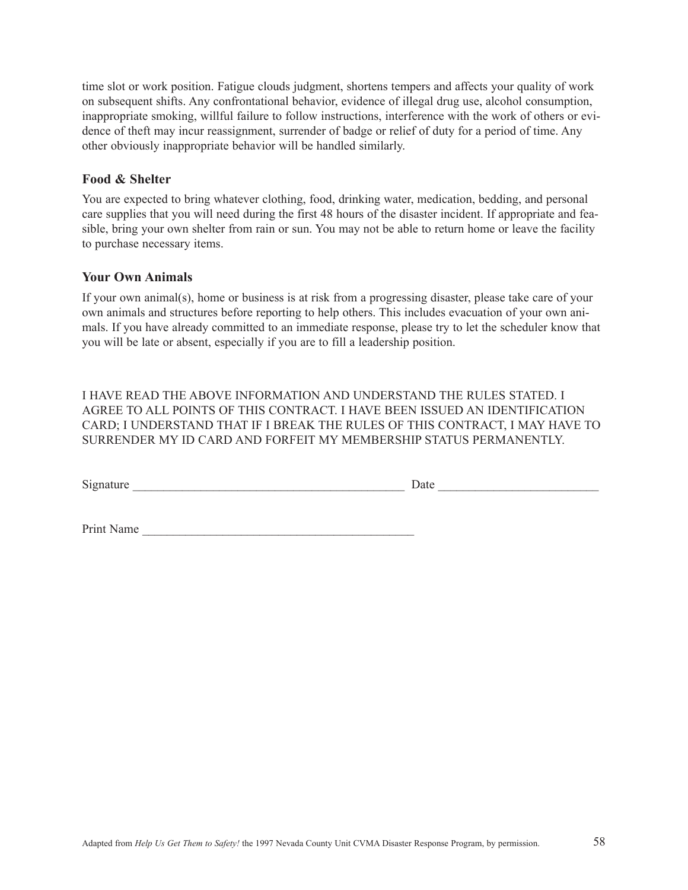time slot or work position. Fatigue clouds judgment, shortens tempers and affects your quality of work on subsequent shifts. Any confrontational behavior, evidence of illegal drug use, alcohol consumption, inappropriate smoking, willful failure to follow instructions, interference with the work of others or evidence of theft may incur reassignment, surrender of badge or relief of duty for a period of time. Any other obviously inappropriate behavior will be handled similarly.

### Food & Shelter

You are expected to bring whatever clothing, food, drinking water, medication, bedding, and personal care supplies that you will need during the first 48 hours of the disaster incident. If appropriate and feasible, bring your own shelter from rain or sun. You may not be able to return home or leave the facility to purchase necessary items.

### Your Own Animals

If your own animal(s), home or business is at risk from a progressing disaster, please take care of your own animals and structures before reporting to help others. This includes evacuation of your own animals. If you have already committed to an immediate response, please try to let the scheduler know that you will be late or absent, especially if you are to fill a leadership position.

I HAVE READ THE ABOVE INFORMATION AND UNDERSTAND THE RULES STATED. I AGREE TO ALL POINTS OF THIS CONTRACT. I HAVE BEEN ISSUED AN IDENTIFICATION CARD; I UNDERSTAND THAT IF I BREAK THE RULES OF THIS CONTRACT, I MAY HAVE TO SURRENDER MY ID CARD AND FORFEIT MY MEMBERSHIP STATUS PERMANENTLY.

Signature ____________________________________________ Date __________________________

Print Name ____________________________________________

Adapted from *Help Us Get Them to Safety!* the 1997 Nevada County Unit CVMA Disaster Response Program, by permission.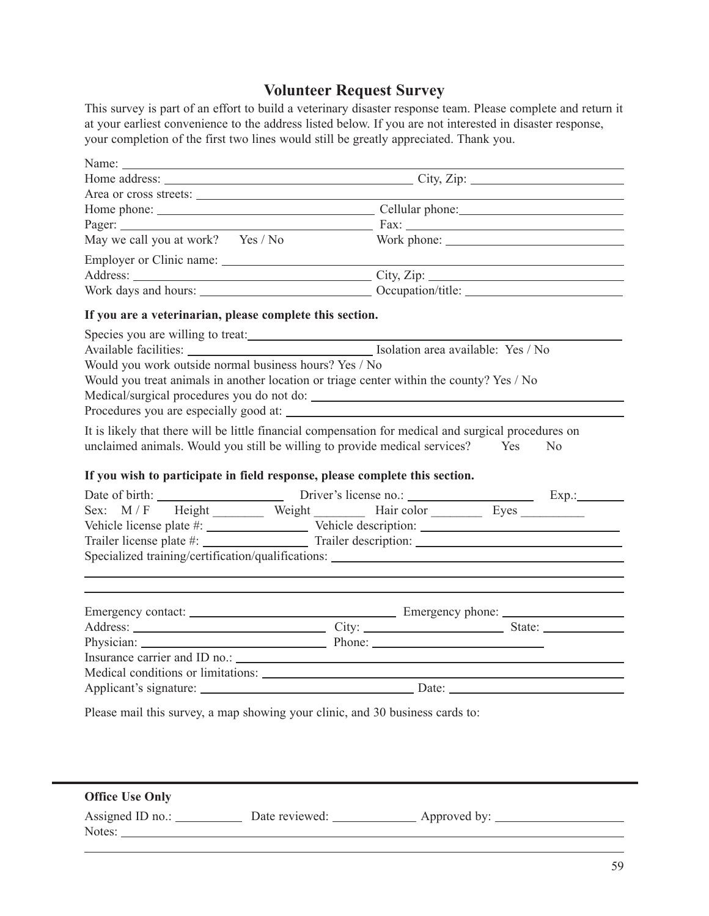## Volunteer Request Survey

This survey is part of an effort to build a veterinary disaster response team. Please complete and return it at your earliest convenience to the address listed below. If you are not interested in disaster response, your completion of the first two lines would still be greatly appreciated. Thank you.

Name: ____________________

Home address: ____________________ City, Zip: ____________________

Area or cross streets: ____________________

Home phone: ____________________ Cellular phone: ____________________

Pager: ____________________ Fax: ____________________

May we call you at work? Yes / No Work phone: ____________________

Employer or Clinic name: ____________________

Address: ____________________ City, Zip: ____________________

Work days and hours: ____________________ Occupation/title: ____________________

**If you are a veterinarian, please complete this section.**

Species you are willing to treat: ____________________

Available facilities: ____________________ Isolation area available: Yes / No

Would you work outside normal business hours? Yes / No

Would you treat animals in another location or triage center within the county? Yes / No

Medical/surgical procedures you do not do: ____________________

Procedures you are especially good at: ____________________

It is likely that there will be little financial compensation for medical and surgical procedures on unclaimed animals. Would you still be willing to provide medical services? Yes No

**If you wish to participate in field response, please complete this section.**

Date of birth: ____________________ Driver's license no.: ____________________ Exp.: ________

Sex: M / F Height ________ Weight ________ Hair color ________ Eyes __________

Vehicle license plate #: ____________________ Vehicle description: ____________________

Trailer license plate #: ____________________ Trailer description: ____________________

Specialized training/certification/qualifications: ____________________

____________________

____________________

Emergency contact: ____________________ Emergency phone: ____________________

Address: ____________________ City: ____________________ State: ____________________

Physician: ____________________ Phone: ____________________

Insurance carrier and ID no.: ____________________

Medical conditions or limitations: ____________________

Applicant's signature: ____________________ Date: ____________________

Please mail this survey, a map showing your clinic, and 30 business cards to:

---

**Office Use Only**

Assigned ID no.: __________ Date reviewed: __________ Approved by: ____________________

Notes: ____________________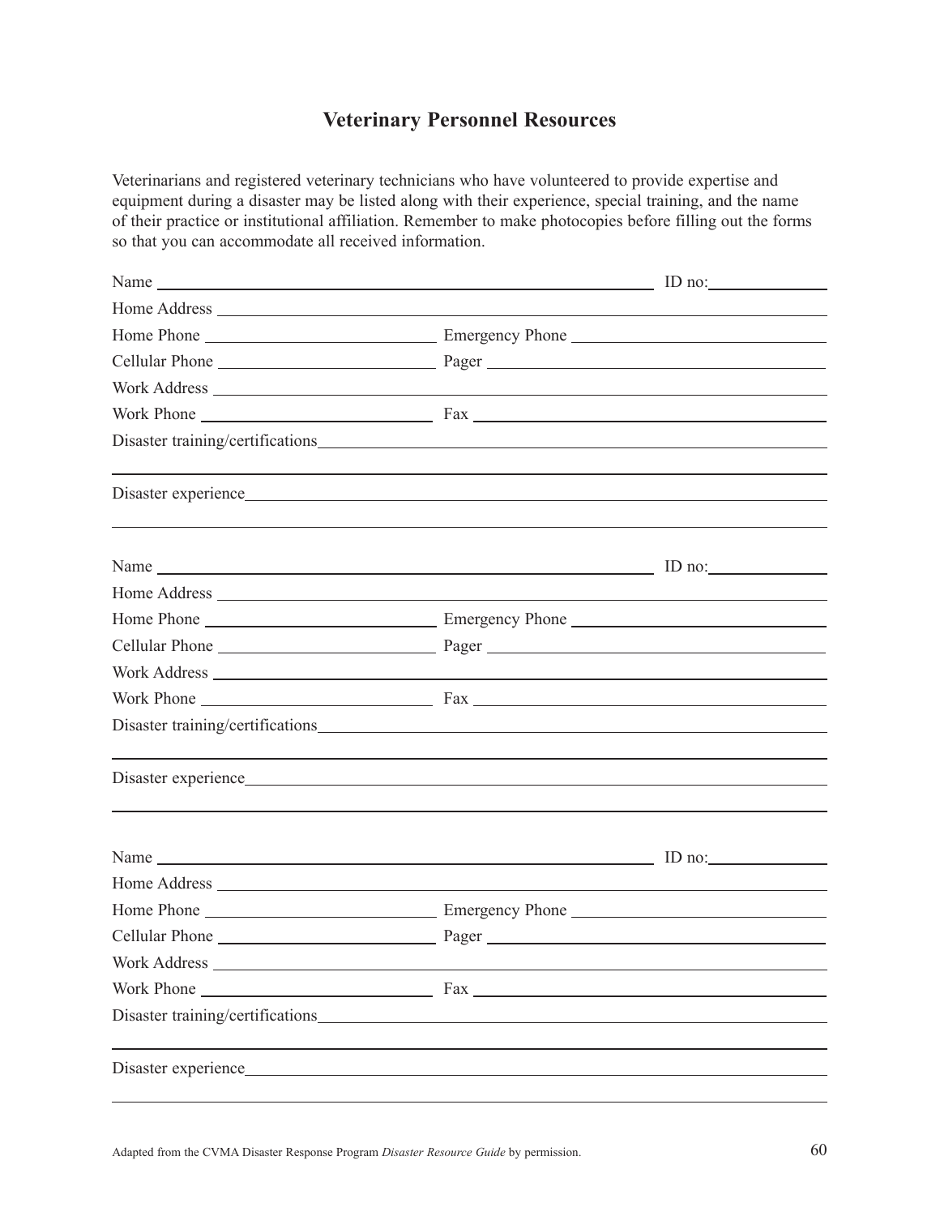# Veterinary Personnel Resources

Veterinarians and registered veterinary technicians who have volunteered to provide expertise and equipment during a disaster may be listed along with their experience, special training, and the name of their practice or institutional affiliation. Remember to make photocopies before filling out the forms so that you can accommodate all received information.

Name \_\_\_\_\_\_\_\_\_\_\_\_\_\_\_\_\_\_\_\_\_\_\_\_\_\_\_\_\_\_\_\_\_\_\_\_\_\_\_\_ ID no: \_\_\_\_\_\_\_\_\_\_

Home Address \_\_\_\_\_\_\_\_\_\_\_\_\_\_\_\_\_\_\_\_\_\_\_\_\_\_\_\_\_\_\_\_\_\_\_\_\_\_\_\_\_\_\_\_\_\_

Home Phone \_\_\_\_\_\_\_\_\_\_\_\_\_\_\_\_\_\_\_\_ Emergency Phone \_\_\_\_\_\_\_\_\_\_\_\_\_\_\_\_\_\_\_\_

Cellular Phone \_\_\_\_\_\_\_\_\_\_\_\_\_\_\_\_\_\_\_\_ Pager \_\_\_\_\_\_\_\_\_\_\_\_\_\_\_\_\_\_\_\_\_\_\_\_\_\_\_\_

Work Address \_\_\_\_\_\_\_\_\_\_\_\_\_\_\_\_\_\_\_\_\_\_\_\_\_\_\_\_\_\_\_\_\_\_\_\_\_\_\_\_\_\_\_\_\_\_

Work Phone \_\_\_\_\_\_\_\_\_\_\_\_\_\_\_\_\_\_\_\_ Fax \_\_\_\_\_\_\_\_\_\_\_\_\_\_\_\_\_\_\_\_\_\_\_\_\_\_\_\_

Disaster training/certifications \_\_\_\_\_\_\_\_\_\_\_\_\_\_\_\_\_\_\_\_\_\_\_\_\_\_\_\_\_\_\_\_\_\_\_\_

\_\_\_\_\_\_\_\_\_\_\_\_\_\_\_\_\_\_\_\_\_\_\_\_\_\_\_\_\_\_\_\_\_\_\_\_\_\_\_\_\_\_\_\_\_\_\_\_\_\_\_\_\_\_\_\_\_\_\_\_

Disaster experience \_\_\_\_\_\_\_\_\_\_\_\_\_\_\_\_\_\_\_\_\_\_\_\_\_\_\_\_\_\_\_\_\_\_\_\_\_\_\_\_\_\_\_\_

\_\_\_\_\_\_\_\_\_\_\_\_\_\_\_\_\_\_\_\_\_\_\_\_\_\_\_\_\_\_\_\_\_\_\_\_\_\_\_\_\_\_\_\_\_\_\_\_\_\_\_\_\_\_\_\_\_\_\_\_

Name \_\_\_\_\_\_\_\_\_\_\_\_\_\_\_\_\_\_\_\_\_\_\_\_\_\_\_\_\_\_\_\_\_\_\_\_\_\_\_\_ ID no: \_\_\_\_\_\_\_\_\_\_

Home Address \_\_\_\_\_\_\_\_\_\_\_\_\_\_\_\_\_\_\_\_\_\_\_\_\_\_\_\_\_\_\_\_\_\_\_\_\_\_\_\_\_\_\_\_\_\_

Home Phone \_\_\_\_\_\_\_\_\_\_\_\_\_\_\_\_\_\_\_\_ Emergency Phone \_\_\_\_\_\_\_\_\_\_\_\_\_\_\_\_\_\_\_\_

Cellular Phone \_\_\_\_\_\_\_\_\_\_\_\_\_\_\_\_\_\_\_\_ Pager \_\_\_\_\_\_\_\_\_\_\_\_\_\_\_\_\_\_\_\_\_\_\_\_\_\_\_\_

Work Address \_\_\_\_\_\_\_\_\_\_\_\_\_\_\_\_\_\_\_\_\_\_\_\_\_\_\_\_\_\_\_\_\_\_\_\_\_\_\_\_\_\_\_\_\_\_

Work Phone \_\_\_\_\_\_\_\_\_\_\_\_\_\_\_\_\_\_\_\_ Fax \_\_\_\_\_\_\_\_\_\_\_\_\_\_\_\_\_\_\_\_\_\_\_\_\_\_\_\_

Disaster training/certifications \_\_\_\_\_\_\_\_\_\_\_\_\_\_\_\_\_\_\_\_\_\_\_\_\_\_\_\_\_\_\_\_\_\_\_\_

\_\_\_\_\_\_\_\_\_\_\_\_\_\_\_\_\_\_\_\_\_\_\_\_\_\_\_\_\_\_\_\_\_\_\_\_\_\_\_\_\_\_\_\_\_\_\_\_\_\_\_\_\_\_\_\_\_\_\_\_

Disaster experience \_\_\_\_\_\_\_\_\_\_\_\_\_\_\_\_\_\_\_\_\_\_\_\_\_\_\_\_\_\_\_\_\_\_\_\_\_\_\_\_\_\_\_\_

\_\_\_\_\_\_\_\_\_\_\_\_\_\_\_\_\_\_\_\_\_\_\_\_\_\_\_\_\_\_\_\_\_\_\_\_\_\_\_\_\_\_\_\_\_\_\_\_\_\_\_\_\_\_\_\_\_\_\_\_

Name \_\_\_\_\_\_\_\_\_\_\_\_\_\_\_\_\_\_\_\_\_\_\_\_\_\_\_\_\_\_\_\_\_\_\_\_\_\_\_\_ ID no: \_\_\_\_\_\_\_\_\_\_

Home Address \_\_\_\_\_\_\_\_\_\_\_\_\_\_\_\_\_\_\_\_\_\_\_\_\_\_\_\_\_\_\_\_\_\_\_\_\_\_\_\_\_\_\_\_\_\_

Home Phone \_\_\_\_\_\_\_\_\_\_\_\_\_\_\_\_\_\_\_\_ Emergency Phone \_\_\_\_\_\_\_\_\_\_\_\_\_\_\_\_\_\_\_\_

Cellular Phone \_\_\_\_\_\_\_\_\_\_\_\_\_\_\_\_\_\_\_\_ Pager \_\_\_\_\_\_\_\_\_\_\_\_\_\_\_\_\_\_\_\_\_\_\_\_\_\_\_\_

Work Address \_\_\_\_\_\_\_\_\_\_\_\_\_\_\_\_\_\_\_\_\_\_\_\_\_\_\_\_\_\_\_\_\_\_\_\_\_\_\_\_\_\_\_\_\_\_

Work Phone \_\_\_\_\_\_\_\_\_\_\_\_\_\_\_\_\_\_\_\_ Fax \_\_\_\_\_\_\_\_\_\_\_\_\_\_\_\_\_\_\_\_\_\_\_\_\_\_\_\_

Disaster training/certifications \_\_\_\_\_\_\_\_\_\_\_\_\_\_\_\_\_\_\_\_\_\_\_\_\_\_\_\_\_\_\_\_\_\_\_\_

\_\_\_\_\_\_\_\_\_\_\_\_\_\_\_\_\_\_\_\_\_\_\_\_\_\_\_\_\_\_\_\_\_\_\_\_\_\_\_\_\_\_\_\_\_\_\_\_\_\_\_\_\_\_\_\_\_\_\_\_

Disaster experience \_\_\_\_\_\_\_\_\_\_\_\_\_\_\_\_\_\_\_\_\_\_\_\_\_\_\_\_\_\_\_\_\_\_\_\_\_\_\_\_\_\_\_\_

\_\_\_\_\_\_\_\_\_\_\_\_\_\_\_\_\_\_\_\_\_\_\_\_\_\_\_\_\_\_\_\_\_\_\_\_\_\_\_\_\_\_\_\_\_\_\_\_\_\_\_\_\_\_\_\_\_\_\_\_

Adapted from the CVMA Disaster Response Program *Disaster Resource Guide* by permission.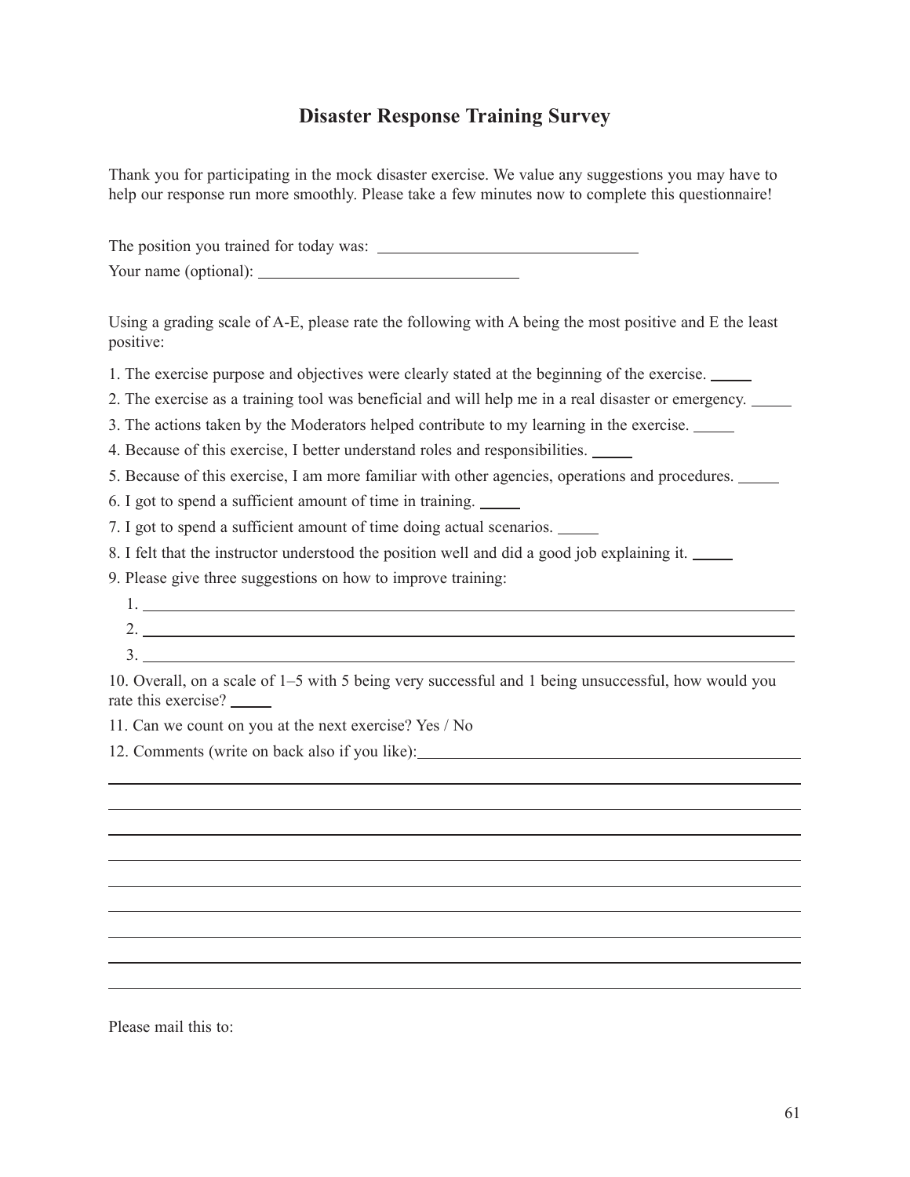# Disaster Response Training Survey

Thank you for participating in the mock disaster exercise. We value any suggestions you may have to help our response run more smoothly. Please take a few minutes now to complete this questionnaire!

The position you trained for today was: ______________________________

Your name (optional): ______________________________

Using a grading scale of A-E, please rate the following with A being the most positive and E the least positive:

1. The exercise purpose and objectives were clearly stated at the beginning of the exercise. _____
2. The exercise as a training tool was beneficial and will help me in a real disaster or emergency. _____
3. The actions taken by the Moderators helped contribute to my learning in the exercise. _____
4. Because of this exercise, I better understand roles and responsibilities. _____
5. Because of this exercise, I am more familiar with other agencies, operations and procedures. _____
6. I got to spend a sufficient amount of time in training. _____
7. I got to spend a sufficient amount of time doing actual scenarios. _____
8. I felt that the instructor understood the position well and did a good job explaining it. _____
9. Please give three suggestions on how to improve training:
   1. ______________________________________________________________
   2. ______________________________________________________________
   3. ______________________________________________________________
10. Overall, on a scale of 1–5 with 5 being very successful and 1 being unsuccessful, how would you rate this exercise? _____
11. Can we count on you at the next exercise? Yes / No
12. Comments (write on back also if you like): ______________________________

______________________________________________________________

______________________________________________________________

______________________________________________________________

______________________________________________________________

______________________________________________________________

______________________________________________________________

______________________________________________________________

______________________________________________________________

______________________________________________________________

Please mail this to: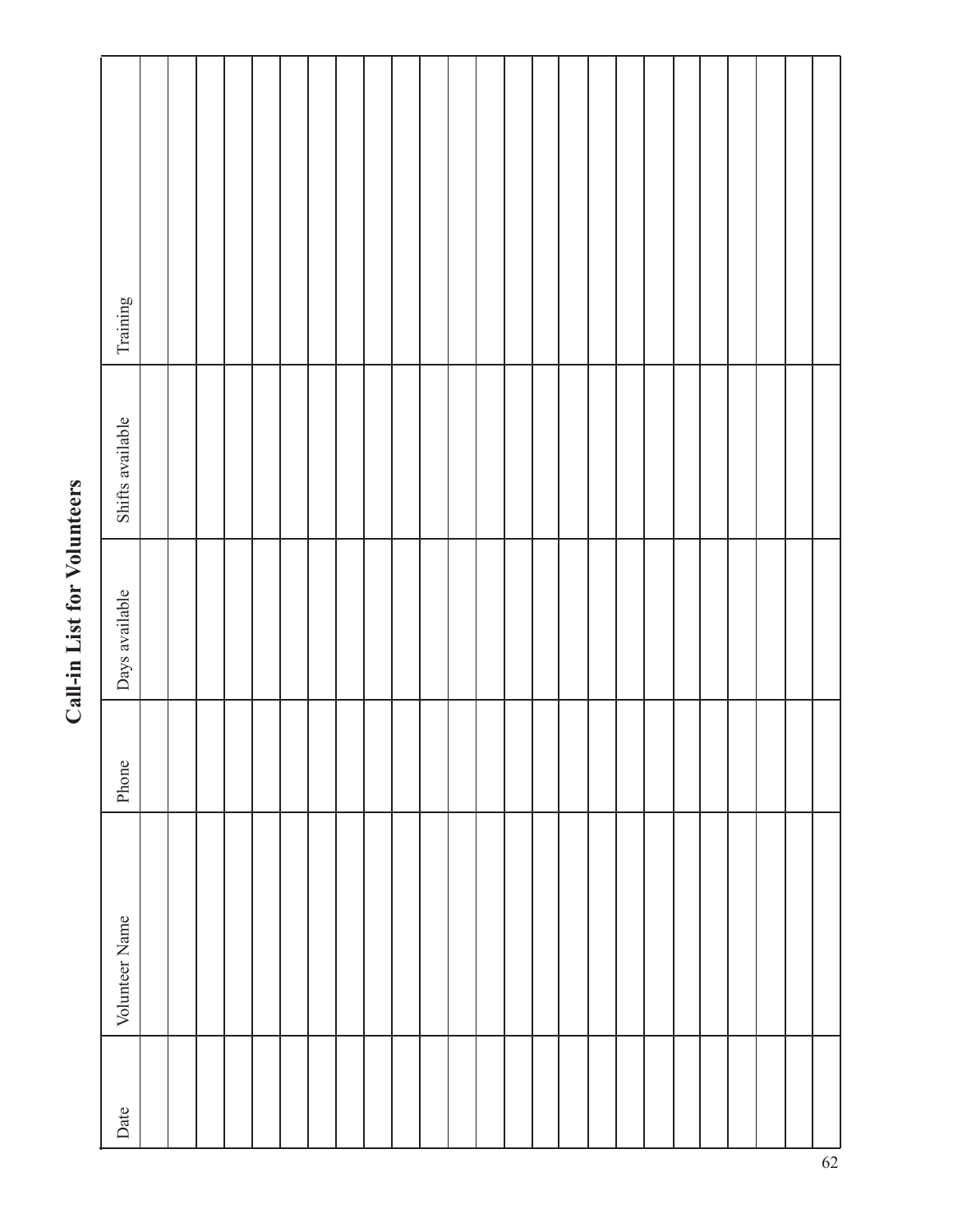# Call-in List for Volunteers

| Date | Volunteer Name | Phone | Days available | Shifts available | Training |
|---|---|---|---|---|---|
| | | | | | |
| | | | | | |
| | | | | | |
| | | | | | |
| | | | | | |
| | | | | | |
| | | | | | |
| | | | | | |
| | | | | | |
| | | | | | |
| | | | | | |
| | | | | | |
| | | | | | |
| | | | | | |
| | | | | | |
| | | | | | |
| | | | | | |
| | | | | | |
| | | | | | |
| | | | | | |
| | | | | | |
| | | | | | |
| | | | | | |
| | | | | | |
| | | | | | |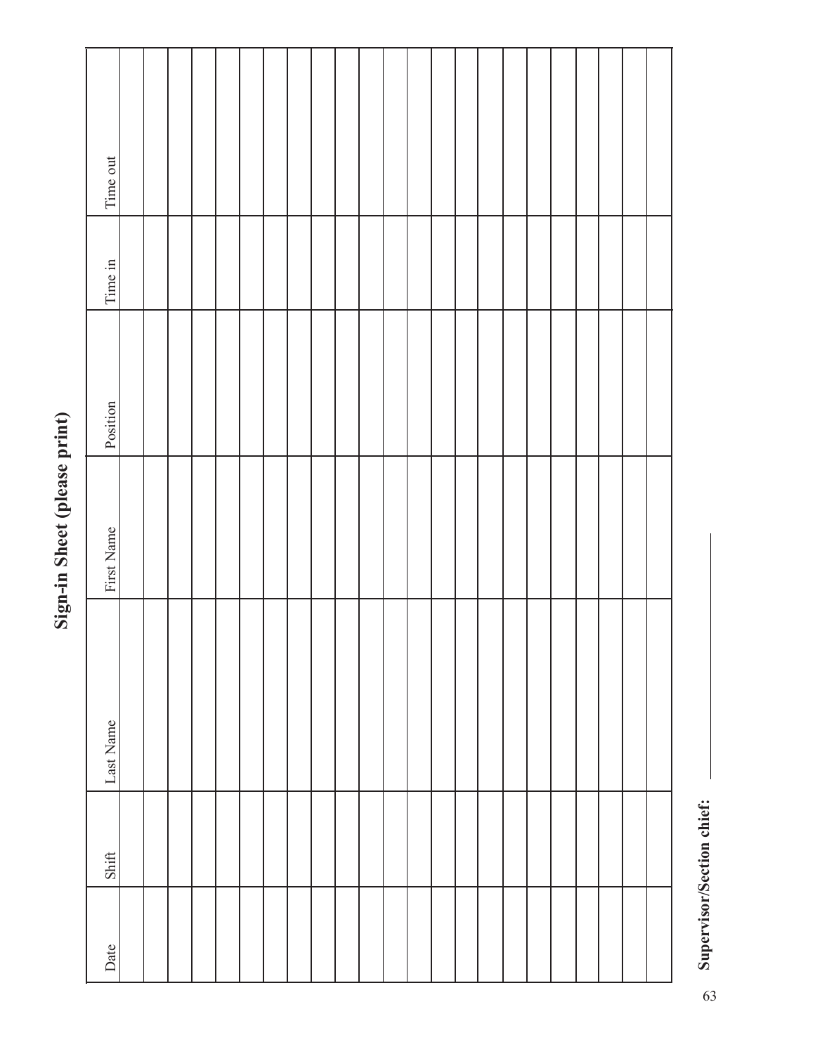# Sign-in Sheet (please print)

| Date | Shift | Last Name | First Name | Position | Time in | Time out |
|---|---|---|---|---|---|---|
| | | | | | | |
| | | | | | | |
| | | | | | | |
| | | | | | | |
| | | | | | | |
| | | | | | | |
| | | | | | | |
| | | | | | | |
| | | | | | | |
| | | | | | | |
| | | | | | | |
| | | | | | | |
| | | | | | | |
| | | | | | | |
| | | | | | | |
| | | | | | | |
| | | | | | | |
| | | | | | | |
| | | | | | | |
| | | | | | | |
| | | | | | | |
| | | | | | | |
| | | | | | | |

**Supervisor/Section chief:** ______________________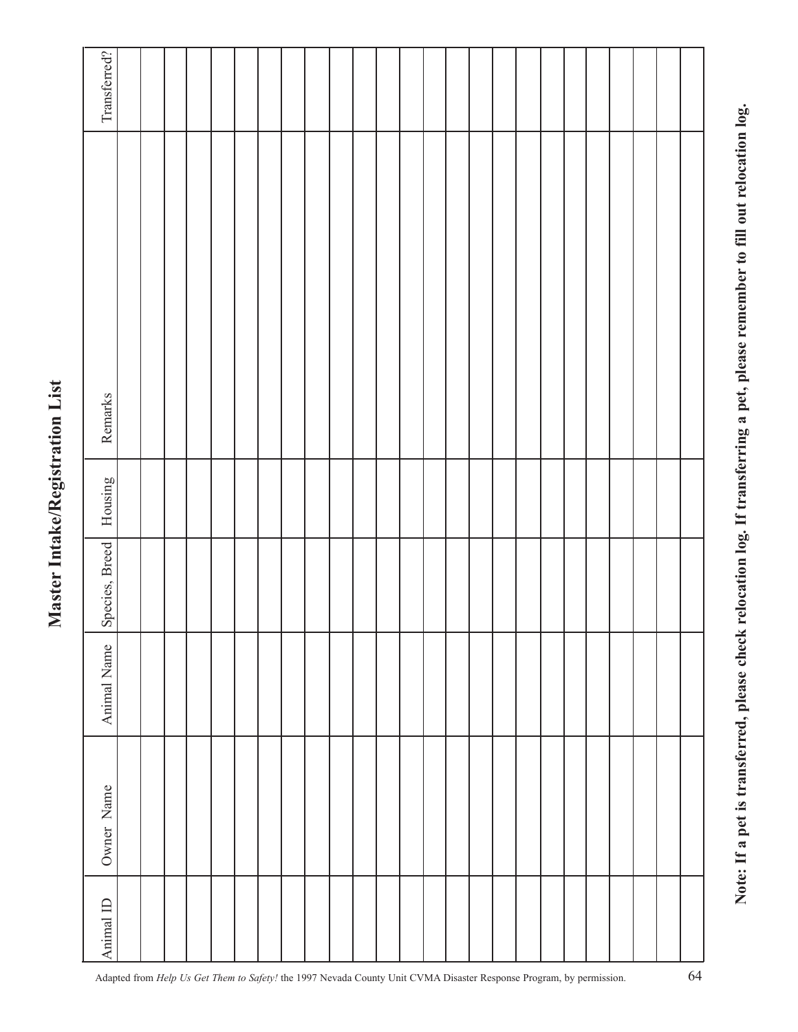# Master Intake/Registration List

| Animal ID | Owner Name | Animal Name | Species, Breed | Housing | Remarks | Transferred? |
|---|---|---|---|---|---|---|
| | | | | | | |
| | | | | | | |
| | | | | | | |
| | | | | | | |
| | | | | | | |
| | | | | | | |
| | | | | | | |
| | | | | | | |
| | | | | | | |
| | | | | | | |
| | | | | | | |
| | | | | | | |
| | | | | | | |
| | | | | | | |
| | | | | | | |
| | | | | | | |
| | | | | | | |
| | | | | | | |
| | | | | | | |
| | | | | | | |
| | | | | | | |
| | | | | | | |
| | | | | | | |
| | | | | | | |
| | | | | | | |

**Note: If a pet is transferred, please check relocation log. If transferring a pet, please remember to fill out relocation log.**

Adapted from *Help Us Get Them to Safety!* the 1997 Nevada County Unit CVMA Disaster Response Program, by permission.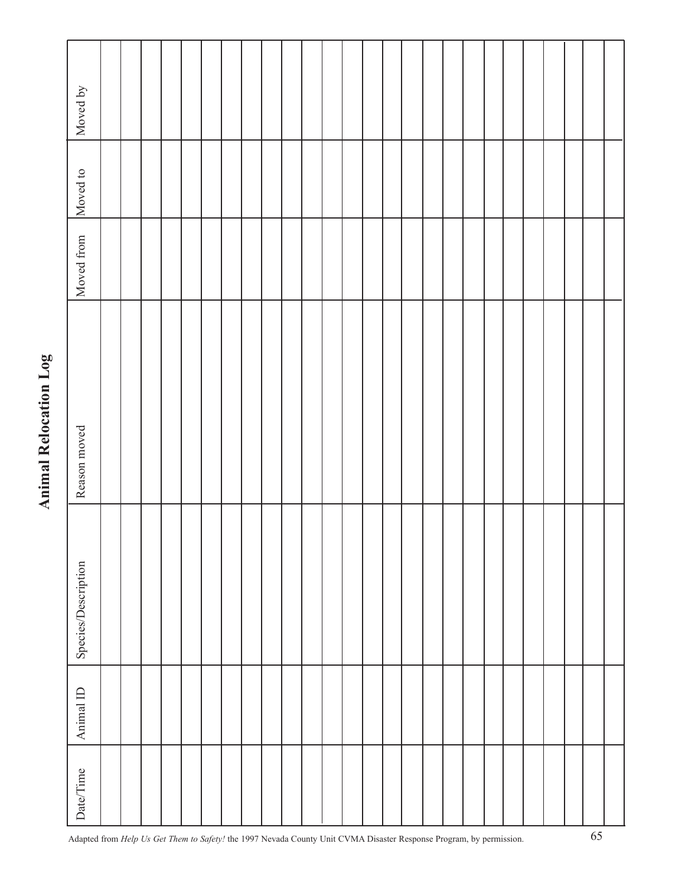# Animal Relocation Log

| Date/Time | Animal ID | Species/Description | Reason moved | Moved from | Moved to | Moved by |
| --- | --- | --- | --- | --- | --- | --- |
| | | | | | | |
| | | | | | | |
| | | | | | | |
| | | | | | | |
| | | | | | | |
| | | | | | | |
| | | | | | | |
| | | | | | | |
| | | | | | | |
| | | | | | | |
| | | | | | | |
| | | | | | | |
| | | | | | | |
| | | | | | | |
| | | | | | | |
| | | | | | | |
| | | | | | | |
| | | | | | | |
| | | | | | | |
| | | | | | | |
| | | | | | | |
| | | | | | | |
| | | | | | | |
| | | | | | | |
| | | | | | | |
| | | | | | | |

Adapted from *Help Us Get Them to Safety!* the 1997 Nevada County Unit CVMA Disaster Response Program, by permission.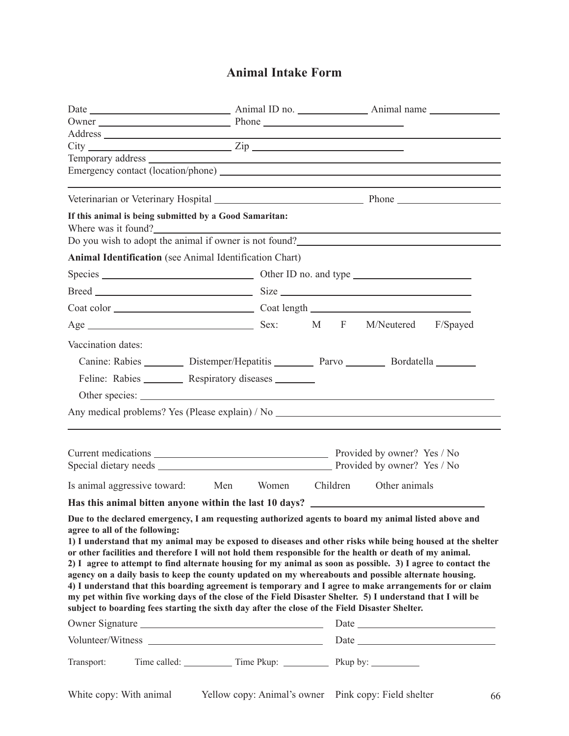# Animal Intake Form

Date ______________________ Animal ID no. ____________ Animal name ____________

Owner ______________________ Phone ______________________

Address ______________________________________________________________

City ______________________ Zip ______________________

Temporary address ______________________________________________________

Emergency contact (location/phone) ______________________________________

______________________________________________________________________

Veterinarian or Veterinary Hospital ______________________ Phone ________________

**If this animal is being submitted by a Good Samaritan:**

Where was it found? ____________________________________________________

Do you wish to adopt the animal if owner is not found? ______________________

**Animal Identification** (see Animal Identification Chart)

Species ______________________ Other ID no. and type ______________________

Breed ______________________ Size ______________________

Coat color ______________________ Coat length ______________________

Age ______________________ Sex: M F M/Neutered F/Spayed

Vaccination dates:

Canine: Rabies ________ Distemper/Hepatitis ________ Parvo ________ Bordatella ________

Feline: Rabies ________ Respiratory diseases ________

Other species: ______________________________________________________

Any medical problems? Yes (Please explain) / No ______________________________

______________________________________________________________________

Current medications ______________________ Provided by owner? Yes / No

Special dietary needs ______________________ Provided by owner? Yes / No

Is animal aggressive toward: Men Women Children Other animals

**Has this animal bitten anyone within the last 10 days?** ______________________

**Due to the declared emergency, I am requesting authorized agents to board my animal listed above and agree to all of the following:**

**1) I understand that my animal may be exposed to diseases and other risks while being housed at the shelter or other facilities and therefore I will not hold them responsible for the health or death of my animal. 2) I agree to attempt to find alternate housing for my animal as soon as possible. 3) I agree to contact the agency on a daily basis to keep the county updated on my whereabouts and possible alternate housing. 4) I understand that this boarding agreement is temporary and I agree to make arrangements for or claim my pet within five working days of the close of the Field Disaster Shelter. 5) I understand that I will be subject to boarding fees starting the sixth day after the close of the Field Disaster Shelter.**

Owner Signature ______________________ Date ______________________

Volunteer/Witness ______________________ Date ______________________

Transport: Time called: __________ Time Pkup: __________ Pkup by: __________

White copy: With animal Yellow copy: Animal's owner Pink copy: Field shelter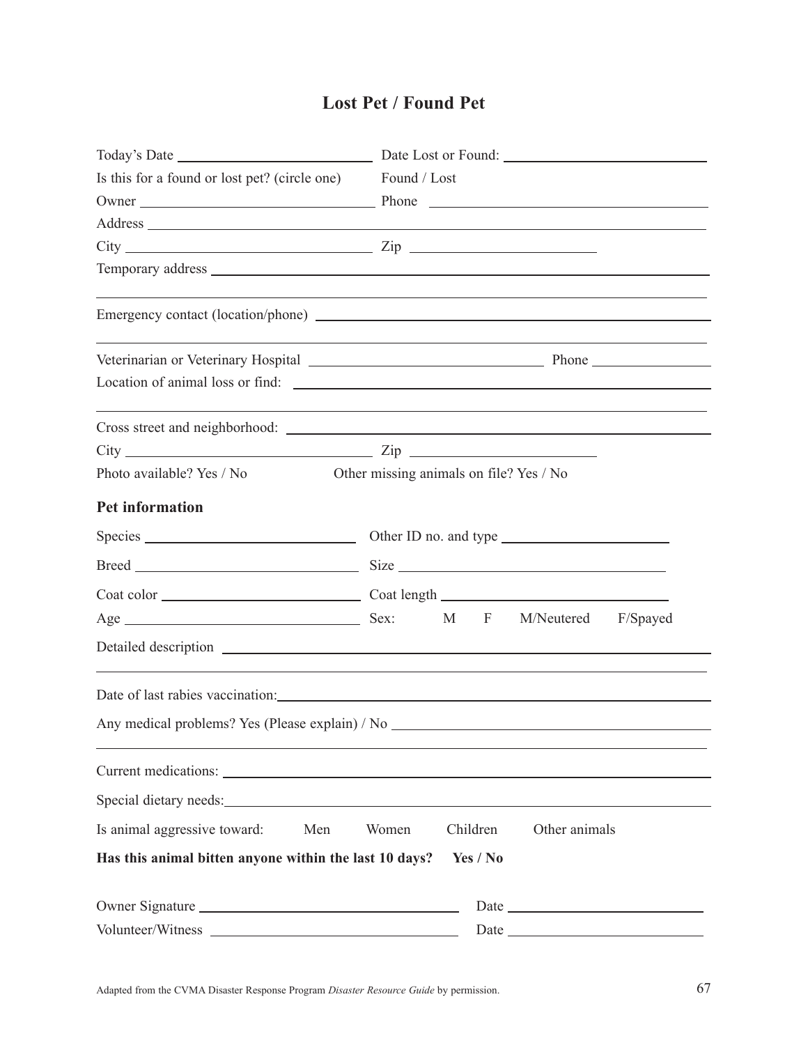# Lost Pet / Found Pet

Today's Date ______________________ Date Lost or Found: ______________________

Is this for a found or lost pet? (circle one) Found / Lost

Owner ______________________ Phone ______________________

Address ______________________________________________

City ______________________ Zip ______________________

Temporary address ______________________________________________

______________________________________________

Emergency contact (location/phone) ______________________________________________

______________________________________________

Veterinarian or Veterinary Hospital ______________________ Phone ______________

Location of animal loss or find: ______________________________________________

______________________________________________

Cross street and neighborhood: ______________________________________________

City ______________________ Zip ______________________

Photo available? Yes / No Other missing animals on file? Yes / No

**Pet information**

Species ______________________ Other ID no. and type ______________________

Breed ______________________ Size ______________________

Coat color ______________________ Coat length ______________________

Age ______________________ Sex: M F M/Neutered F/Spayed

Detailed description ______________________________________________

______________________________________________

Date of last rabies vaccination: ______________________________________________

Any medical problems? Yes (Please explain) / No ______________________________________________

______________________________________________

Current medications: ______________________________________________

Special dietary needs: ______________________________________________

Is animal aggressive toward: Men Women Children Other animals

**Has this animal bitten anyone within the last 10 days? Yes / No**

Owner Signature ______________________ Date ______________________

Volunteer/Witness ______________________ Date ______________________

Adapted from the CVMA Disaster Response Program *Disaster Resource Guide* by permission.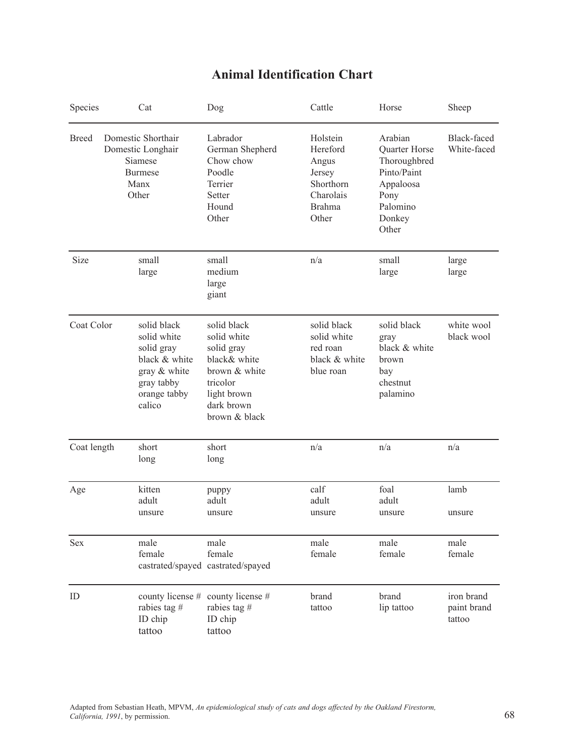# Animal Identification Chart

| Species | Cat | Dog | Cattle | Horse | Sheep |
|---|---|---|---|---|---|
| Breed | Domestic Shorthair<br>Domestic Longhair<br>Siamese<br>Burmese<br>Manx<br>Other | Labrador<br>German Shepherd<br>Chow chow<br>Poodle<br>Terrier<br>Setter<br>Hound<br>Other | Holstein<br>Hereford<br>Angus<br>Jersey<br>Shorthorn<br>Charolais<br>Brahma<br>Other | Arabian<br>Quarter Horse<br>Thoroughbred<br>Pinto/Paint<br>Appaloosa<br>Pony<br>Palomino<br>Donkey<br>Other | Black-faced<br>White-faced |
| Size | small<br>large | small<br>medium<br>large<br>giant | n/a | small<br>large | large<br>large |
| Coat Color | solid black<br>solid white<br>solid gray<br>black & white<br>gray & white<br>gray tabby<br>orange tabby<br>calico | solid black<br>solid white<br>solid gray<br>black& white<br>brown & white<br>tricolor<br>light brown<br>dark brown<br>brown & black | solid black<br>solid white<br>red roan<br>black & white<br>blue roan | solid black<br>gray<br>black & white<br>brown<br>bay<br>chestnut<br>palamino | white wool<br>black wool |
| Coat length | short<br>long | short<br>long | n/a | n/a | n/a |
| Age | kitten<br>adult<br>unsure | puppy<br>adult<br>unsure | calf<br>adult<br>unsure | foal<br>adult<br>unsure | lamb<br><br>unsure |
| Sex | male<br>female<br>castrated/spayed | male<br>female<br>castrated/spayed | male<br>female | male<br>female | male<br>female |
| ID | county license #<br>rabies tag #<br>ID chip<br>tattoo | county license #<br>rabies tag #<br>ID chip<br>tattoo | brand<br>tattoo | brand<br>lip tattoo | iron brand<br>paint brand<br>tattoo |

Adapted from Sebastian Heath, MPVM, *An epidemiological study of cats and dogs affected by the Oakland Firestorm, California, 1991*, by permission.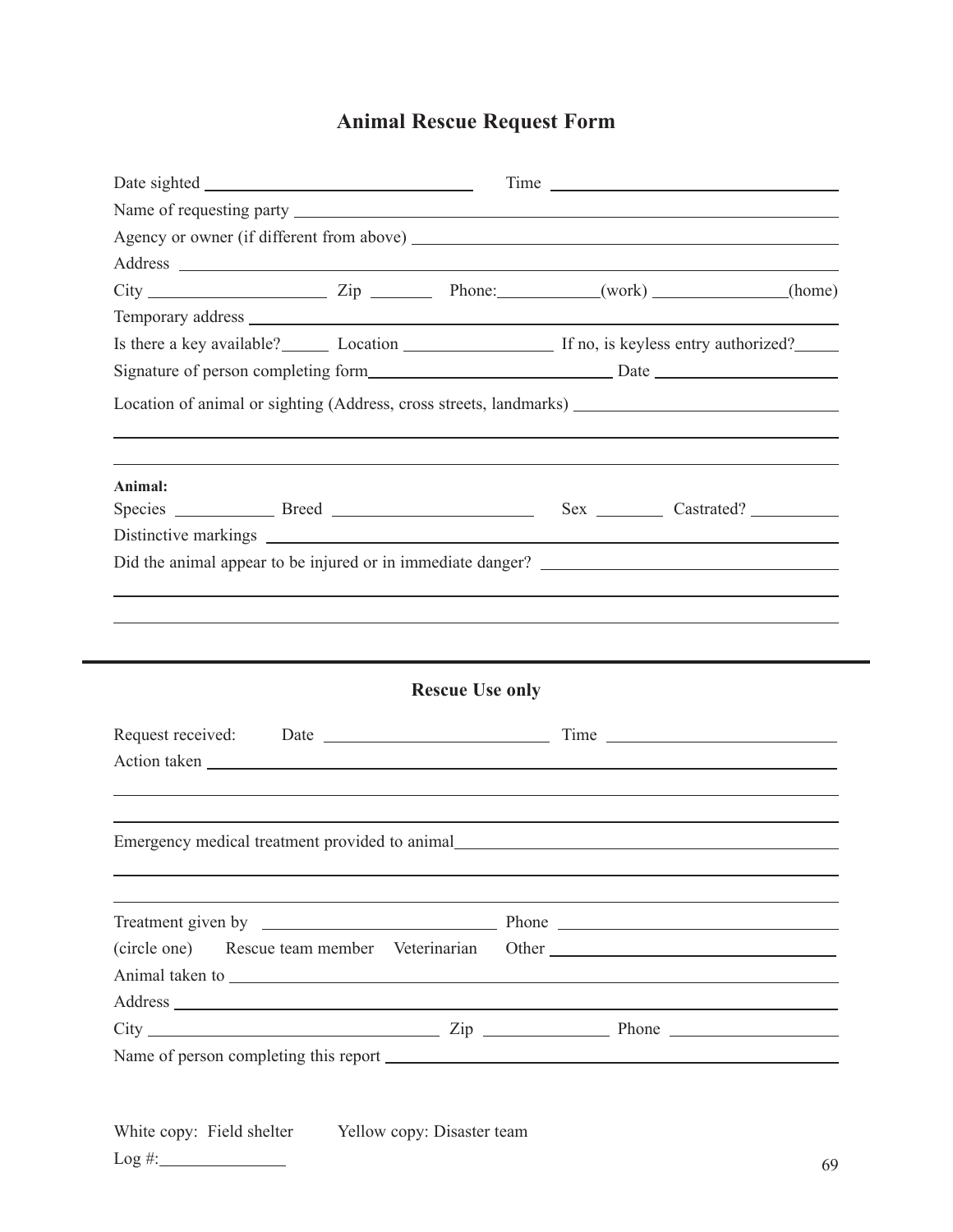# Animal Rescue Request Form

Date sighted ______________________________ Time ______________________________

Name of requesting party ______________________________

Agency or owner (if different from above) ______________________________

Address ______________________________

City ____________________ Zip ________ Phone: ____________(work) ________________(home)

Temporary address ______________________________

Is there a key available? ______ Location __________________ If no, is keyless entry authorized? ______

Signature of person completing form ______________________________ Date ____________________

Location of animal or sighting (Address, cross streets, landmarks) ______________________________

______________________________

______________________________

**Animal:**

Species ____________ Breed ________________________ Sex ________ Castrated? __________

Distinctive markings ______________________________

Did the animal appear to be injured or in immediate danger? ______________________________

______________________________

______________________________

---

## Rescue Use only

Request received: Date ______________________________ Time ______________________________

Action taken ______________________________

______________________________

______________________________

Emergency medical treatment provided to animal ______________________________

______________________________

______________________________

Treatment given by ____________________________ Phone ______________________________

(circle one) Rescue team member Veterinarian Other ______________________________

Animal taken to ______________________________

Address ______________________________

City ______________________________ Zip ________________ Phone ____________________

Name of person completing this report ______________________________

White copy: Field shelter Yellow copy: Disaster team

Log #: ________________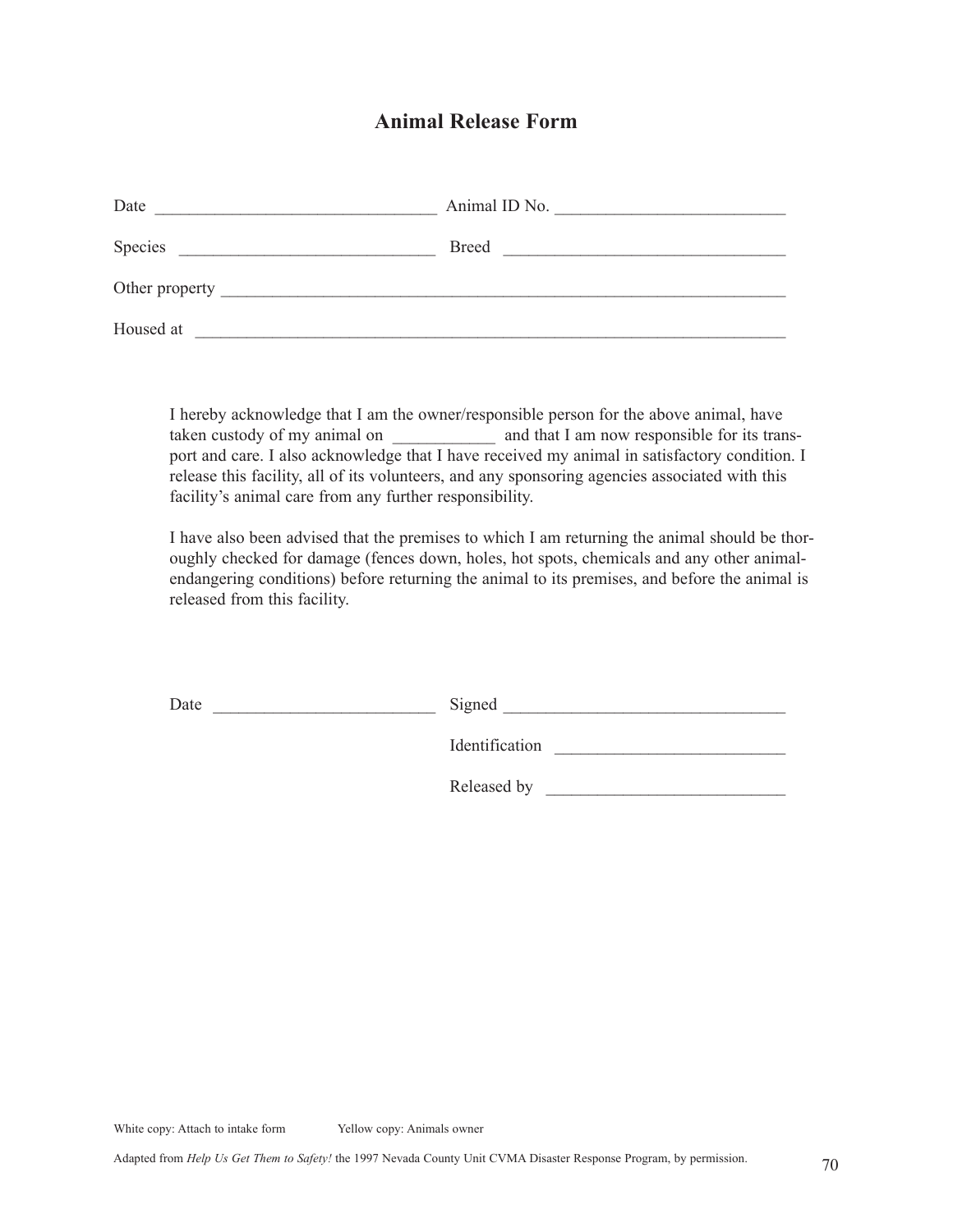# Animal Release Form

Date ________________________________ Animal ID No. __________________________

Species _____________________________ Breed ________________________________

Other property _________________________________________________________________

Housed at ____________________________________________________________________

I hereby acknowledge that I am the owner/responsible person for the above animal, have taken custody of my animal on ____________ and that I am now responsible for its transport and care. I also acknowledge that I have received my animal in satisfactory condition. I release this facility, all of its volunteers, and any sponsoring agencies associated with this facility's animal care from any further responsibility.

I have also been advised that the premises to which I am returning the animal should be thoroughly checked for damage (fences down, holes, hot spots, chemicals and any other animal-endangering conditions) before returning the animal to its premises, and before the animal is released from this facility.

Date _________________________ Signed ________________________________

Identification __________________________

Released by ___________________________

White copy: Attach to intake form Yellow copy: Animals owner

Adapted from *Help Us Get Them to Safety!* the 1997 Nevada County Unit CVMA Disaster Response Program, by permission.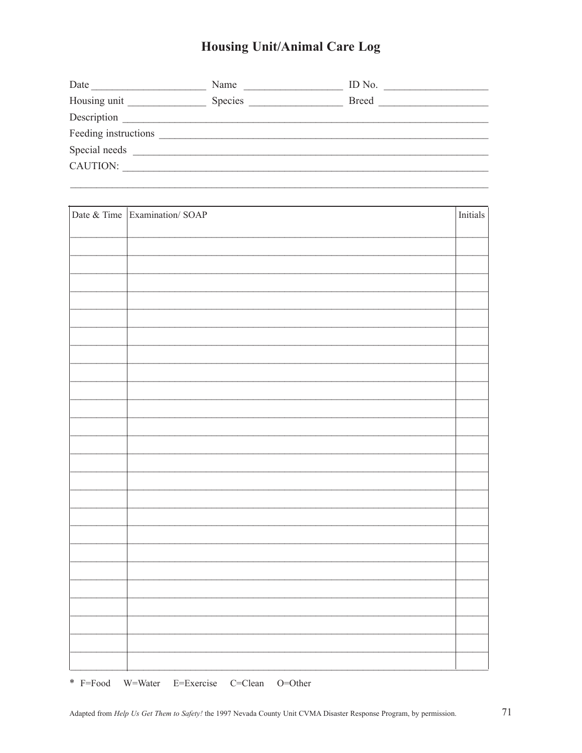# Housing Unit/Animal Care Log

Date _____________________ Name __________________ ID No. ___________________

Housing unit ______________ Species _________________ Breed ____________________

Description ______________________________________________________________________

Feeding instructions _______________________________________________________________

Special needs ____________________________________________________________________

CAUTION: _______________________________________________________________________

_________________________________________________________________________________

| Date & Time | Examination/ SOAP | Initials |
|---|---|---|
| | | |
| | | |
| | | |
| | | |
| | | |
| | | |
| | | |
| | | |
| | | |
| | | |
| | | |
| | | |
| | | |
| | | |
| | | |
| | | |
| | | |
| | | |
| | | |
| | | |
| | | |
| | | |
| | | |
| | | |
| | | |

* F=Food W=Water E=Exercise C=Clean O=Other

Adapted from *Help Us Get Them to Safety!* the 1997 Nevada County Unit CVMA Disaster Response Program, by permission.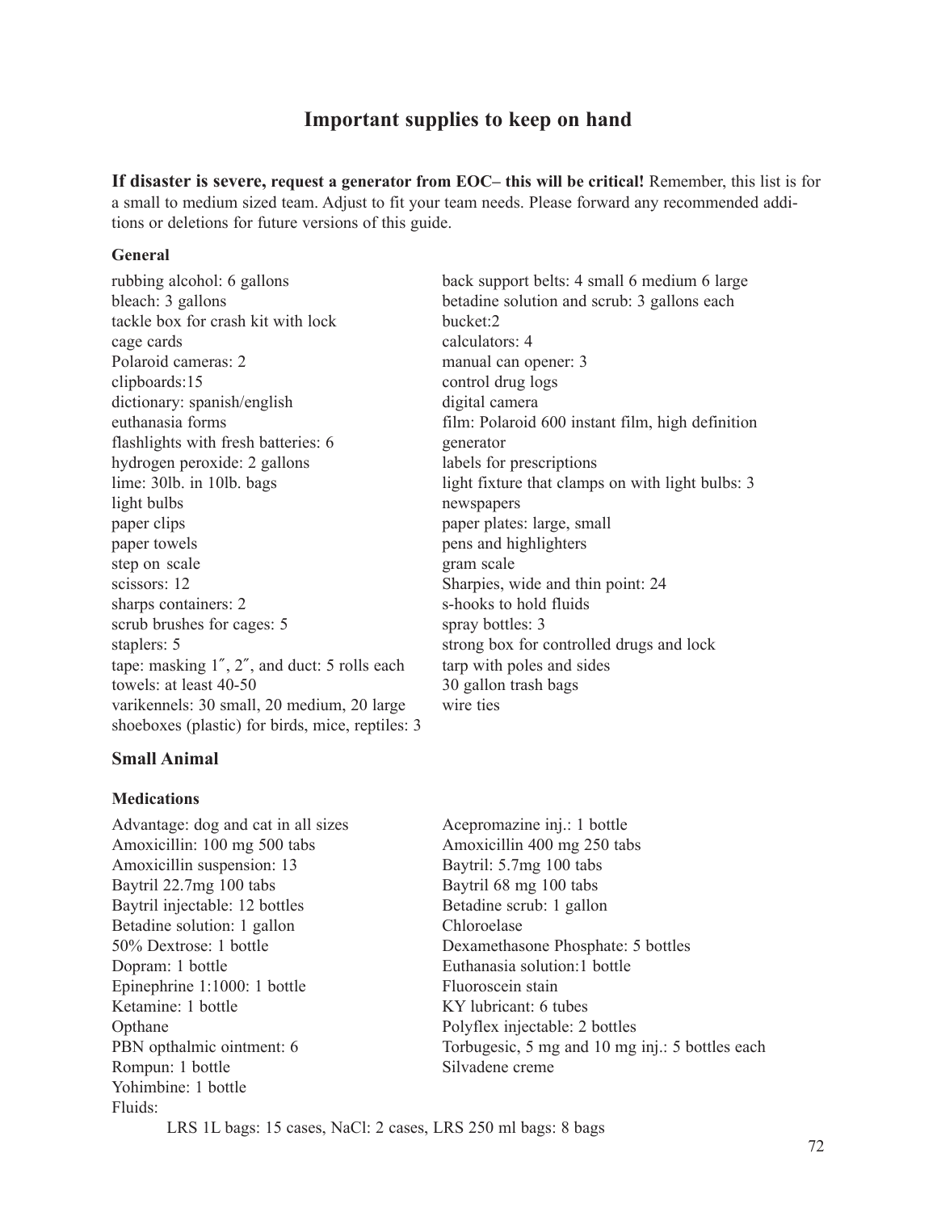# Important supplies to keep on hand

**If disaster is severe, request a generator from EOC– this will be critical!** Remember, this list is for a small to medium sized team. Adjust to fit your team needs. Please forward any recommended additions or deletions for future versions of this guide.

### General

rubbing alcohol: 6 gallons
bleach: 3 gallons
tackle box for crash kit with lock
cage cards
Polaroid cameras: 2
clipboards:15
dictionary: spanish/english
euthanasia forms
flashlights with fresh batteries: 6
hydrogen peroxide: 2 gallons
lime: 30lb. in 10lb. bags
light bulbs
paper clips
paper towels
step on scale
scissors: 12
sharps containers: 2
scrub brushes for cages: 5
staplers: 5
tape: masking 1″, 2″, and duct: 5 rolls each
towels: at least 40-50
varikennels: 30 small, 20 medium, 20 large
shoeboxes (plastic) for birds, mice, reptiles: 3
back support belts: 4 small 6 medium 6 large
betadine solution and scrub: 3 gallons each
bucket:2
calculators: 4
manual can opener: 3
control drug logs
digital camera
film: Polaroid 600 instant film, high definition
generator
labels for prescriptions
light fixture that clamps on with light bulbs: 3
newspapers
paper plates: large, small
pens and highlighters
gram scale
Sharpies, wide and thin point: 24
s-hooks to hold fluids
spray bottles: 3
strong box for controlled drugs and lock
tarp with poles and sides
30 gallon trash bags
wire ties

## Small Animal

### Medications

Advantage: dog and cat in all sizes
Amoxicillin: 100 mg 500 tabs
Amoxicillin suspension: 13
Baytril 22.7mg 100 tabs
Baytril injectable: 12 bottles
Betadine solution: 1 gallon
50% Dextrose: 1 bottle
Dopram: 1 bottle
Epinephrine 1:1000: 1 bottle
Ketamine: 1 bottle
Opthane
PBN opthalmic ointment: 6
Rompun: 1 bottle
Yohimbine: 1 bottle
Acepromazine inj.: 1 bottle
Amoxicillin 400 mg 250 tabs
Baytril: 5.7mg 100 tabs
Baytril 68 mg 100 tabs
Betadine scrub: 1 gallon
Chloroelase
Dexamethasone Phosphate: 5 bottles
Euthanasia solution:1 bottle
Fluoroscein stain
KY lubricant: 6 tubes
Polyflex injectable: 2 bottles
Torbugesic, 5 mg and 10 mg inj.: 5 bottles each
Silvadene creme

Fluids:

LRS 1L bags: 15 cases, NaCl: 2 cases, LRS 250 ml bags: 8 bags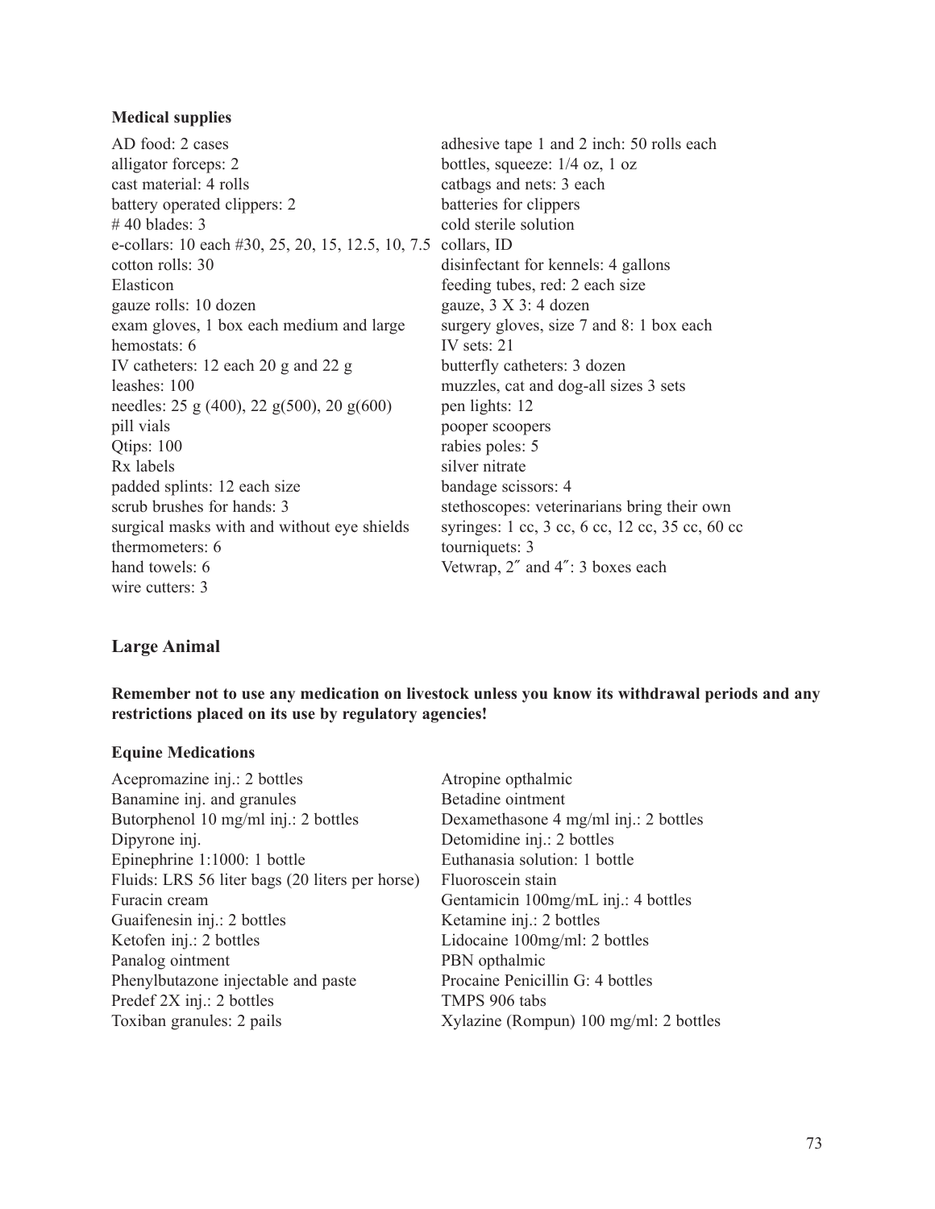**Medical supplies**

AD food: 2 cases
alligator forceps: 2
cast material: 4 rolls
battery operated clippers: 2
# 40 blades: 3
e-collars: 10 each #30, 25, 20, 15, 12.5, 10, 7.5
cotton rolls: 30
Elasticon
gauze rolls: 10 dozen
exam gloves, 1 box each medium and large
hemostats: 6
IV catheters: 12 each 20 g and 22 g
leashes: 100
needles: 25 g (400), 22 g(500), 20 g(600)
pill vials
Qtips: 100
Rx labels
padded splints: 12 each size
scrub brushes for hands: 3
surgical masks with and without eye shields
thermometers: 6
hand towels: 6
wire cutters: 3
adhesive tape 1 and 2 inch: 50 rolls each
bottles, squeeze: 1/4 oz, 1 oz
catbags and nets: 3 each
batteries for clippers
cold sterile solution
collars, ID
disinfectant for kennels: 4 gallons
feeding tubes, red: 2 each size
gauze, 3 X 3: 4 dozen
surgery gloves, size 7 and 8: 1 box each
IV sets: 21
butterfly catheters: 3 dozen
muzzles, cat and dog-all sizes 3 sets
pen lights: 12
pooper scoopers
rabies poles: 5
silver nitrate
bandage scissors: 4
stethoscopes: veterinarians bring their own
syringes: 1 cc, 3 cc, 6 cc, 12 cc, 35 cc, 60 cc
tourniquets: 3
Vetwrap, 2″ and 4″: 3 boxes each

## Large Animal

**Remember not to use any medication on livestock unless you know its withdrawal periods and any restrictions placed on its use by regulatory agencies!**

**Equine Medications**

Acepromazine inj.: 2 bottles
Banamine inj. and granules
Butorphenol 10 mg/ml inj.: 2 bottles
Dipyrone inj.
Epinephrine 1:1000: 1 bottle
Fluids: LRS 56 liter bags (20 liters per horse)
Furacin cream
Guaifenesin inj.: 2 bottles
Ketofen inj.: 2 bottles
Panalog ointment
Phenylbutazone injectable and paste
Predef 2X inj.: 2 bottles
Toxiban granules: 2 pails
Atropine opthalmic
Betadine ointment
Dexamethasone 4 mg/ml inj.: 2 bottles
Detomidine inj.: 2 bottles
Euthanasia solution: 1 bottle
Fluoroscein stain
Gentamicin 100mg/mL inj.: 4 bottles
Ketamine inj.: 2 bottles
Lidocaine 100mg/ml: 2 bottles
PBN opthalmic
Procaine Penicillin G: 4 bottles
TMPS 906 tabs
Xylazine (Rompun) 100 mg/ml: 2 bottles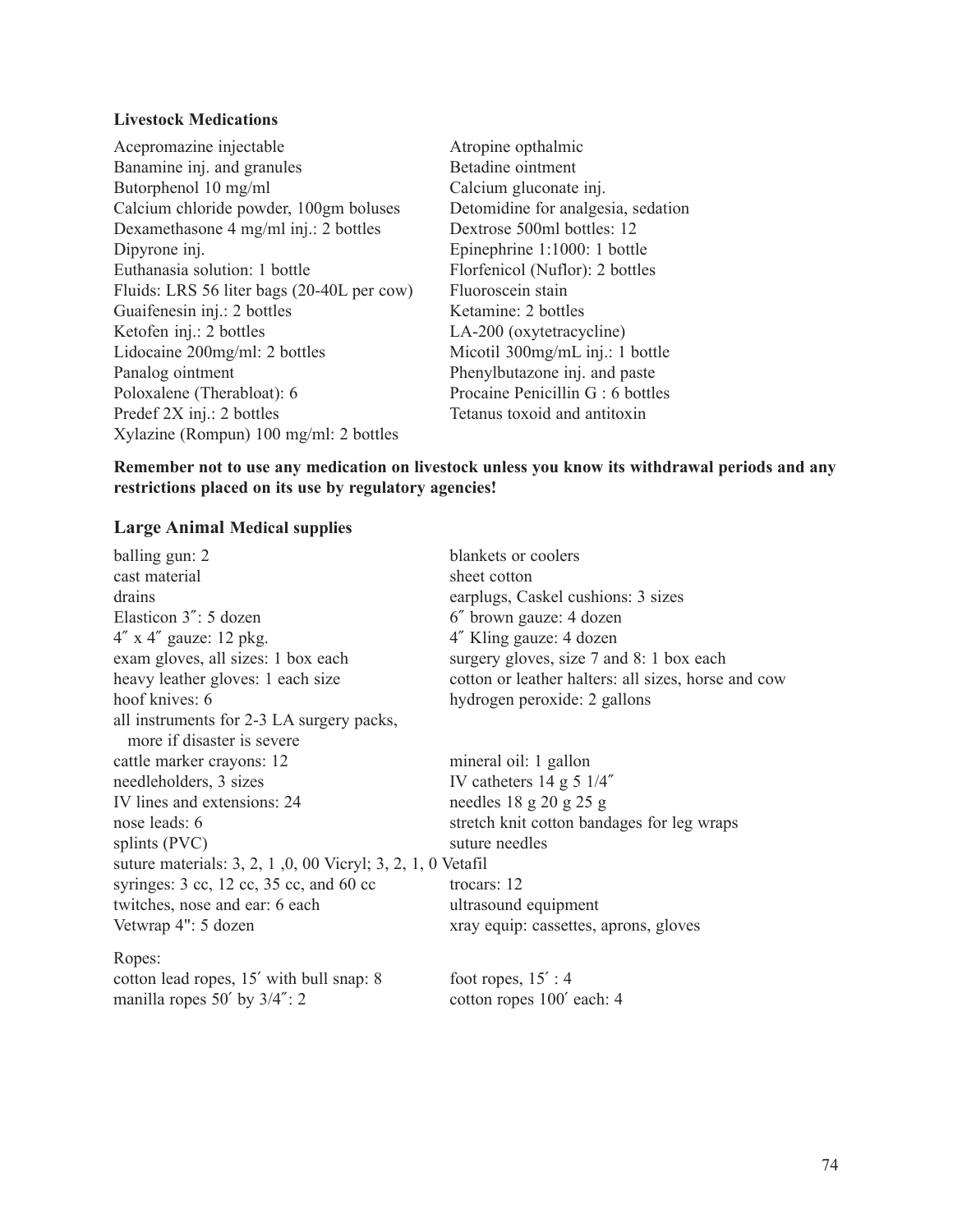**Livestock Medications**

Acepromazine injectable
Banamine inj. and granules
Butorphenol 10 mg/ml
Calcium chloride powder, 100gm boluses
Dexamethasone 4 mg/ml inj.: 2 bottles
Dipyrone inj.
Euthanasia solution: 1 bottle
Fluids: LRS 56 liter bags (20-40L per cow)
Guaifenesin inj.: 2 bottles
Ketofen inj.: 2 bottles
Lidocaine 200mg/ml: 2 bottles
Panalog ointment
Poloxalene (Therabloat): 6
Predef 2X inj.: 2 bottles
Xylazine (Rompun) 100 mg/ml: 2 bottles
Atropine opthalmic
Betadine ointment
Calcium gluconate inj.
Detomidine for analgesia, sedation
Dextrose 500ml bottles: 12
Epinephrine 1:1000: 1 bottle
Florfenicol (Nuflor): 2 bottles
Fluoroscein stain
Ketamine: 2 bottles
LA-200 (oxytetracycline)
Micotil 300mg/mL inj.: 1 bottle
Phenylbutazone inj. and paste
Procaine Penicillin G : 6 bottles
Tetanus toxoid and antitoxin

**Remember not to use any medication on livestock unless you know its withdrawal periods and any restrictions placed on its use by regulatory agencies!**

## Large Animal Medical supplies

balling gun: 2
blankets or coolers
cast material
sheet cotton
drains
earplugs, Caskel cushions: 3 sizes
Elasticon 3″: 5 dozen
6″ brown gauze: 4 dozen
4″ x 4″ gauze: 12 pkg.
4″ Kling gauze: 4 dozen
exam gloves, all sizes: 1 box each
surgery gloves, size 7 and 8: 1 box each
heavy leather gloves: 1 each size
cotton or leather halters: all sizes, horse and cow
hoof knives: 6
hydrogen peroxide: 2 gallons
all instruments for 2-3 LA surgery packs, more if disaster is severe
cattle marker crayons: 12
mineral oil: 1 gallon
needleholders, 3 sizes
IV catheters 14 g 5 1/4″
IV lines and extensions: 24
needles 18 g 20 g 25 g
nose leads: 6
stretch knit cotton bandages for leg wraps
splints (PVC)
suture needles
suture materials: 3, 2, 1 ,0, 00 Vicryl; 3, 2, 1, 0 Vetafil
syringes: 3 cc, 12 cc, 35 cc, and 60 cc
trocars: 12
twitches, nose and ear: 6 each
ultrasound equipment
Vetwrap 4": 5 dozen
xray equip: cassettes, aprons, gloves

Ropes:
cotton lead ropes, 15′ with bull snap: 8
foot ropes, 15′ : 4
manilla ropes 50′ by 3/4″: 2
cotton ropes 100′ each: 4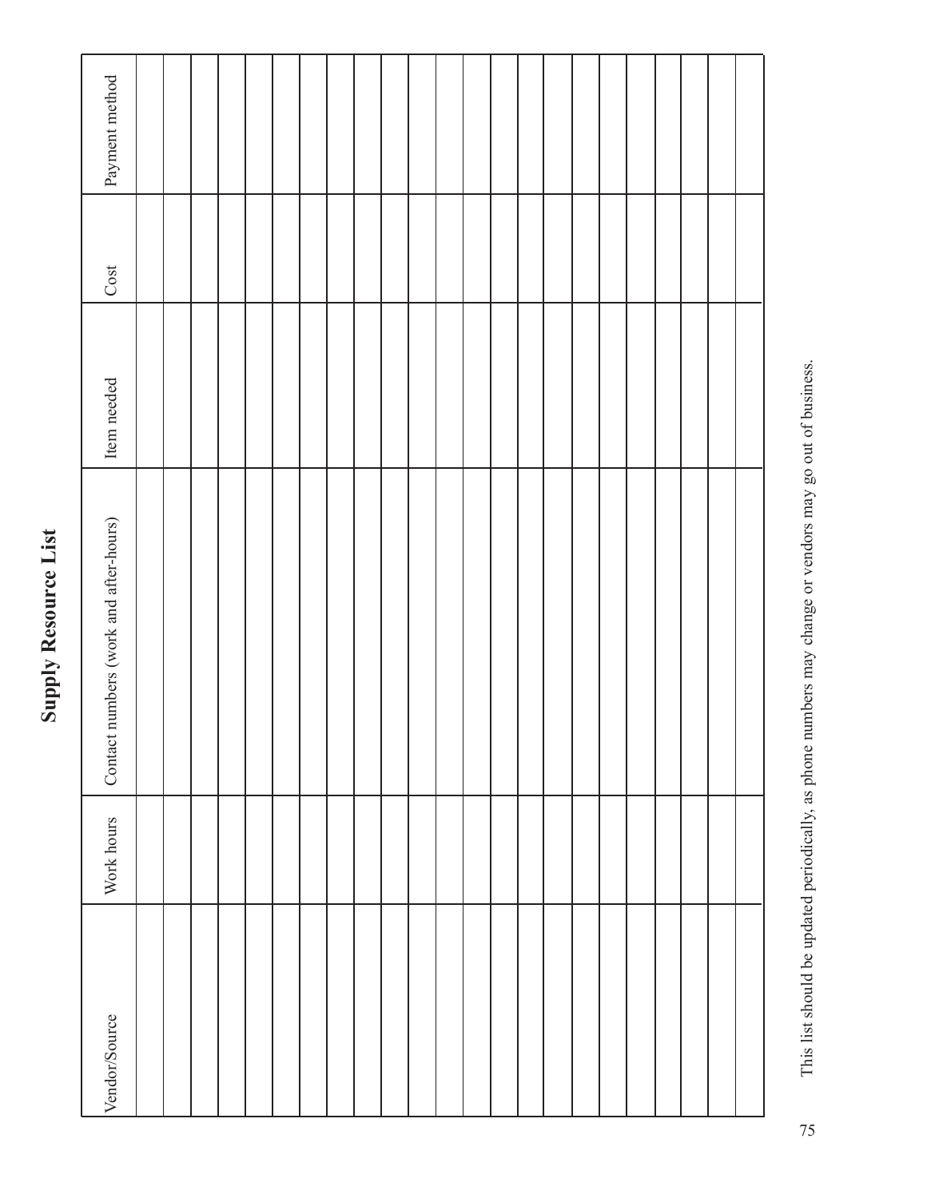# Supply Resource List

| Vendor/Source | Work hours | Contact numbers (work and after-hours) | Item needed | Cost | Payment method |
|---|---|---|---|---|---|
| | | | | | |
| | | | | | |
| | | | | | |
| | | | | | |
| | | | | | |
| | | | | | |
| | | | | | |
| | | | | | |
| | | | | | |
| | | | | | |
| | | | | | |
| | | | | | |
| | | | | | |
| | | | | | |
| | | | | | |
| | | | | | |
| | | | | | |
| | | | | | |
| | | | | | |
| | | | | | |
| | | | | | |
| | | | | | |
| | | | | | |
| | | | | | |

This list should be updated periodically, as phone numbers may change or vendors may go out of business.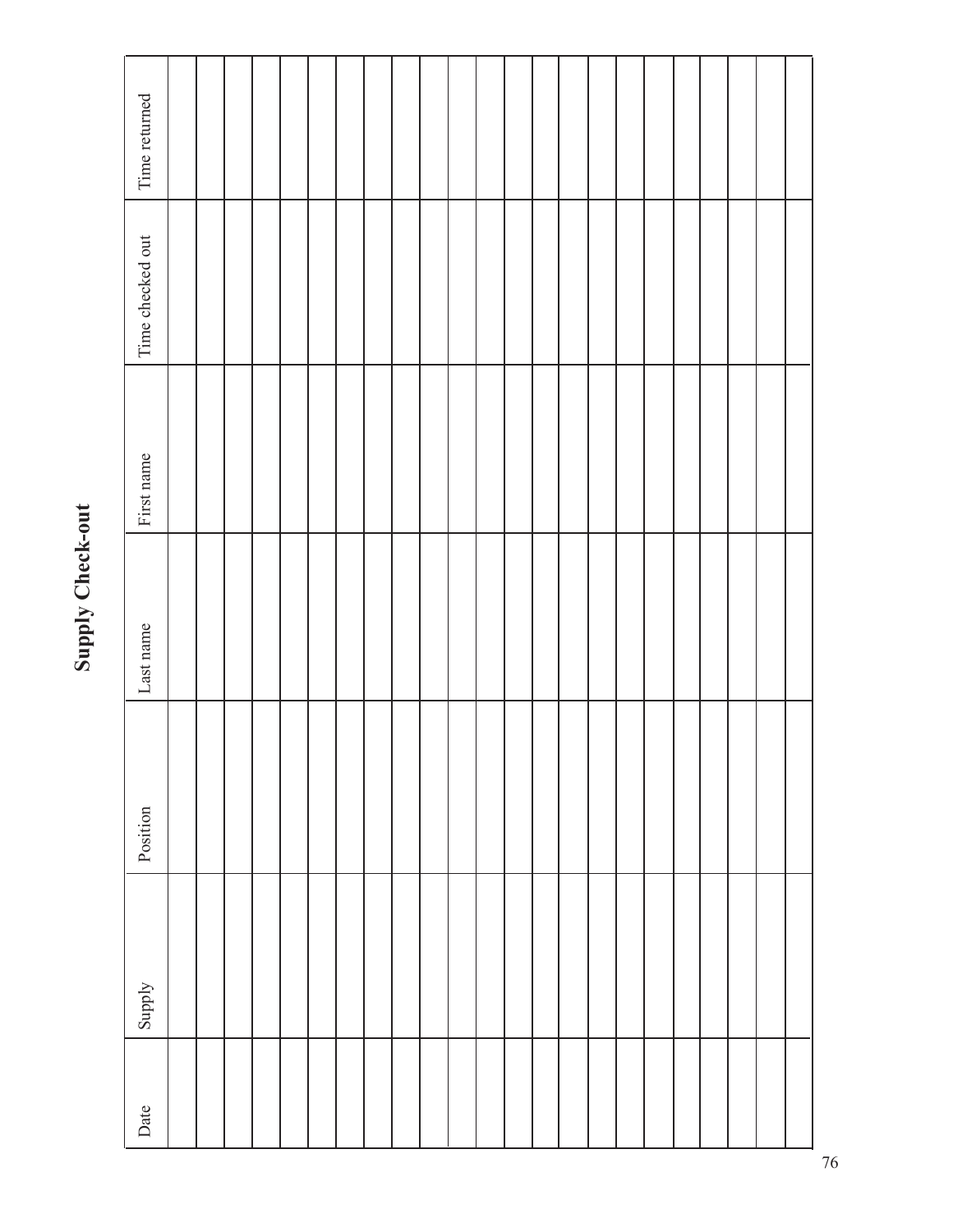# Supply Check-out

| Date | Supply | Position | Last name | First name | Time checked out | Time returned |
| --- | --- | --- | --- | --- | --- | --- |
| | | | | | | |
| | | | | | | |
| | | | | | | |
| | | | | | | |
| | | | | | | |
| | | | | | | |
| | | | | | | |
| | | | | | | |
| | | | | | | |
| | | | | | | |
| | | | | | | |
| | | | | | | |
| | | | | | | |
| | | | | | | |
| | | | | | | |
| | | | | | | |
| | | | | | | |
| | | | | | | |
| | | | | | | |
| | | | | | | |
| | | | | | | |
| | | | | | | |
| | | | | | | |
| | | | | | | |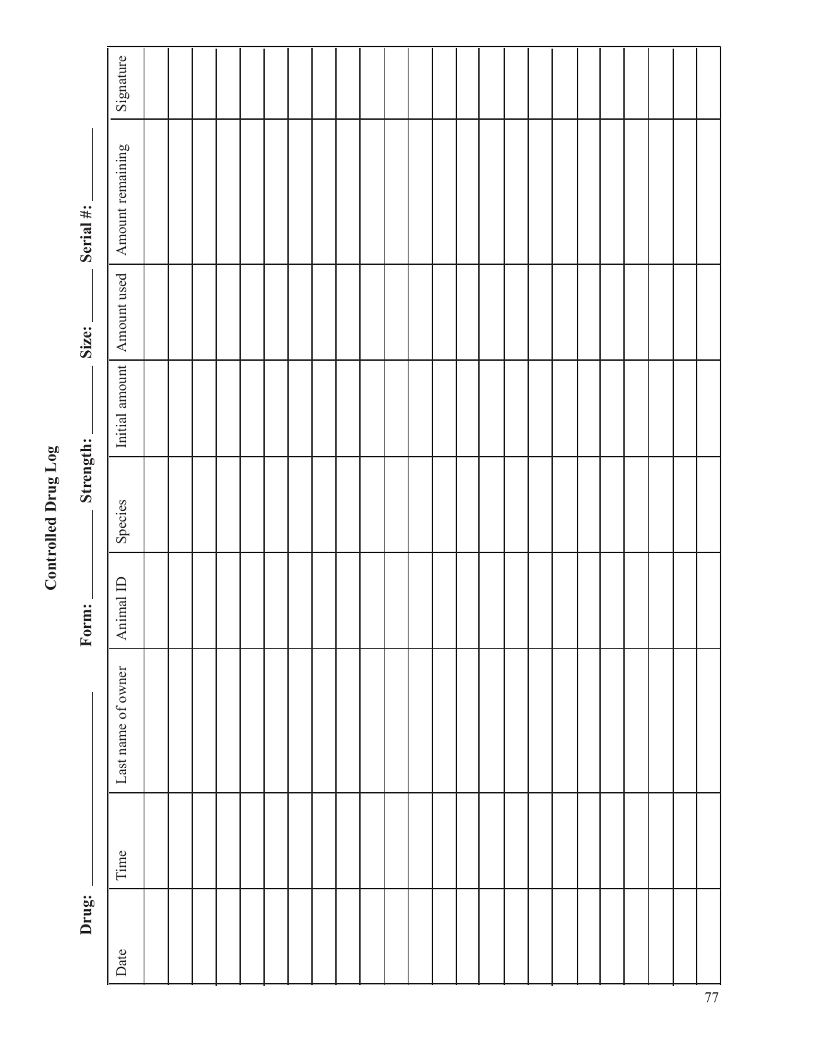# Controlled Drug Log

**Drug:** ____________ **Form:** ________ **Strength:** ________ **Size:** ________ **Serial #:** ________

| Date | Time | Last name of owner | Animal ID | Species | Initial amount | Amount used | Amount remaining | Signature |
|---|---|---|---|---|---|---|---|---|
| | | | | | | | | |
| | | | | | | | | |
| | | | | | | | | |
| | | | | | | | | |
| | | | | | | | | |
| | | | | | | | | |
| | | | | | | | | |
| | | | | | | | | |
| | | | | | | | | |
| | | | | | | | | |
| | | | | | | | | |
| | | | | | | | | |
| | | | | | | | | |
| | | | | | | | | |
| | | | | | | | | |
| | | | | | | | | |
| | | | | | | | | |
| | | | | | | | | |
| | | | | | | | | |
| | | | | | | | | |
| | | | | | | | | |
| | | | | | | | | |
| | | | | | | | | |
| | | | | | | | | |
| | | | | | | | | |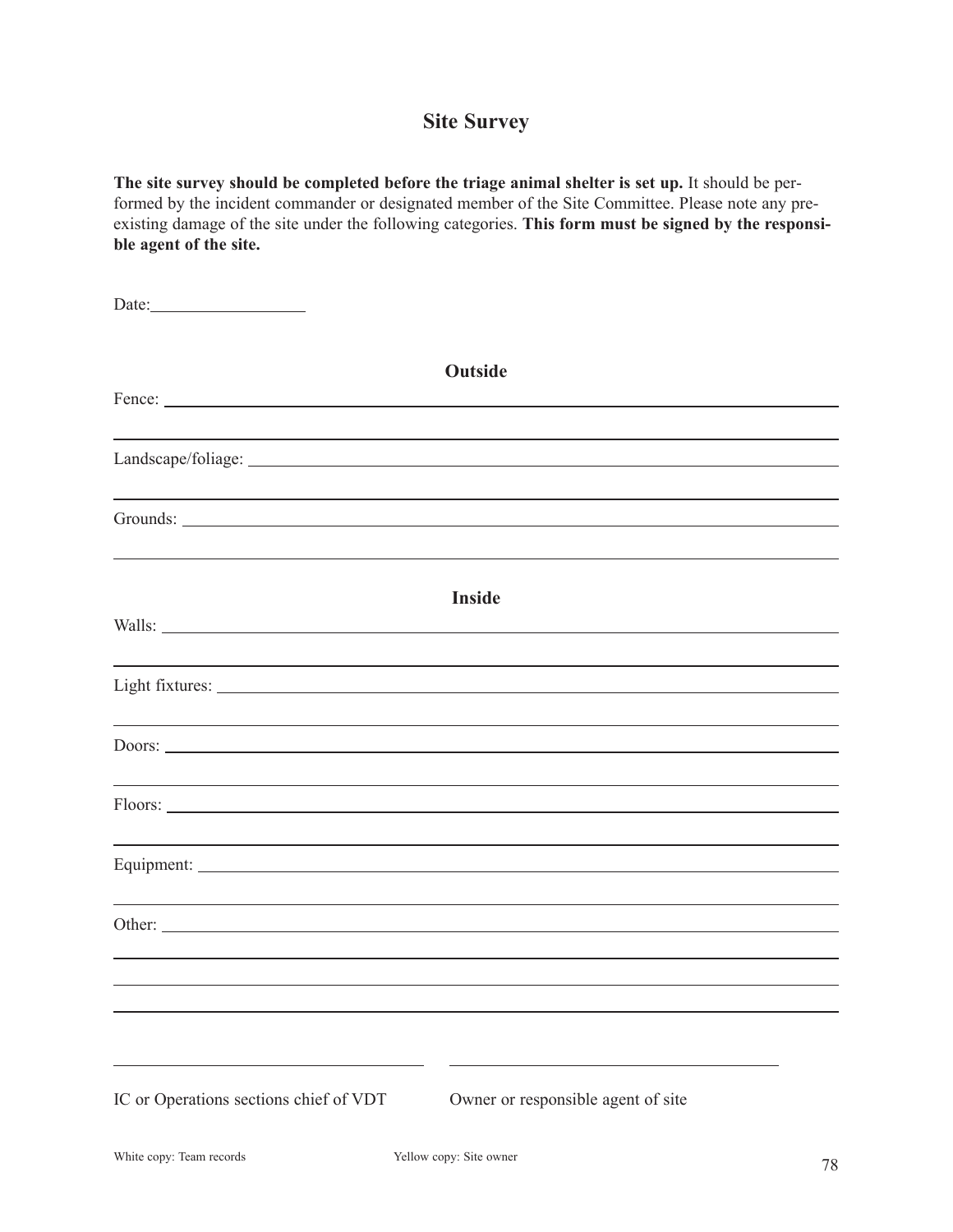# Site Survey

**The site survey should be completed before the triage animal shelter is set up.** It should be performed by the incident commander or designated member of the Site Committee. Please note any pre-existing damage of the site under the following categories. **This form must be signed by the responsible agent of the site.**

Date:__________________

## Outside

Fence: ______________________________________________________________________

______________________________________________________________________

Landscape/foliage: ______________________________________________________________________

______________________________________________________________________

Grounds: ______________________________________________________________________

______________________________________________________________________

## Inside

Walls: ______________________________________________________________________

______________________________________________________________________

Light fixtures: ______________________________________________________________________

______________________________________________________________________

Doors: ______________________________________________________________________

______________________________________________________________________

Floors: ______________________________________________________________________

______________________________________________________________________

Equipment: ______________________________________________________________________

______________________________________________________________________

Other: ______________________________________________________________________

______________________________________________________________________

______________________________________________________________________

______________________________________________________________________

____________________________________ ____________________________________

IC or Operations sections chief of VDT Owner or responsible agent of site

White copy: Team records Yellow copy: Site owner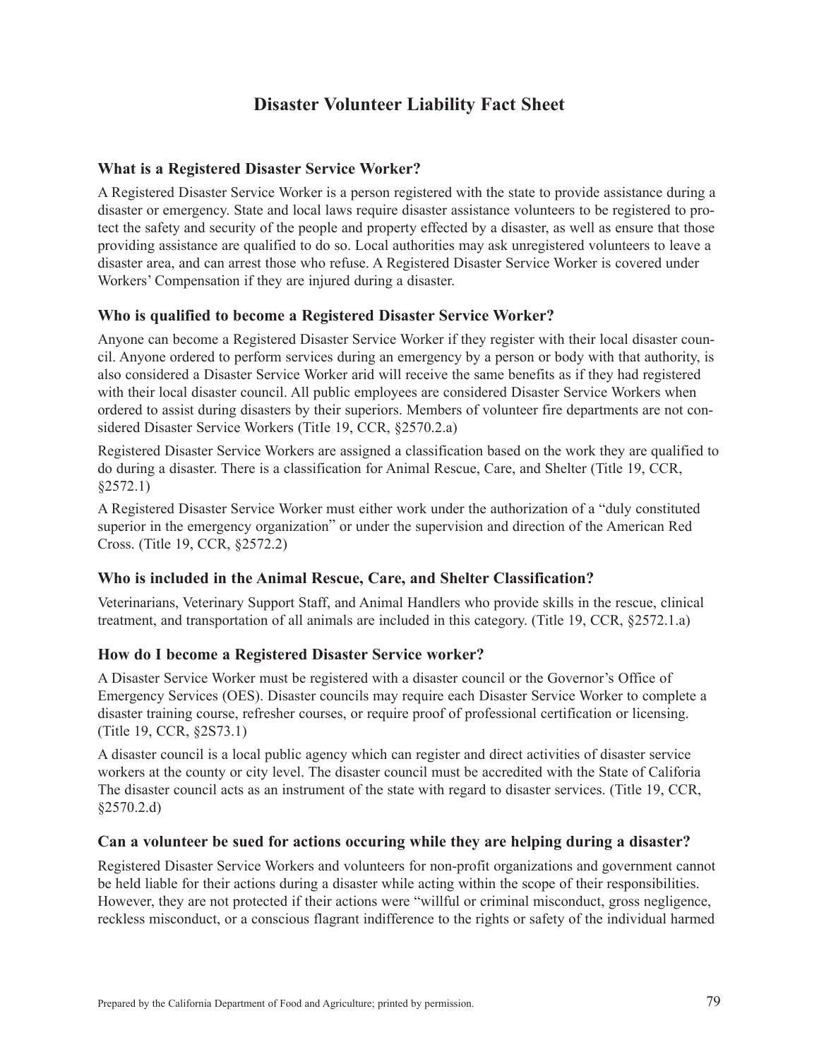# Disaster Volunteer Liability Fact Sheet

## What is a Registered Disaster Service Worker?

A Registered Disaster Service Worker is a person registered with the state to provide assistance during a disaster or emergency. State and local laws require disaster assistance volunteers to be registered to protect the safety and security of the people and property effected by a disaster, as well as ensure that those providing assistance are qualified to do so. Local authorities may ask unregistered volunteers to leave a disaster area, and can arrest those who refuse. A Registered Disaster Service Worker is covered under Workers' Compensation if they are injured during a disaster.

## Who is qualified to become a Registered Disaster Service Worker?

Anyone can become a Registered Disaster Service Worker if they register with their local disaster council. Anyone ordered to perform services during an emergency by a person or body with that authority, is also considered a Disaster Service Worker arid will receive the same benefits as if they had registered with their local disaster council. All public employees are considered Disaster Service Workers when ordered to assist during disasters by their superiors. Members of volunteer fire departments are not considered Disaster Service Workers (TitIe 19, CCR, §2570.2.a)

Registered Disaster Service Workers are assigned a classification based on the work they are qualified to do during a disaster. There is a classification for Animal Rescue, Care, and Shelter (Title 19, CCR, §2572.1)

A Registered Disaster Service Worker must either work under the authorization of a "duly constituted superior in the emergency organization" or under the supervision and direction of the American Red Cross. (Title 19, CCR, §2572.2)

## Who is included in the Animal Rescue, Care, and Shelter Classification?

Veterinarians, Veterinary Support Staff, and Animal Handlers who provide skills in the rescue, clinical treatment, and transportation of all animals are included in this category. (Title 19, CCR, §2572.1.a)

## How do I become a Registered Disaster Service worker?

A Disaster Service Worker must be registered with a disaster council or the Governor's Office of Emergency Services (OES). Disaster councils may require each Disaster Service Worker to complete a disaster training course, refresher courses, or require proof of professional certification or licensing. (Title 19, CCR, §2S73.1)

A disaster council is a local public agency which can register and direct activities of disaster service workers at the county or city level. The disaster council must be accredited with the State of California The disaster council acts as an instrument of the state with regard to disaster services. (Title 19, CCR, §2570.2.d)

## Can a volunteer be sued for actions occuring while they are helping during a disaster?

Registered Disaster Service Workers and volunteers for non-profit organizations and government cannot be held liable for their actions during a disaster while acting within the scope of their responsibilities. However, they are not protected if their actions were "willful or criminal misconduct, gross negligence, reckless misconduct, or a conscious flagrant indifference to the rights or safety of the individual harmed

Prepared by the California Department of Food and Agriculture; printed by permission.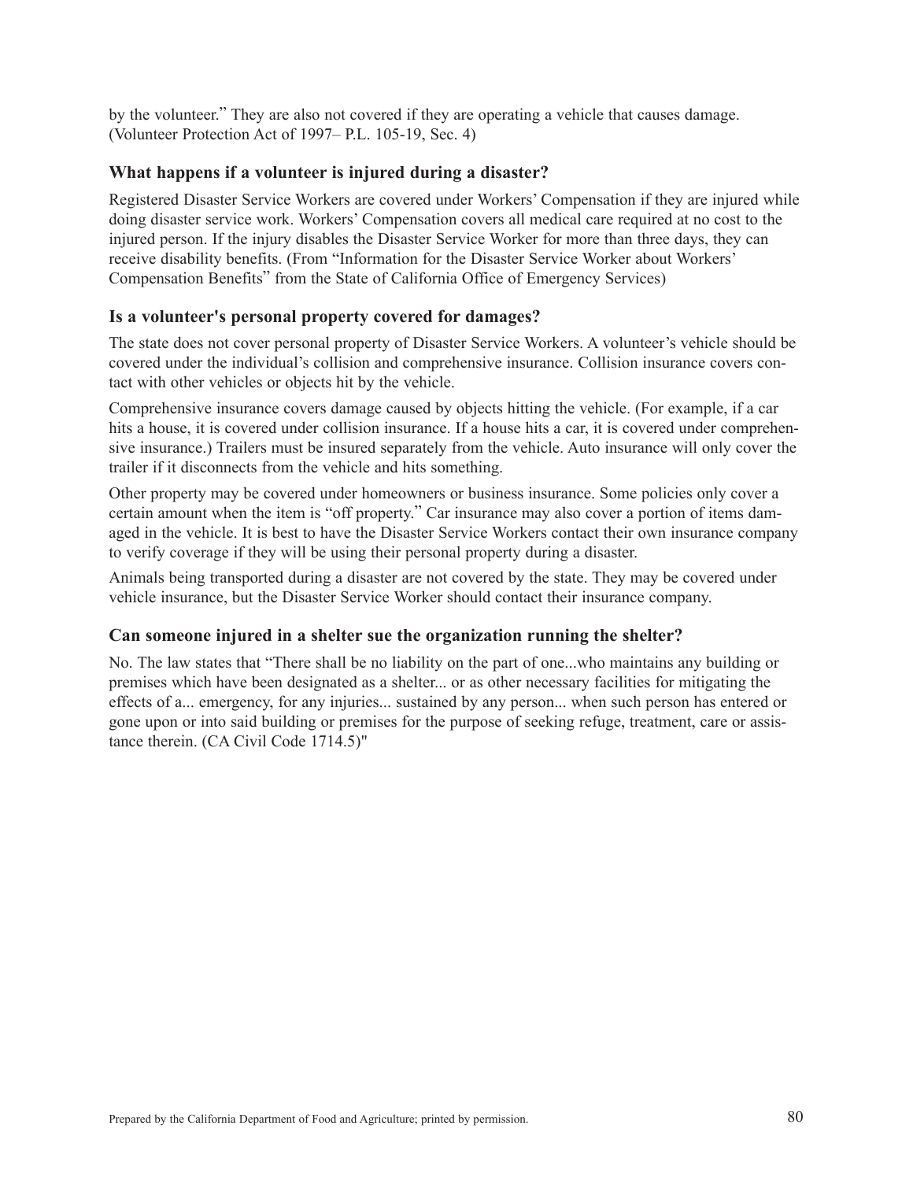by the volunteer." They are also not covered if they are operating a vehicle that causes damage. (Volunteer Protection Act of 1997– P.L. 105-19, Sec. 4)

### What happens if a volunteer is injured during a disaster?

Registered Disaster Service Workers are covered under Workers' Compensation if they are injured while doing disaster service work. Workers' Compensation covers all medical care required at no cost to the injured person. If the injury disables the Disaster Service Worker for more than three days, they can receive disability benefits. (From "Information for the Disaster Service Worker about Workers' Compensation Benefits" from the State of California Office of Emergency Services)

### Is a volunteer's personal property covered for damages?

The state does not cover personal property of Disaster Service Workers. A volunteer's vehicle should be covered under the individual's collision and comprehensive insurance. Collision insurance covers contact with other vehicles or objects hit by the vehicle.

Comprehensive insurance covers damage caused by objects hitting the vehicle. (For example, if a car hits a house, it is covered under collision insurance. If a house hits a car, it is covered under comprehensive insurance.) Trailers must be insured separately from the vehicle. Auto insurance will only cover the trailer if it disconnects from the vehicle and hits something.

Other property may be covered under homeowners or business insurance. Some policies only cover a certain amount when the item is "off property." Car insurance may also cover a portion of items damaged in the vehicle. It is best to have the Disaster Service Workers contact their own insurance company to verify coverage if they will be using their personal property during a disaster.

Animals being transported during a disaster are not covered by the state. They may be covered under vehicle insurance, but the Disaster Service Worker should contact their insurance company.

### Can someone injured in a shelter sue the organization running the shelter?

No. The law states that "There shall be no liability on the part of one...who maintains any building or premises which have been designated as a shelter... or as other necessary facilities for mitigating the effects of a... emergency, for any injuries... sustained by any person... when such person has entered or gone upon or into said building or premises for the purpose of seeking refuge, treatment, care or assistance therein. (CA Civil Code 1714.5)"

Prepared by the California Department of Food and Agriculture; printed by permission.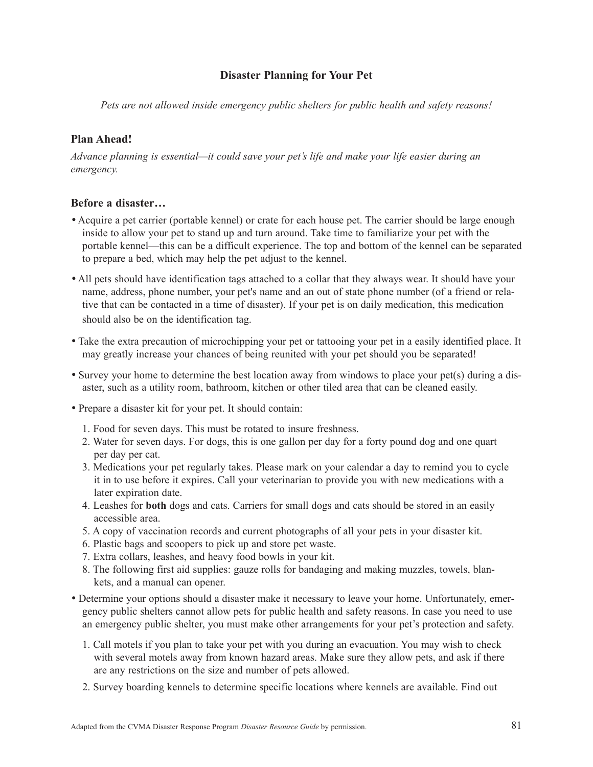## Disaster Planning for Your Pet

*Pets are not allowed inside emergency public shelters for public health and safety reasons!*

### Plan Ahead!

*Advance planning is essential—it could save your pet's life and make your life easier during an emergency.*

### Before a disaster…

- Acquire a pet carrier (portable kennel) or crate for each house pet. The carrier should be large enough inside to allow your pet to stand up and turn around. Take time to familiarize your pet with the portable kennel—this can be a difficult experience. The top and bottom of the kennel can be separated to prepare a bed, which may help the pet adjust to the kennel.
- All pets should have identification tags attached to a collar that they always wear. It should have your name, address, phone number, your pet's name and an out of state phone number (of a friend or relative that can be contacted in a time of disaster). If your pet is on daily medication, this medication should also be on the identification tag.
- Take the extra precaution of microchipping your pet or tattooing your pet in a easily identified place. It may greatly increase your chances of being reunited with your pet should you be separated!
- Survey your home to determine the best location away from windows to place your pet(s) during a disaster, such as a utility room, bathroom, kitchen or other tiled area that can be cleaned easily.
- Prepare a disaster kit for your pet. It should contain:
  1. Food for seven days. This must be rotated to insure freshness.
  2. Water for seven days. For dogs, this is one gallon per day for a forty pound dog and one quart per day per cat.
  3. Medications your pet regularly takes. Please mark on your calendar a day to remind you to cycle it in to use before it expires. Call your veterinarian to provide you with new medications with a later expiration date.
  4. Leashes for **both** dogs and cats. Carriers for small dogs and cats should be stored in an easily accessible area.
  5. A copy of vaccination records and current photographs of all your pets in your disaster kit.
  6. Plastic bags and scoopers to pick up and store pet waste.
  7. Extra collars, leashes, and heavy food bowls in your kit.
  8. The following first aid supplies: gauze rolls for bandaging and making muzzles, towels, blankets, and a manual can opener.
- Determine your options should a disaster make it necessary to leave your home. Unfortunately, emergency public shelters cannot allow pets for public health and safety reasons. In case you need to use an emergency public shelter, you must make other arrangements for your pet's protection and safety.
  1. Call motels if you plan to take your pet with you during an evacuation. You may wish to check with several motels away from known hazard areas. Make sure they allow pets, and ask if there are any restrictions on the size and number of pets allowed.
  2. Survey boarding kennels to determine specific locations where kennels are available. Find out

Adapted from the CVMA Disaster Response Program *Disaster Resource Guide* by permission.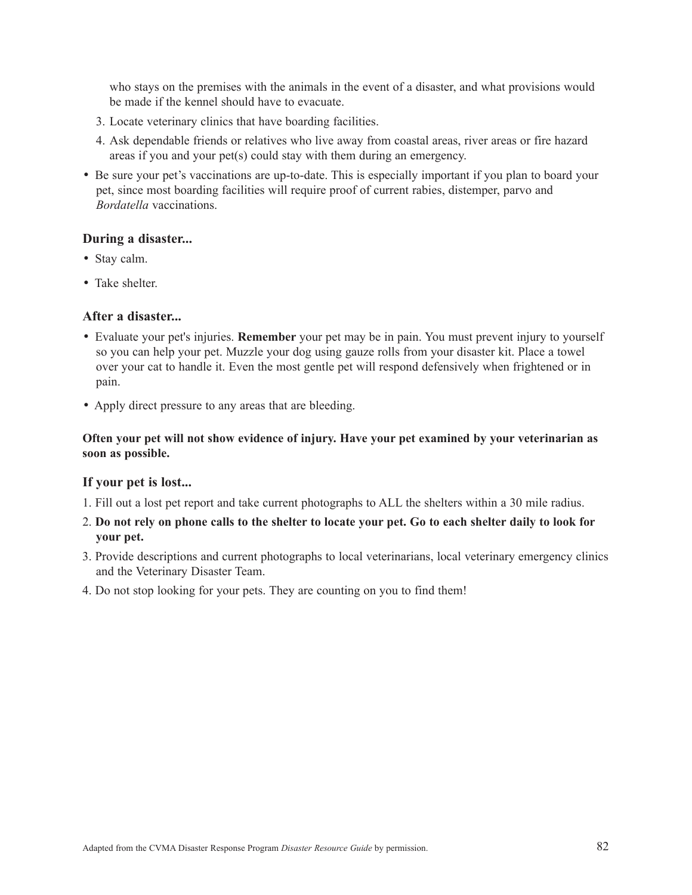who stays on the premises with the animals in the event of a disaster, and what provisions would be made if the kennel should have to evacuate.

3. Locate veterinary clinics that have boarding facilities.
4. Ask dependable friends or relatives who live away from coastal areas, river areas or fire hazard areas if you and your pet(s) could stay with them during an emergency.

- Be sure your pet's vaccinations are up-to-date. This is especially important if you plan to board your pet, since most boarding facilities will require proof of current rabies, distemper, parvo and *Bordatella* vaccinations.

### During a disaster...

- Stay calm.
- Take shelter.

### After a disaster...

- Evaluate your pet's injuries. **Remember** your pet may be in pain. You must prevent injury to yourself so you can help your pet. Muzzle your dog using gauze rolls from your disaster kit. Place a towel over your cat to handle it. Even the most gentle pet will respond defensively when frightened or in pain.
- Apply direct pressure to any areas that are bleeding.

**Often your pet will not show evidence of injury. Have your pet examined by your veterinarian as soon as possible.**

### If your pet is lost...

1. Fill out a lost pet report and take current photographs to ALL the shelters within a 30 mile radius.
2. **Do not rely on phone calls to the shelter to locate your pet. Go to each shelter daily to look for your pet.**
3. Provide descriptions and current photographs to local veterinarians, local veterinary emergency clinics and the Veterinary Disaster Team.
4. Do not stop looking for your pets. They are counting on you to find them!

Adapted from the CVMA Disaster Response Program *Disaster Resource Guide* by permission.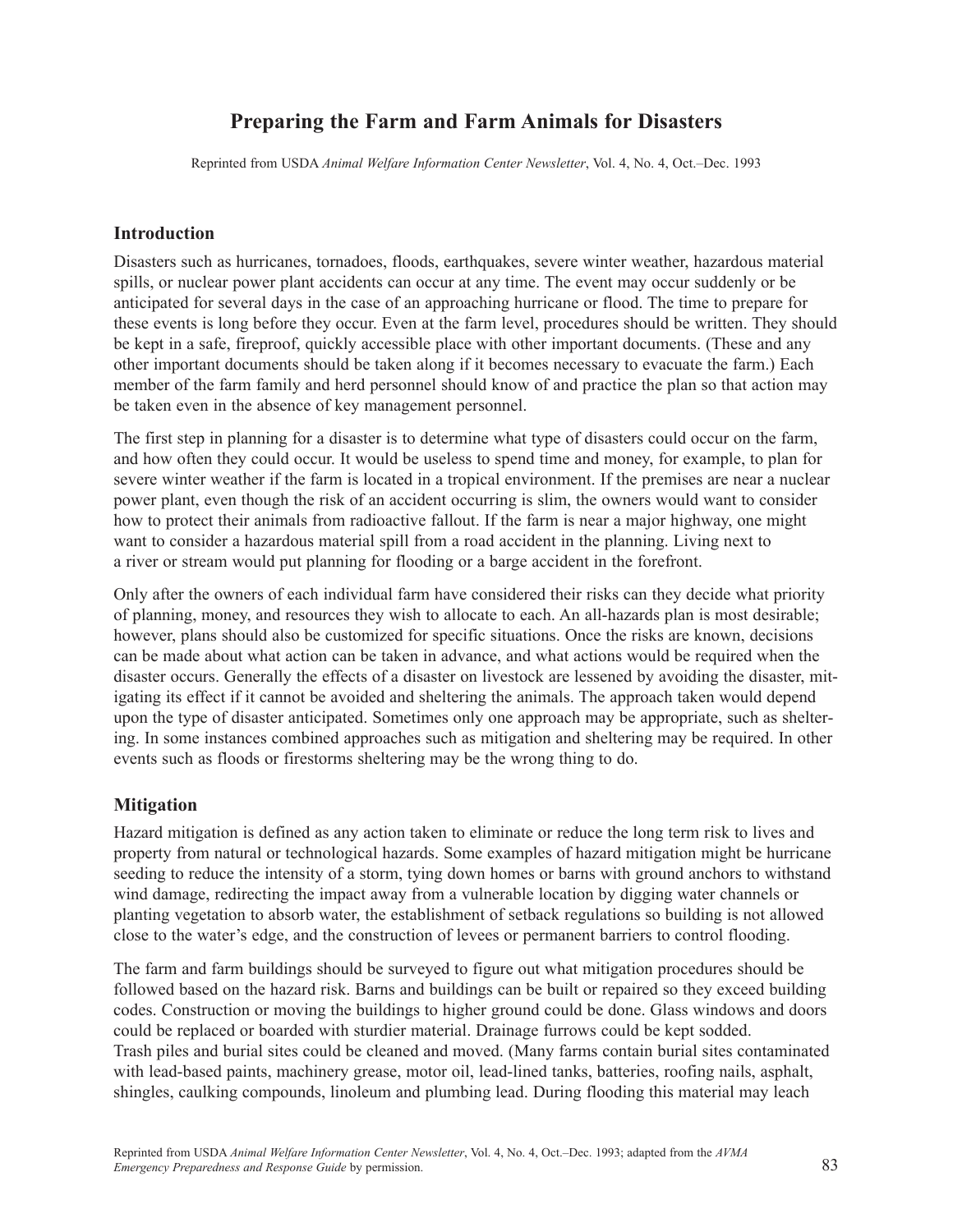# Preparing the Farm and Farm Animals for Disasters

Reprinted from USDA *Animal Welfare Information Center Newsletter*, Vol. 4, No. 4, Oct.–Dec. 1993

## Introduction

Disasters such as hurricanes, tornadoes, floods, earthquakes, severe winter weather, hazardous material spills, or nuclear power plant accidents can occur at any time. The event may occur suddenly or be anticipated for several days in the case of an approaching hurricane or flood. The time to prepare for these events is long before they occur. Even at the farm level, procedures should be written. They should be kept in a safe, fireproof, quickly accessible place with other important documents. (These and any other important documents should be taken along if it becomes necessary to evacuate the farm.) Each member of the farm family and herd personnel should know of and practice the plan so that action may be taken even in the absence of key management personnel.

The first step in planning for a disaster is to determine what type of disasters could occur on the farm, and how often they could occur. It would be useless to spend time and money, for example, to plan for severe winter weather if the farm is located in a tropical environment. If the premises are near a nuclear power plant, even though the risk of an accident occurring is slim, the owners would want to consider how to protect their animals from radioactive fallout. If the farm is near a major highway, one might want to consider a hazardous material spill from a road accident in the planning. Living next to a river or stream would put planning for flooding or a barge accident in the forefront.

Only after the owners of each individual farm have considered their risks can they decide what priority of planning, money, and resources they wish to allocate to each. An all-hazards plan is most desirable; however, plans should also be customized for specific situations. Once the risks are known, decisions can be made about what action can be taken in advance, and what actions would be required when the disaster occurs. Generally the effects of a disaster on livestock are lessened by avoiding the disaster, mitigating its effect if it cannot be avoided and sheltering the animals. The approach taken would depend upon the type of disaster anticipated. Sometimes only one approach may be appropriate, such as sheltering. In some instances combined approaches such as mitigation and sheltering may be required. In other events such as floods or firestorms sheltering may be the wrong thing to do.

## Mitigation

Hazard mitigation is defined as any action taken to eliminate or reduce the long term risk to lives and property from natural or technological hazards. Some examples of hazard mitigation might be hurricane seeding to reduce the intensity of a storm, tying down homes or barns with ground anchors to withstand wind damage, redirecting the impact away from a vulnerable location by digging water channels or planting vegetation to absorb water, the establishment of setback regulations so building is not allowed close to the water's edge, and the construction of levees or permanent barriers to control flooding.

The farm and farm buildings should be surveyed to figure out what mitigation procedures should be followed based on the hazard risk. Barns and buildings can be built or repaired so they exceed building codes. Construction or moving the buildings to higher ground could be done. Glass windows and doors could be replaced or boarded with sturdier material. Drainage furrows could be kept sodded. Trash piles and burial sites could be cleaned and moved. (Many farms contain burial sites contaminated with lead-based paints, machinery grease, motor oil, lead-lined tanks, batteries, roofing nails, asphalt, shingles, caulking compounds, linoleum and plumbing lead. During flooding this material may leach

Reprinted from USDA *Animal Welfare Information Center Newsletter*, Vol. 4, No. 4, Oct.–Dec. 1993; adapted from the *AVMA Emergency Preparedness and Response Guide* by permission.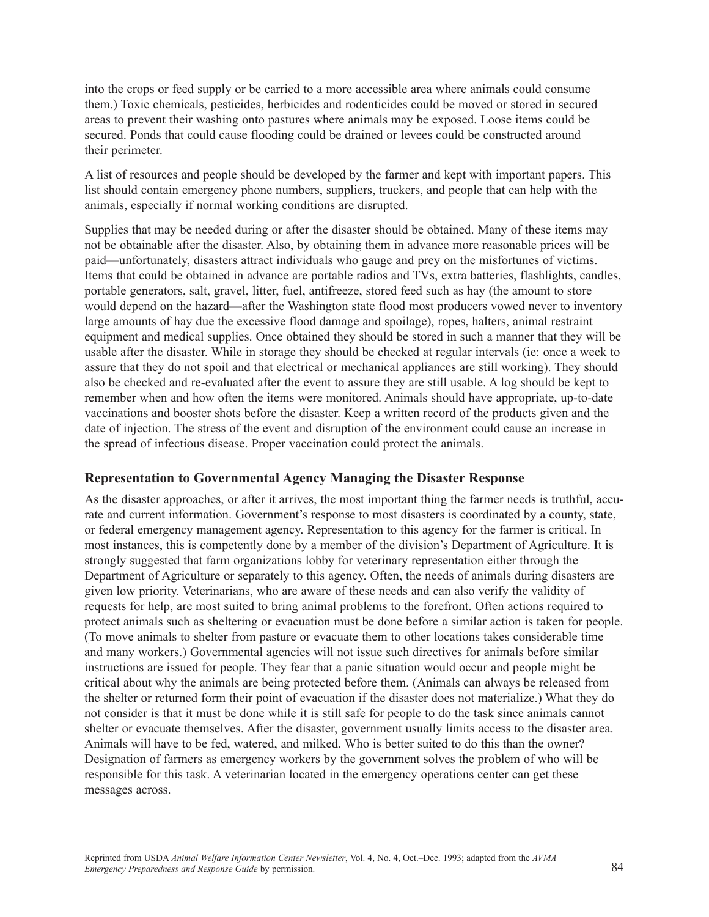into the crops or feed supply or be carried to a more accessible area where animals could consume them.) Toxic chemicals, pesticides, herbicides and rodenticides could be moved or stored in secured areas to prevent their washing onto pastures where animals may be exposed. Loose items could be secured. Ponds that could cause flooding could be drained or levees could be constructed around their perimeter.

A list of resources and people should be developed by the farmer and kept with important papers. This list should contain emergency phone numbers, suppliers, truckers, and people that can help with the animals, especially if normal working conditions are disrupted.

Supplies that may be needed during or after the disaster should be obtained. Many of these items may not be obtainable after the disaster. Also, by obtaining them in advance more reasonable prices will be paid—unfortunately, disasters attract individuals who gauge and prey on the misfortunes of victims. Items that could be obtained in advance are portable radios and TVs, extra batteries, flashlights, candles, portable generators, salt, gravel, litter, fuel, antifreeze, stored feed such as hay (the amount to store would depend on the hazard—after the Washington state flood most producers vowed never to inventory large amounts of hay due the excessive flood damage and spoilage), ropes, halters, animal restraint equipment and medical supplies. Once obtained they should be stored in such a manner that they will be usable after the disaster. While in storage they should be checked at regular intervals (ie: once a week to assure that they do not spoil and that electrical or mechanical appliances are still working). They should also be checked and re-evaluated after the event to assure they are still usable. A log should be kept to remember when and how often the items were monitored. Animals should have appropriate, up-to-date vaccinations and booster shots before the disaster. Keep a written record of the products given and the date of injection. The stress of the event and disruption of the environment could cause an increase in the spread of infectious disease. Proper vaccination could protect the animals.

### Representation to Governmental Agency Managing the Disaster Response

As the disaster approaches, or after it arrives, the most important thing the farmer needs is truthful, accurate and current information. Government's response to most disasters is coordinated by a county, state, or federal emergency management agency. Representation to this agency for the farmer is critical. In most instances, this is competently done by a member of the division's Department of Agriculture. It is strongly suggested that farm organizations lobby for veterinary representation either through the Department of Agriculture or separately to this agency. Often, the needs of animals during disasters are given low priority. Veterinarians, who are aware of these needs and can also verify the validity of requests for help, are most suited to bring animal problems to the forefront. Often actions required to protect animals such as sheltering or evacuation must be done before a similar action is taken for people. (To move animals to shelter from pasture or evacuate them to other locations takes considerable time and many workers.) Governmental agencies will not issue such directives for animals before similar instructions are issued for people. They fear that a panic situation would occur and people might be critical about why the animals are being protected before them. (Animals can always be released from the shelter or returned form their point of evacuation if the disaster does not materialize.) What they do not consider is that it must be done while it is still safe for people to do the task since animals cannot shelter or evacuate themselves. After the disaster, government usually limits access to the disaster area. Animals will have to be fed, watered, and milked. Who is better suited to do this than the owner? Designation of farmers as emergency workers by the government solves the problem of who will be responsible for this task. A veterinarian located in the emergency operations center can get these messages across.

Reprinted from USDA *Animal Welfare Information Center Newsletter*, Vol. 4, No. 4, Oct.–Dec. 1993; adapted from the *AVMA Emergency Preparedness and Response Guide* by permission.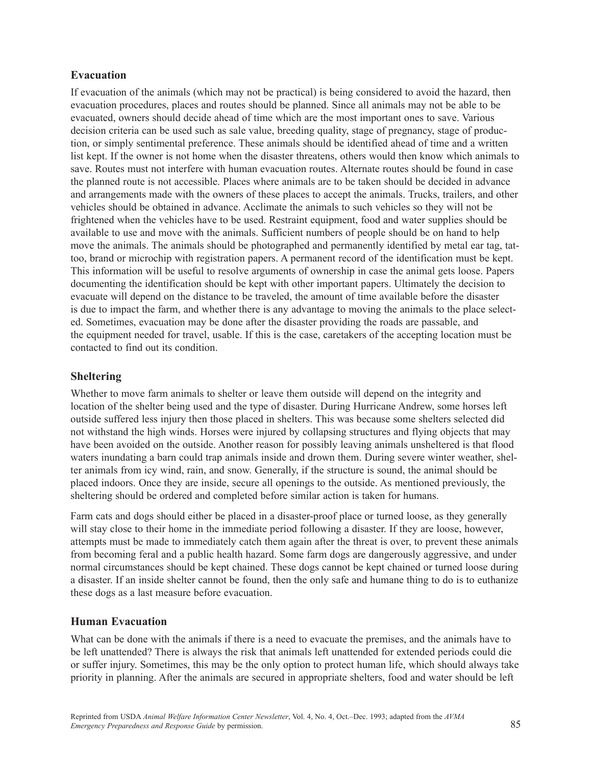## Evacuation

If evacuation of the animals (which may not be practical) is being considered to avoid the hazard, then evacuation procedures, places and routes should be planned. Since all animals may not be able to be evacuated, owners should decide ahead of time which are the most important ones to save. Various decision criteria can be used such as sale value, breeding quality, stage of pregnancy, stage of production, or simply sentimental preference. These animals should be identified ahead of time and a written list kept. If the owner is not home when the disaster threatens, others would then know which animals to save. Routes must not interfere with human evacuation routes. Alternate routes should be found in case the planned route is not accessible. Places where animals are to be taken should be decided in advance and arrangements made with the owners of these places to accept the animals. Trucks, trailers, and other vehicles should be obtained in advance. Acclimate the animals to such vehicles so they will not be frightened when the vehicles have to be used. Restraint equipment, food and water supplies should be available to use and move with the animals. Sufficient numbers of people should be on hand to help move the animals. The animals should be photographed and permanently identified by metal ear tag, tattoo, brand or microchip with registration papers. A permanent record of the identification must be kept. This information will be useful to resolve arguments of ownership in case the animal gets loose. Papers documenting the identification should be kept with other important papers. Ultimately the decision to evacuate will depend on the distance to be traveled, the amount of time available before the disaster is due to impact the farm, and whether there is any advantage to moving the animals to the place selected. Sometimes, evacuation may be done after the disaster providing the roads are passable, and the equipment needed for travel, usable. If this is the case, caretakers of the accepting location must be contacted to find out its condition.

## Sheltering

Whether to move farm animals to shelter or leave them outside will depend on the integrity and location of the shelter being used and the type of disaster. During Hurricane Andrew, some horses left outside suffered less injury then those placed in shelters. This was because some shelters selected did not withstand the high winds. Horses were injured by collapsing structures and flying objects that may have been avoided on the outside. Another reason for possibly leaving animals unsheltered is that flood waters inundating a barn could trap animals inside and drown them. During severe winter weather, shelter animals from icy wind, rain, and snow. Generally, if the structure is sound, the animal should be placed indoors. Once they are inside, secure all openings to the outside. As mentioned previously, the sheltering should be ordered and completed before similar action is taken for humans.

Farm cats and dogs should either be placed in a disaster-proof place or turned loose, as they generally will stay close to their home in the immediate period following a disaster. If they are loose, however, attempts must be made to immediately catch them again after the threat is over, to prevent these animals from becoming feral and a public health hazard. Some farm dogs are dangerously aggressive, and under normal circumstances should be kept chained. These dogs cannot be kept chained or turned loose during a disaster. If an inside shelter cannot be found, then the only safe and humane thing to do is to euthanize these dogs as a last measure before evacuation.

## Human Evacuation

What can be done with the animals if there is a need to evacuate the premises, and the animals have to be left unattended? There is always the risk that animals left unattended for extended periods could die or suffer injury. Sometimes, this may be the only option to protect human life, which should always take priority in planning. After the animals are secured in appropriate shelters, food and water should be left

Reprinted from USDA *Animal Welfare Information Center Newsletter*, Vol. 4, No. 4, Oct.–Dec. 1993; adapted from the *AVMA Emergency Preparedness and Response Guide* by permission.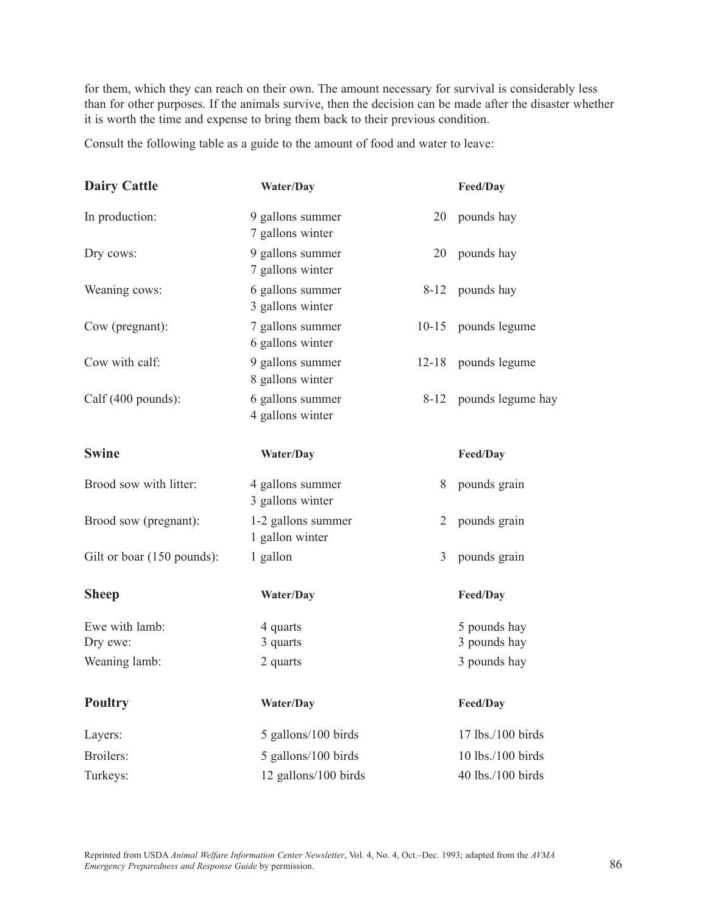for them, which they can reach on their own. The amount necessary for survival is considerably less than for other purposes. If the animals survive, then the decision can be made after the disaster whether it is worth the time and expense to bring them back to their previous condition.

Consult the following table as a guide to the amount of food and water to leave:

| **Dairy Cattle** | **Water/Day** | **Feed/Day** |
|---|---|---|
| In production: | 9 gallons summer<br>7 gallons winter | 20 pounds hay |
| Dry cows: | 9 gallons summer<br>7 gallons winter | 20 pounds hay |
| Weaning cows: | 6 gallons summer<br>3 gallons winter | 8-12 pounds hay |
| Cow (pregnant): | 7 gallons summer<br>6 gallons winter | 10-15 pounds legume |
| Cow with calf: | 9 gallons summer<br>8 gallons winter | 12-18 pounds legume |
| Calf (400 pounds): | 6 gallons summer<br>4 gallons winter | 8-12 pounds legume hay |

| **Swine** | **Water/Day** | **Feed/Day** |
|---|---|---|
| Brood sow with litter: | 4 gallons summer<br>3 gallons winter | 8 pounds grain |
| Brood sow (pregnant): | 1-2 gallons summer<br>1 gallon winter | 2 pounds grain |
| Gilt or boar (150 pounds): | 1 gallon | 3 pounds grain |

| **Sheep** | **Water/Day** | **Feed/Day** |
|---|---|---|
| Ewe with lamb: | 4 quarts | 5 pounds hay |
| Dry ewe: | 3 quarts | 3 pounds hay |
| Weaning lamb: | 2 quarts | 3 pounds hay |

| **Poultry** | **Water/Day** | **Feed/Day** |
|---|---|---|
| Layers: | 5 gallons/100 birds | 17 lbs./100 birds |
| Broilers: | 5 gallons/100 birds | 10 lbs./100 birds |
| Turkeys: | 12 gallons/100 birds | 40 lbs./100 birds |

Reprinted from USDA *Animal Welfare Information Center Newsletter*, Vol. 4, No. 4, Oct.–Dec. 1993; adapted from the *AVMA Emergency Preparedness and Response Guide* by permission.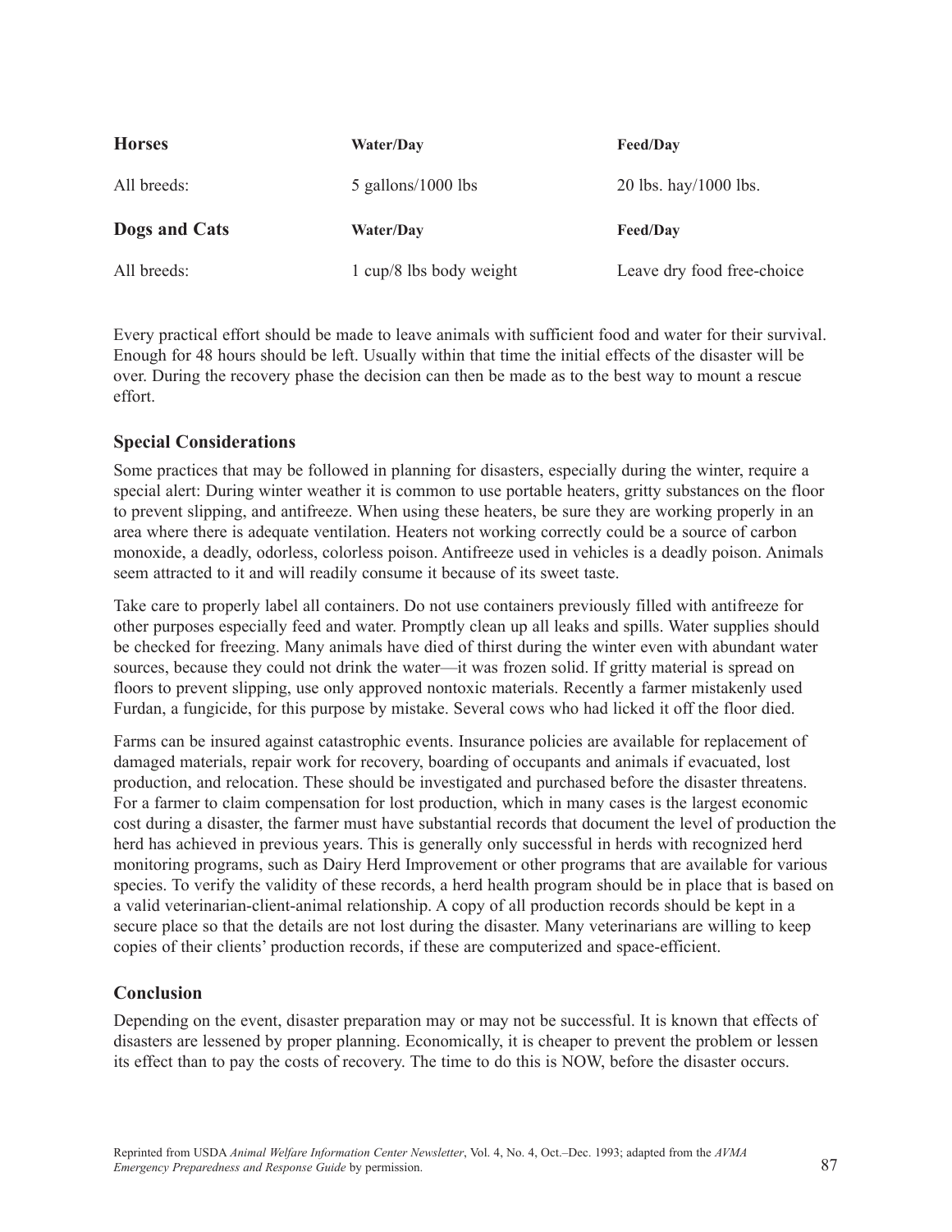| **Horses** | **Water/Day** | **Feed/Day** |
|---|---|---|
| All breeds: | 5 gallons/1000 lbs | 20 lbs. hay/1000 lbs. |
| **Dogs and Cats** | **Water/Day** | **Feed/Day** |
| All breeds: | 1 cup/8 lbs body weight | Leave dry food free-choice |

Every practical effort should be made to leave animals with sufficient food and water for their survival. Enough for 48 hours should be left. Usually within that time the initial effects of the disaster will be over. During the recovery phase the decision can then be made as to the best way to mount a rescue effort.

### Special Considerations

Some practices that may be followed in planning for disasters, especially during the winter, require a special alert: During winter weather it is common to use portable heaters, gritty substances on the floor to prevent slipping, and antifreeze. When using these heaters, be sure they are working properly in an area where there is adequate ventilation. Heaters not working correctly could be a source of carbon monoxide, a deadly, odorless, colorless poison. Antifreeze used in vehicles is a deadly poison. Animals seem attracted to it and will readily consume it because of its sweet taste.

Take care to properly label all containers. Do not use containers previously filled with antifreeze for other purposes especially feed and water. Promptly clean up all leaks and spills. Water supplies should be checked for freezing. Many animals have died of thirst during the winter even with abundant water sources, because they could not drink the water—it was frozen solid. If gritty material is spread on floors to prevent slipping, use only approved nontoxic materials. Recently a farmer mistakenly used Furdan, a fungicide, for this purpose by mistake. Several cows who had licked it off the floor died.

Farms can be insured against catastrophic events. Insurance policies are available for replacement of damaged materials, repair work for recovery, boarding of occupants and animals if evacuated, lost production, and relocation. These should be investigated and purchased before the disaster threatens. For a farmer to claim compensation for lost production, which in many cases is the largest economic cost during a disaster, the farmer must have substantial records that document the level of production the herd has achieved in previous years. This is generally only successful in herds with recognized herd monitoring programs, such as Dairy Herd Improvement or other programs that are available for various species. To verify the validity of these records, a herd health program should be in place that is based on a valid veterinarian-client-animal relationship. A copy of all production records should be kept in a secure place so that the details are not lost during the disaster. Many veterinarians are willing to keep copies of their clients' production records, if these are computerized and space-efficient.

### Conclusion

Depending on the event, disaster preparation may or may not be successful. It is known that effects of disasters are lessened by proper planning. Economically, it is cheaper to prevent the problem or lessen its effect than to pay the costs of recovery. The time to do this is NOW, before the disaster occurs.

Reprinted from USDA *Animal Welfare Information Center Newsletter*, Vol. 4, No. 4, Oct.–Dec. 1993; adapted from the *AVMA Emergency Preparedness and Response Guide* by permission.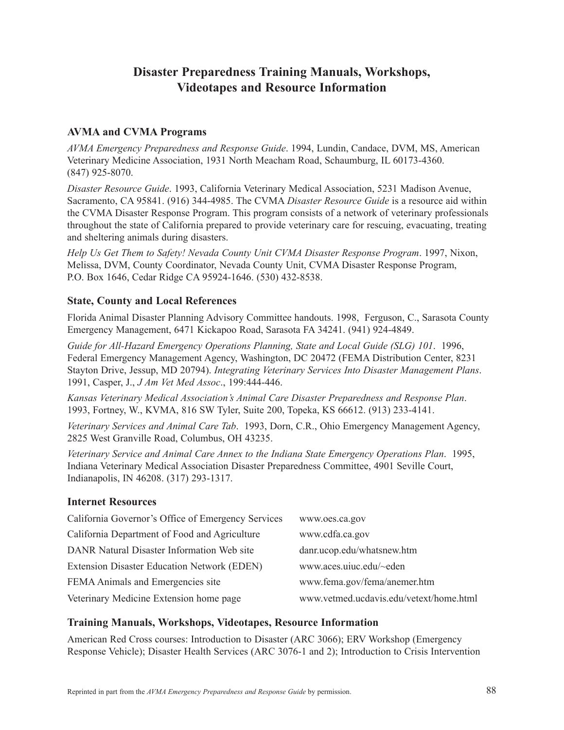# Disaster Preparedness Training Manuals, Workshops, Videotapes and Resource Information

## AVMA and CVMA Programs

*AVMA Emergency Preparedness and Response Guide*. 1994, Lundin, Candace, DVM, MS, American Veterinary Medicine Association, 1931 North Meacham Road, Schaumburg, IL 60173-4360. (847) 925-8070.

*Disaster Resource Guide*. 1993, California Veterinary Medical Association, 5231 Madison Avenue, Sacramento, CA 95841. (916) 344-4985. The CVMA *Disaster Resource Guide* is a resource aid within the CVMA Disaster Response Program. This program consists of a network of veterinary professionals throughout the state of California prepared to provide veterinary care for rescuing, evacuating, treating and sheltering animals during disasters.

*Help Us Get Them to Safety! Nevada County Unit CVMA Disaster Response Program*. 1997, Nixon, Melissa, DVM, County Coordinator, Nevada County Unit, CVMA Disaster Response Program, P.O. Box 1646, Cedar Ridge CA 95924-1646. (530) 432-8538.

## State, County and Local References

Florida Animal Disaster Planning Advisory Committee handouts. 1998, Ferguson, C., Sarasota County Emergency Management, 6471 Kickapoo Road, Sarasota FA 34241. (941) 924-4849.

*Guide for All-Hazard Emergency Operations Planning, State and Local Guide (SLG) 101*. 1996, Federal Emergency Management Agency, Washington, DC 20472 (FEMA Distribution Center, 8231 Stayton Drive, Jessup, MD 20794). *Integrating Veterinary Services Into Disaster Management Plans*. 1991, Casper, J., *J Am Vet Med Assoc*., 199:444-446.

*Kansas Veterinary Medical Association's Animal Care Disaster Preparedness and Response Plan*. 1993, Fortney, W., KVMA, 816 SW Tyler, Suite 200, Topeka, KS 66612. (913) 233-4141.

*Veterinary Services and Animal Care Tab*. 1993, Dorn, C.R., Ohio Emergency Management Agency, 2825 West Granville Road, Columbus, OH 43235.

*Veterinary Service and Animal Care Annex to the Indiana State Emergency Operations Plan*. 1995, Indiana Veterinary Medical Association Disaster Preparedness Committee, 4901 Seville Court, Indianapolis, IN 46208. (317) 293-1317.

## Internet Resources

| | |
|---|---|
| California Governor's Office of Emergency Services | www.oes.ca.gov |
| California Department of Food and Agriculture | www.cdfa.ca.gov |
| DANR Natural Disaster Information Web site | danr.ucop.edu/whatsnew.htm |
| Extension Disaster Education Network (EDEN) | www.aces.uiuc.edu/~eden |
| FEMA Animals and Emergencies site | www.fema.gov/fema/anemer.htm |
| Veterinary Medicine Extension home page | www.vetmed.ucdavis.edu/vetext/home.html |

## Training Manuals, Workshops, Videotapes, Resource Information

American Red Cross courses: Introduction to Disaster (ARC 3066); ERV Workshop (Emergency Response Vehicle); Disaster Health Services (ARC 3076-1 and 2); Introduction to Crisis Intervention

Reprinted in part from the *AVMA Emergency Preparedness and Response Guide* by permission.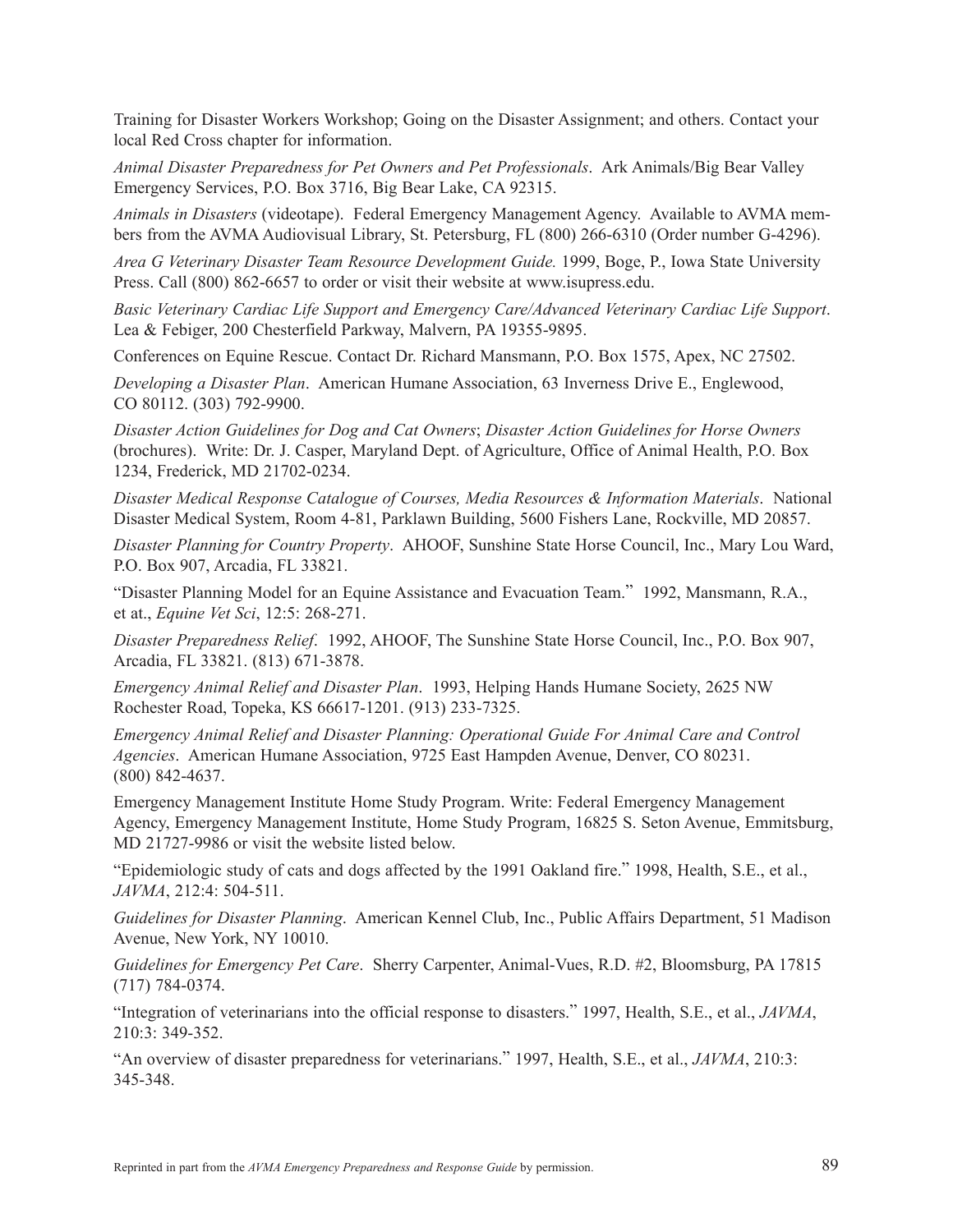Training for Disaster Workers Workshop; Going on the Disaster Assignment; and others. Contact your local Red Cross chapter for information.

*Animal Disaster Preparedness for Pet Owners and Pet Professionals*. Ark Animals/Big Bear Valley Emergency Services, P.O. Box 3716, Big Bear Lake, CA 92315.

*Animals in Disasters* (videotape). Federal Emergency Management Agency. Available to AVMA members from the AVMA Audiovisual Library, St. Petersburg, FL (800) 266-6310 (Order number G-4296).

*Area G Veterinary Disaster Team Resource Development Guide.* 1999, Boge, P., Iowa State University Press. Call (800) 862-6657 to order or visit their website at www.isupress.edu.

*Basic Veterinary Cardiac Life Support and Emergency Care/Advanced Veterinary Cardiac Life Support*. Lea & Febiger, 200 Chesterfield Parkway, Malvern, PA 19355-9895.

Conferences on Equine Rescue. Contact Dr. Richard Mansmann, P.O. Box 1575, Apex, NC 27502.

*Developing a Disaster Plan*. American Humane Association, 63 Inverness Drive E., Englewood, CO 80112. (303) 792-9900.

*Disaster Action Guidelines for Dog and Cat Owners*; *Disaster Action Guidelines for Horse Owners* (brochures). Write: Dr. J. Casper, Maryland Dept. of Agriculture, Office of Animal Health, P.O. Box 1234, Frederick, MD 21702-0234.

*Disaster Medical Response Catalogue of Courses, Media Resources & Information Materials*. National Disaster Medical System, Room 4-81, Parklawn Building, 5600 Fishers Lane, Rockville, MD 20857.

*Disaster Planning for Country Property*. AHOOF, Sunshine State Horse Council, Inc., Mary Lou Ward, P.O. Box 907, Arcadia, FL 33821.

"Disaster Planning Model for an Equine Assistance and Evacuation Team." 1992, Mansmann, R.A., et at., *Equine Vet Sci*, 12:5: 268-271.

*Disaster Preparedness Relief*. 1992, AHOOF, The Sunshine State Horse Council, Inc., P.O. Box 907, Arcadia, FL 33821. (813) 671-3878.

*Emergency Animal Relief and Disaster Plan*. 1993, Helping Hands Humane Society, 2625 NW Rochester Road, Topeka, KS 66617-1201. (913) 233-7325.

*Emergency Animal Relief and Disaster Planning: Operational Guide For Animal Care and Control Agencies*. American Humane Association, 9725 East Hampden Avenue, Denver, CO 80231. (800) 842-4637.

Emergency Management Institute Home Study Program. Write: Federal Emergency Management Agency, Emergency Management Institute, Home Study Program, 16825 S. Seton Avenue, Emmitsburg, MD 21727-9986 or visit the website listed below.

"Epidemiologic study of cats and dogs affected by the 1991 Oakland fire." 1998, Health, S.E., et al., *JAVMA*, 212:4: 504-511.

*Guidelines for Disaster Planning*. American Kennel Club, Inc., Public Affairs Department, 51 Madison Avenue, New York, NY 10010.

*Guidelines for Emergency Pet Care*. Sherry Carpenter, Animal-Vues, R.D. #2, Bloomsburg, PA 17815 (717) 784-0374.

"Integration of veterinarians into the official response to disasters." 1997, Health, S.E., et al., *JAVMA*, 210:3: 349-352.

"An overview of disaster preparedness for veterinarians." 1997, Health, S.E., et al., *JAVMA*, 210:3: 345-348.

Reprinted in part from the *AVMA Emergency Preparedness and Response Guide* by permission.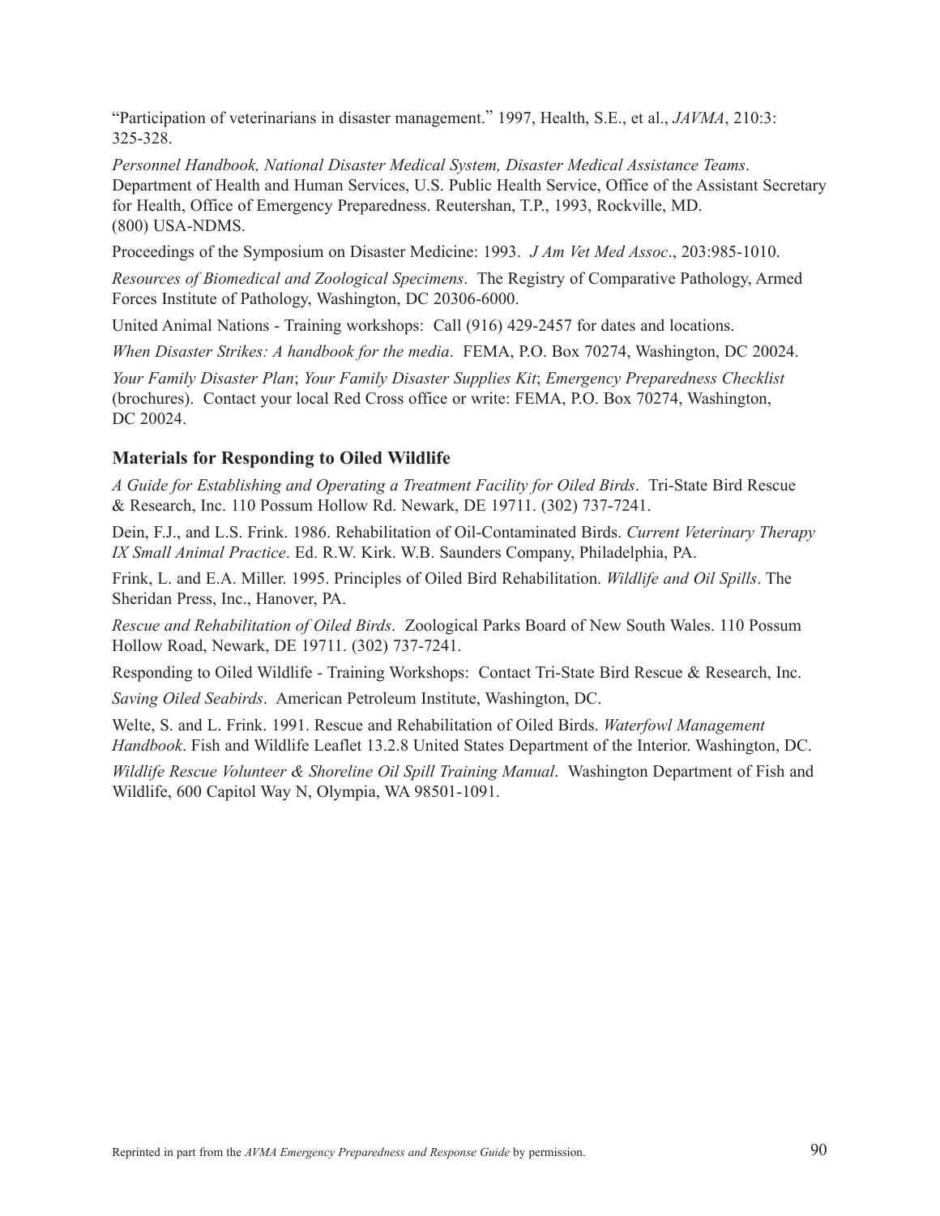"Participation of veterinarians in disaster management." 1997, Health, S.E., et al., *JAVMA*, 210:3: 325-328.

*Personnel Handbook, National Disaster Medical System, Disaster Medical Assistance Teams*. Department of Health and Human Services, U.S. Public Health Service, Office of the Assistant Secretary for Health, Office of Emergency Preparedness. Reutershan, T.P., 1993, Rockville, MD. (800) USA-NDMS.

Proceedings of the Symposium on Disaster Medicine: 1993. *J Am Vet Med Assoc*., 203:985-1010.

*Resources of Biomedical and Zoological Specimens*. The Registry of Comparative Pathology, Armed Forces Institute of Pathology, Washington, DC 20306-6000.

United Animal Nations - Training workshops: Call (916) 429-2457 for dates and locations.

*When Disaster Strikes: A handbook for the media*. FEMA, P.O. Box 70274, Washington, DC 20024.

*Your Family Disaster Plan*; *Your Family Disaster Supplies Kit*; *Emergency Preparedness Checklist* (brochures). Contact your local Red Cross office or write: FEMA, P.O. Box 70274, Washington, DC 20024.

### Materials for Responding to Oiled Wildlife

*A Guide for Establishing and Operating a Treatment Facility for Oiled Birds*. Tri-State Bird Rescue & Research, Inc. 110 Possum Hollow Rd. Newark, DE 19711. (302) 737-7241.

Dein, F.J., and L.S. Frink. 1986. Rehabilitation of Oil-Contaminated Birds. *Current Veterinary Therapy IX Small Animal Practice*. Ed. R.W. Kirk. W.B. Saunders Company, Philadelphia, PA.

Frink, L. and E.A. Miller. 1995. Principles of Oiled Bird Rehabilitation. *Wildlife and Oil Spills*. The Sheridan Press, Inc., Hanover, PA.

*Rescue and Rehabilitation of Oiled Birds*. Zoological Parks Board of New South Wales. 110 Possum Hollow Road, Newark, DE 19711. (302) 737-7241.

Responding to Oiled Wildlife - Training Workshops: Contact Tri-State Bird Rescue & Research, Inc.

*Saving Oiled Seabirds*. American Petroleum Institute, Washington, DC.

Welte, S. and L. Frink. 1991. Rescue and Rehabilitation of Oiled Birds. *Waterfowl Management Handbook*. Fish and Wildlife Leaflet 13.2.8 United States Department of the Interior. Washington, DC.

*Wildlife Rescue Volunteer & Shoreline Oil Spill Training Manual*. Washington Department of Fish and Wildlife, 600 Capitol Way N, Olympia, WA 98501-1091.

Reprinted in part from the *AVMA Emergency Preparedness and Response Guide* by permission.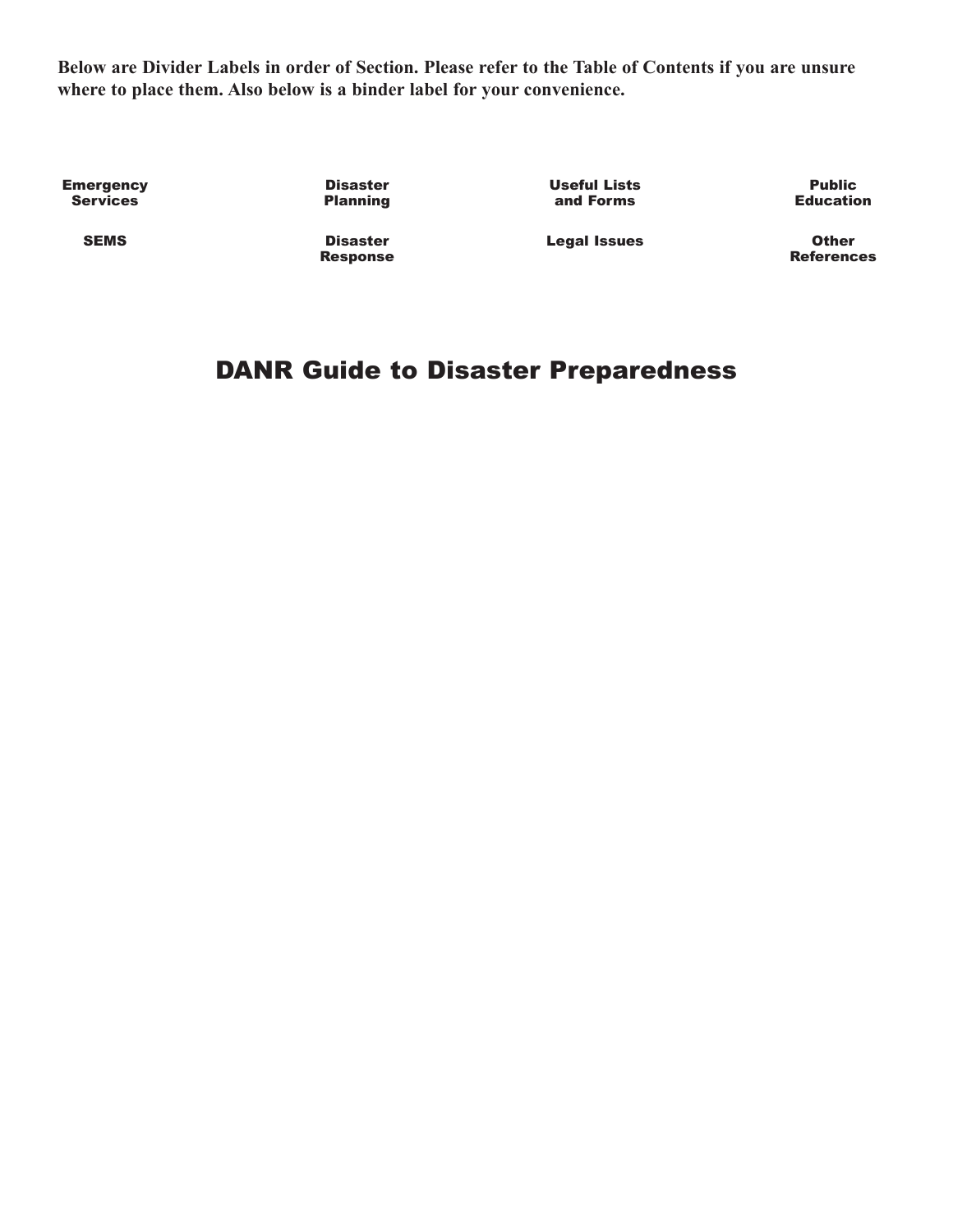**Below are Divider Labels in order of Section. Please refer to the Table of Contents if you are unsure where to place them. Also below is a binder label for your convenience.**

**Emergency Services**

**Disaster Planning**

**Useful Lists and Forms**

**Public Education**

**SEMS**

**Disaster Response**

**Legal Issues**

**Other References**

# DANR Guide to Disaster Preparedness